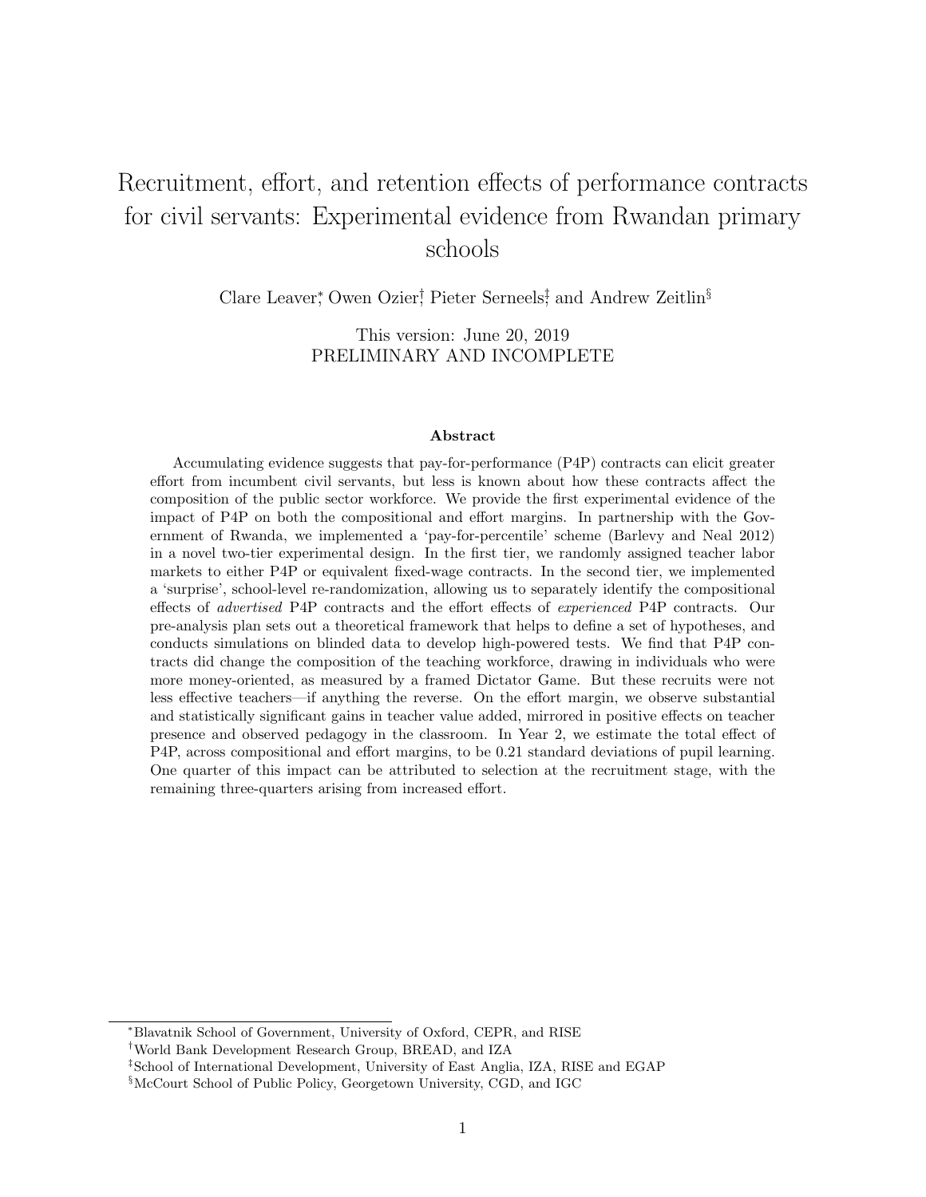# Recruitment, effort, and retention effects of performance contracts for civil servants: Experimental evidence from Rwandan primary schools

Clare Leaver[*], Owen Ozier[†], Pieter Serneels[‡], and Andrew Zeitlin[§]

This version: June 20, 2019
PRELIMINARY AND INCOMPLETE

### Abstract

Accumulating evidence suggests that pay-for-performance (P4P) contracts can elicit greater effort from incumbent civil servants, but less is known about how these contracts affect the composition of the public sector workforce. We provide the first experimental evidence of the impact of P4P on both the compositional and effort margins. In partnership with the Government of Rwanda, we implemented a 'pay-for-percentile' scheme (Barlevy and Neal 2012) in a novel two-tier experimental design. In the first tier, we randomly assigned teacher labor markets to either P4P or equivalent fixed-wage contracts. In the second tier, we implemented a 'surprise', school-level re-randomization, allowing us to separately identify the compositional effects of *advertised* P4P contracts and the effort effects of *experienced* P4P contracts. Our pre-analysis plan sets out a theoretical framework that helps to define a set of hypotheses, and conducts simulations on blinded data to develop high-powered tests. We find that P4P contracts did change the composition of the teaching workforce, drawing in individuals who were more money-oriented, as measured by a framed Dictator Game. But these recruits were not less effective teachers—if anything the reverse. On the effort margin, we observe substantial and statistically significant gains in teacher value added, mirrored in positive effects on teacher presence and observed pedagogy in the classroom. In Year 2, we estimate the total effect of P4P, across compositional and effort margins, to be 0.21 standard deviations of pupil learning. One quarter of this impact can be attributed to selection at the recruitment stage, with the remaining three-quarters arising from increased effort.

---

[*] Blavatnik School of Government, University of Oxford, CEPR, and RISE

[†] World Bank Development Research Group, BREAD, and IZA

[‡] School of International Development, University of East Anglia, IZA, RISE and EGAP

[§] McCourt School of Public Policy, Georgetown University, CGD, and IGC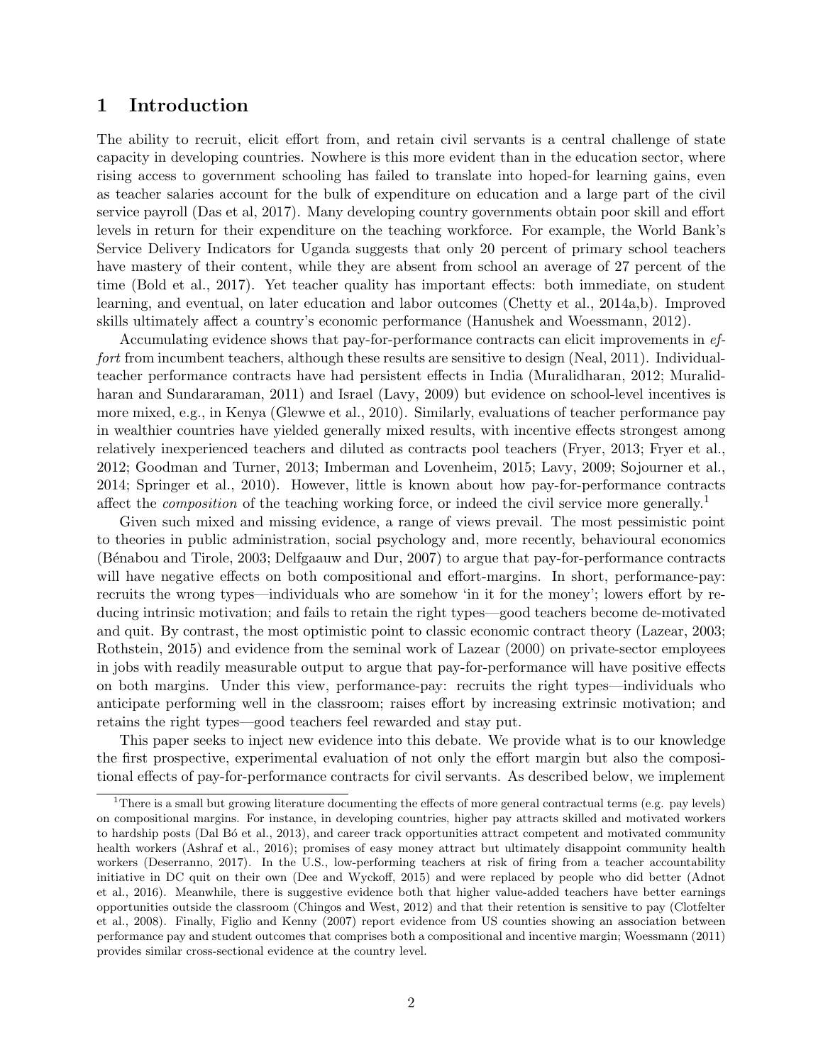# 1 Introduction

The ability to recruit, elicit effort from, and retain civil servants is a central challenge of state capacity in developing countries. Nowhere is this more evident than in the education sector, where rising access to government schooling has failed to translate into hoped-for learning gains, even as teacher salaries account for the bulk of expenditure on education and a large part of the civil service payroll (Das et al, 2017). Many developing country governments obtain poor skill and effort levels in return for their expenditure on the teaching workforce. For example, the World Bank's Service Delivery Indicators for Uganda suggests that only 20 percent of primary school teachers have mastery of their content, while they are absent from school an average of 27 percent of the time (Bold et al., 2017). Yet teacher quality has important effects: both immediate, on student learning, and eventual, on later education and labor outcomes (Chetty et al., 2014a,b). Improved skills ultimately affect a country's economic performance (Hanushek and Woessmann, 2012).

Accumulating evidence shows that pay-for-performance contracts can elicit improvements in *effort* from incumbent teachers, although these results are sensitive to design (Neal, 2011). Individual-teacher performance contracts have had persistent effects in India (Muralidharan, 2012; Muralidharan and Sundararaman, 2011) and Israel (Lavy, 2009) but evidence on school-level incentives is more mixed, e.g., in Kenya (Glewwe et al., 2010). Similarly, evaluations of teacher performance pay in wealthier countries have yielded generally mixed results, with incentive effects strongest among relatively inexperienced teachers and diluted as contracts pool teachers (Fryer, 2013; Fryer et al., 2012; Goodman and Turner, 2013; Imberman and Lovenheim, 2015; Lavy, 2009; Sojourner et al., 2014; Springer et al., 2010). However, little is known about how pay-for-performance contracts affect the *composition* of the teaching working force, or indeed the civil service more generally.[1]

Given such mixed and missing evidence, a range of views prevail. The most pessimistic point to theories in public administration, social psychology and, more recently, behavioural economics (Bénabou and Tirole, 2003; Delfgaauw and Dur, 2007) to argue that pay-for-performance contracts will have negative effects on both compositional and effort-margins. In short, performance-pay: recruits the wrong types—individuals who are somehow 'in it for the money'; lowers effort by reducing intrinsic motivation; and fails to retain the right types—good teachers become de-motivated and quit. By contrast, the most optimistic point to classic economic contract theory (Lazear, 2003; Rothstein, 2015) and evidence from the seminal work of Lazear (2000) on private-sector employees in jobs with readily measurable output to argue that pay-for-performance will have positive effects on both margins. Under this view, performance-pay: recruits the right types—individuals who anticipate performing well in the classroom; raises effort by increasing extrinsic motivation; and retains the right types—good teachers feel rewarded and stay put.

This paper seeks to inject new evidence into this debate. We provide what is to our knowledge the first prospective, experimental evaluation of not only the effort margin but also the compositional effects of pay-for-performance contracts for civil servants. As described below, we implement

[1] There is a small but growing literature documenting the effects of more general contractual terms (e.g. pay levels) on compositional margins. For instance, in developing countries, higher pay attracts skilled and motivated workers to hardship posts (Dal Bó et al., 2013), and career track opportunities attract competent and motivated community health workers (Ashraf et al., 2016); promises of easy money attract but ultimately disappoint community health workers (Deserranno, 2017). In the U.S., low-performing teachers at risk of firing from a teacher accountability initiative in DC quit on their own (Dee and Wyckoff, 2015) and were replaced by people who did better (Adnot et al., 2016). Meanwhile, there is suggestive evidence both that higher value-added teachers have better earnings opportunities outside the classroom (Chingos and West, 2012) and that their retention is sensitive to pay (Clotfelter et al., 2008). Finally, Figlio and Kenny (2007) report evidence from US counties showing an association between performance pay and student outcomes that comprises both a compositional and incentive margin; Woessmann (2011) provides similar cross-sectional evidence at the country level.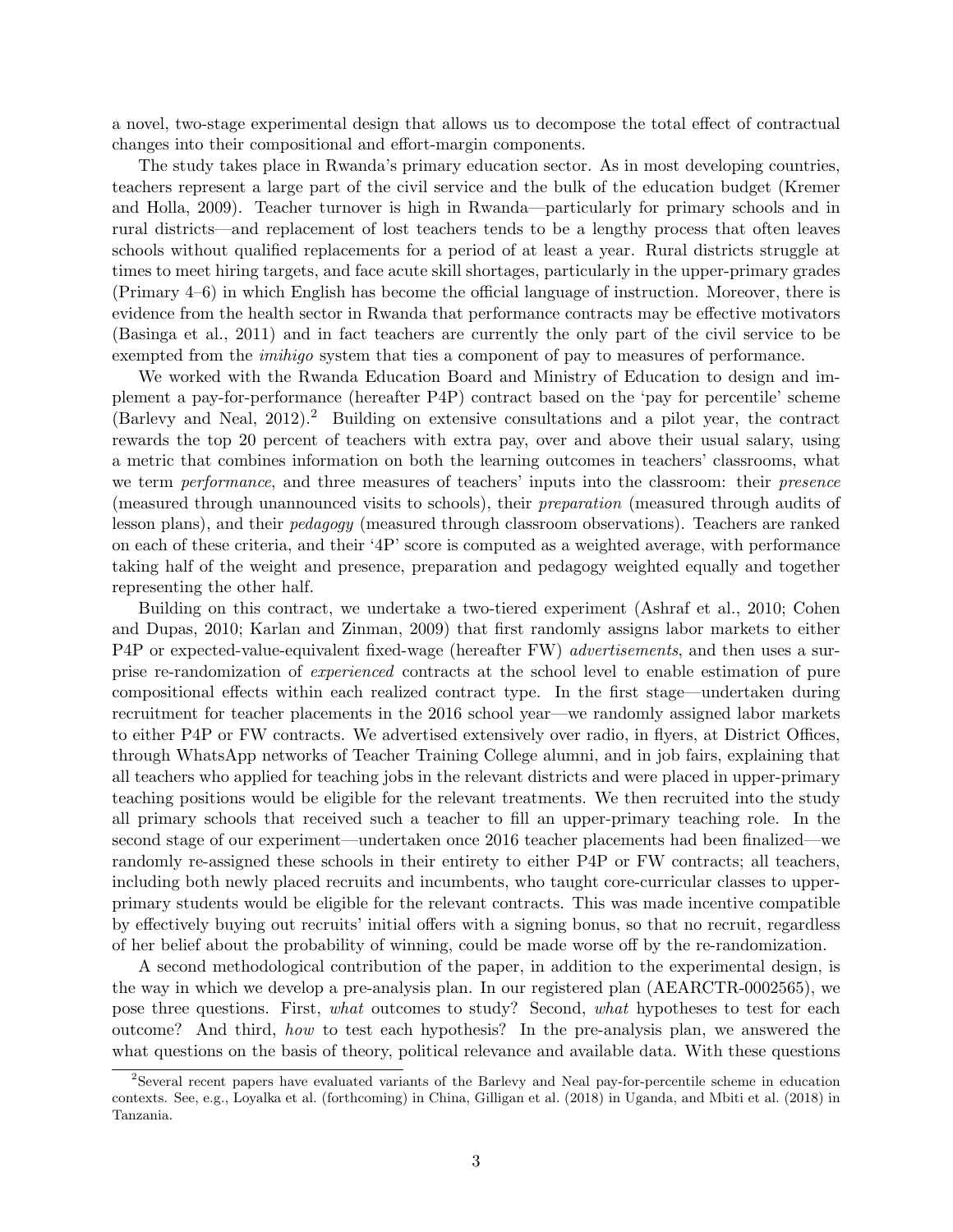a novel, two-stage experimental design that allows us to decompose the total effect of contractual changes into their compositional and effort-margin components.

The study takes place in Rwanda's primary education sector. As in most developing countries, teachers represent a large part of the civil service and the bulk of the education budget (Kremer and Holla, 2009). Teacher turnover is high in Rwanda—particularly for primary schools and in rural districts—and replacement of lost teachers tends to be a lengthy process that often leaves schools without qualified replacements for a period of at least a year. Rural districts struggle at times to meet hiring targets, and face acute skill shortages, particularly in the upper-primary grades (Primary 4–6) in which English has become the official language of instruction. Moreover, there is evidence from the health sector in Rwanda that performance contracts may be effective motivators (Basinga et al., 2011) and in fact teachers are currently the only part of the civil service to be exempted from the *imihigo* system that ties a component of pay to measures of performance.

We worked with the Rwanda Education Board and Ministry of Education to design and implement a pay-for-performance (hereafter P4P) contract based on the 'pay for percentile' scheme (Barlevy and Neal, 2012).[2] Building on extensive consultations and a pilot year, the contract rewards the top 20 percent of teachers with extra pay, over and above their usual salary, using a metric that combines information on both the learning outcomes in teachers' classrooms, what we term *performance*, and three measures of teachers' inputs into the classroom: their *presence* (measured through unannounced visits to schools), their *preparation* (measured through audits of lesson plans), and their *pedagogy* (measured through classroom observations). Teachers are ranked on each of these criteria, and their '4P' score is computed as a weighted average, with performance taking half of the weight and presence, preparation and pedagogy weighted equally and together representing the other half.

Building on this contract, we undertake a two-tiered experiment (Ashraf et al., 2010; Cohen and Dupas, 2010; Karlan and Zinman, 2009) that first randomly assigns labor markets to either P4P or expected-value-equivalent fixed-wage (hereafter FW) *advertisements*, and then uses a surprise re-randomization of *experienced* contracts at the school level to enable estimation of pure compositional effects within each realized contract type. In the first stage—undertaken during recruitment for teacher placements in the 2016 school year—we randomly assigned labor markets to either P4P or FW contracts. We advertised extensively over radio, in flyers, at District Offices, through WhatsApp networks of Teacher Training College alumni, and in job fairs, explaining that all teachers who applied for teaching jobs in the relevant districts and were placed in upper-primary teaching positions would be eligible for the relevant treatments. We then recruited into the study all primary schools that received such a teacher to fill an upper-primary teaching role. In the second stage of our experiment—undertaken once 2016 teacher placements had been finalized—we randomly re-assigned these schools in their entirety to either P4P or FW contracts; all teachers, including both newly placed recruits and incumbents, who taught core-curricular classes to upper-primary students would be eligible for the relevant contracts. This was made incentive compatible by effectively buying out recruits' initial offers with a signing bonus, so that no recruit, regardless of her belief about the probability of winning, could be made worse off by the re-randomization.

A second methodological contribution of the paper, in addition to the experimental design, is the way in which we develop a pre-analysis plan. In our registered plan (AEARCTR-0002565), we pose three questions. First, *what* outcomes to study? Second, *what* hypotheses to test for each outcome? And third, *how* to test each hypothesis? In the pre-analysis plan, we answered the what questions on the basis of theory, political relevance and available data. With these questions

[2] Several recent papers have evaluated variants of the Barlevy and Neal pay-for-percentile scheme in education contexts. See, e.g., Loyalka et al. (forthcoming) in China, Gilligan et al. (2018) in Uganda, and Mbiti et al. (2018) in Tanzania.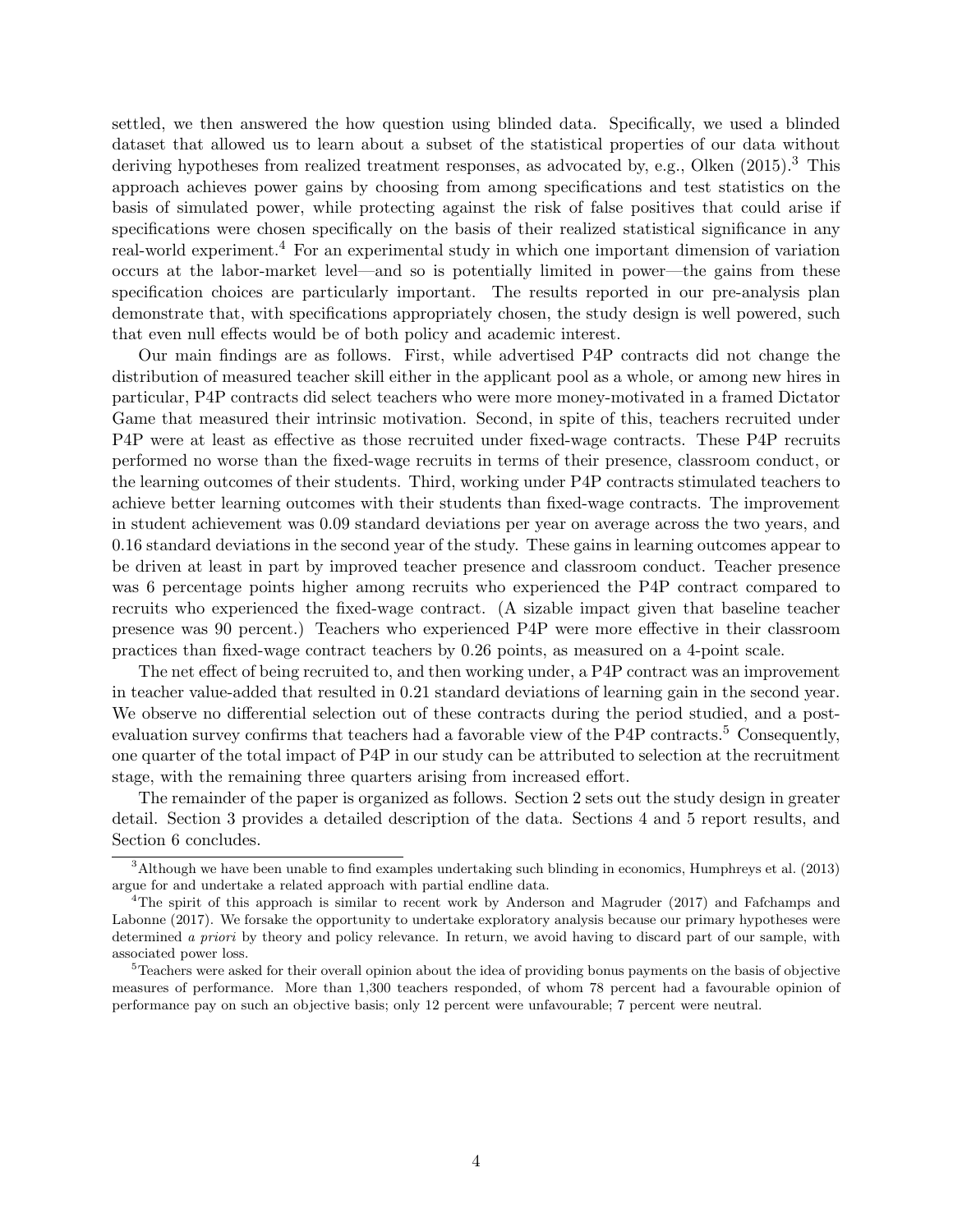settled, we then answered the how question using blinded data. Specifically, we used a blinded dataset that allowed us to learn about a subset of the statistical properties of our data without deriving hypotheses from realized treatment responses, as advocated by, e.g., Olken (2015).[3] This approach achieves power gains by choosing from among specifications and test statistics on the basis of simulated power, while protecting against the risk of false positives that could arise if specifications were chosen specifically on the basis of their realized statistical significance in any real-world experiment.[4] For an experimental study in which one important dimension of variation occurs at the labor-market level—and so is potentially limited in power—the gains from these specification choices are particularly important. The results reported in our pre-analysis plan demonstrate that, with specifications appropriately chosen, the study design is well powered, such that even null effects would be of both policy and academic interest.

Our main findings are as follows. First, while advertised P4P contracts did not change the distribution of measured teacher skill either in the applicant pool as a whole, or among new hires in particular, P4P contracts did select teachers who were more money-motivated in a framed Dictator Game that measured their intrinsic motivation. Second, in spite of this, teachers recruited under P4P were at least as effective as those recruited under fixed-wage contracts. These P4P recruits performed no worse than the fixed-wage recruits in terms of their presence, classroom conduct, or the learning outcomes of their students. Third, working under P4P contracts stimulated teachers to achieve better learning outcomes with their students than fixed-wage contracts. The improvement in student achievement was 0.09 standard deviations per year on average across the two years, and 0.16 standard deviations in the second year of the study. These gains in learning outcomes appear to be driven at least in part by improved teacher presence and classroom conduct. Teacher presence was 6 percentage points higher among recruits who experienced the P4P contract compared to recruits who experienced the fixed-wage contract. (A sizable impact given that baseline teacher presence was 90 percent.) Teachers who experienced P4P were more effective in their classroom practices than fixed-wage contract teachers by 0.26 points, as measured on a 4-point scale.

The net effect of being recruited to, and then working under, a P4P contract was an improvement in teacher value-added that resulted in 0.21 standard deviations of learning gain in the second year. We observe no differential selection out of these contracts during the period studied, and a post-evaluation survey confirms that teachers had a favorable view of the P4P contracts.[5] Consequently, one quarter of the total impact of P4P in our study can be attributed to selection at the recruitment stage, with the remaining three quarters arising from increased effort.

The remainder of the paper is organized as follows. Section 2 sets out the study design in greater detail. Section 3 provides a detailed description of the data. Sections 4 and 5 report results, and Section 6 concludes.

---

[3] Although we have been unable to find examples undertaking such blinding in economics, Humphreys et al. (2013) argue for and undertake a related approach with partial endline data.

[4] The spirit of this approach is similar to recent work by Anderson and Magruder (2017) and Fafchamps and Labonne (2017). We forsake the opportunity to undertake exploratory analysis because our primary hypotheses were determined *a priori* by theory and policy relevance. In return, we avoid having to discard part of our sample, with associated power loss.

[5] Teachers were asked for their overall opinion about the idea of providing bonus payments on the basis of objective measures of performance. More than 1,300 teachers responded, of whom 78 percent had a favourable opinion of performance pay on such an objective basis; only 12 percent were unfavourable; 7 percent were neutral.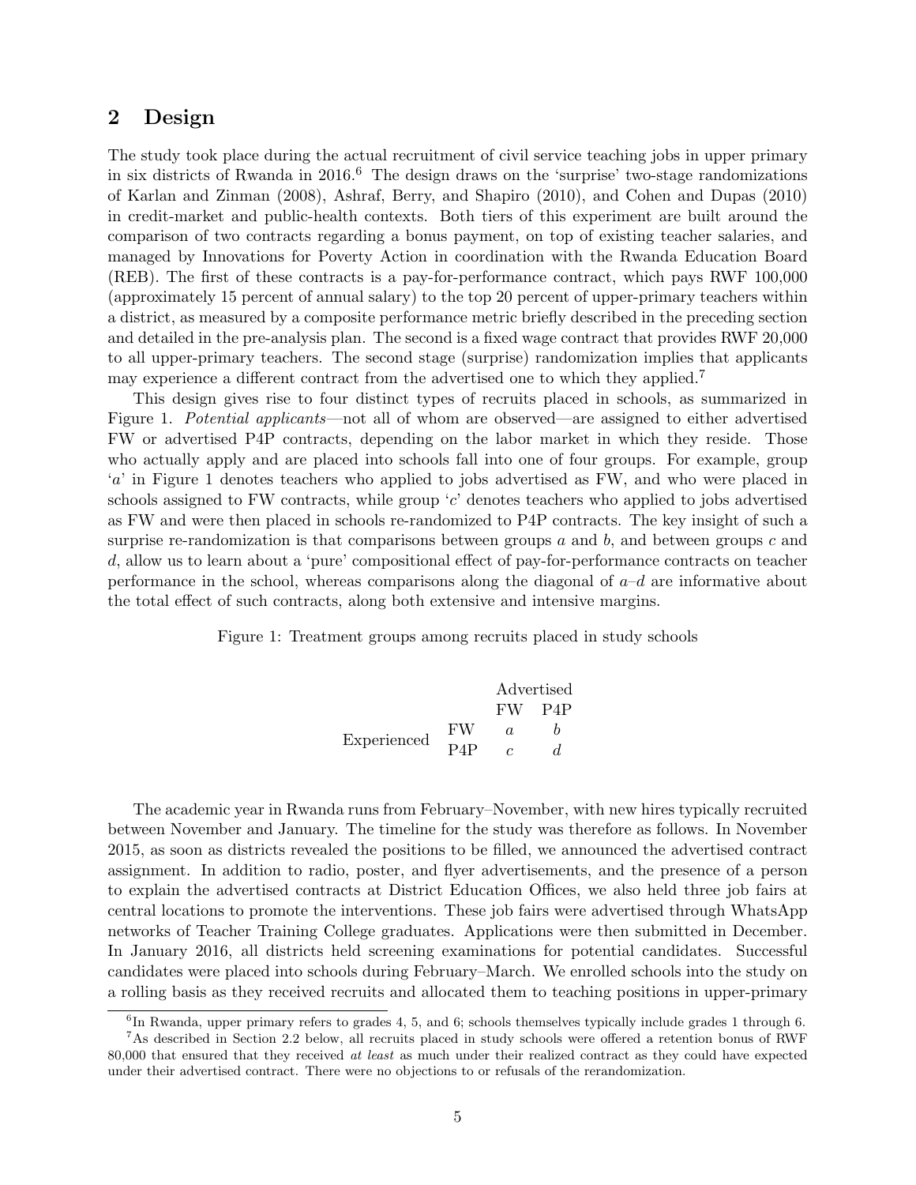## 2 Design

The study took place during the actual recruitment of civil service teaching jobs in upper primary in six districts of Rwanda in 2016.[6] The design draws on the 'surprise' two-stage randomizations of Karlan and Zinman (2008), Ashraf, Berry, and Shapiro (2010), and Cohen and Dupas (2010) in credit-market and public-health contexts. Both tiers of this experiment are built around the comparison of two contracts regarding a bonus payment, on top of existing teacher salaries, and managed by Innovations for Poverty Action in coordination with the Rwanda Education Board (REB). The first of these contracts is a pay-for-performance contract, which pays RWF 100,000 (approximately 15 percent of annual salary) to the top 20 percent of upper-primary teachers within a district, as measured by a composite performance metric briefly described in the preceding section and detailed in the pre-analysis plan. The second is a fixed wage contract that provides RWF 20,000 to all upper-primary teachers. The second stage (surprise) randomization implies that applicants may experience a different contract from the advertised one to which they applied.[7]

This design gives rise to four distinct types of recruits placed in schools, as summarized in Figure 1. *Potential applicants*—not all of whom are observed—are assigned to either advertised FW or advertised P4P contracts, depending on the labor market in which they reside. Those who actually apply and are placed into schools fall into one of four groups. For example, group '$a$' in Figure 1 denotes teachers who applied to jobs advertised as FW, and who were placed in schools assigned to FW contracts, while group '$c$' denotes teachers who applied to jobs advertised as FW and were then placed in schools re-randomized to P4P contracts. The key insight of such a surprise re-randomization is that comparisons between groups $a$ and $b$, and between groups $c$ and $d$, allow us to learn about a 'pure' compositional effect of pay-for-performance contracts on teacher performance in the school, whereas comparisons along the diagonal of $a$–$d$ are informative about the total effect of such contracts, along both extensive and intensive margins.

Figure 1: Treatment groups among recruits placed in study schools

| | | Advertised | |
|---|---|---|---|
| | | FW | P4P |
| Experienced | FW | $a$ | $b$ |
| | P4P | $c$ | $d$ |

The academic year in Rwanda runs from February–November, with new hires typically recruited between November and January. The timeline for the study was therefore as follows. In November 2015, as soon as districts revealed the positions to be filled, we announced the advertised contract assignment. In addition to radio, poster, and flyer advertisements, and the presence of a person to explain the advertised contracts at District Education Offices, we also held three job fairs at central locations to promote the interventions. These job fairs were advertised through WhatsApp networks of Teacher Training College graduates. Applications were then submitted in December. In January 2016, all districts held screening examinations for potential candidates. Successful candidates were placed into schools during February–March. We enrolled schools into the study on a rolling basis as they received recruits and allocated them to teaching positions in upper-primary

[6] In Rwanda, upper primary refers to grades 4, 5, and 6; schools themselves typically include grades 1 through 6.

[7] As described in Section 2.2 below, all recruits placed in study schools were offered a retention bonus of RWF 80,000 that ensured that they received *at least* as much under their realized contract as they could have expected under their advertised contract. There were no objections to or refusals of the rerandomization.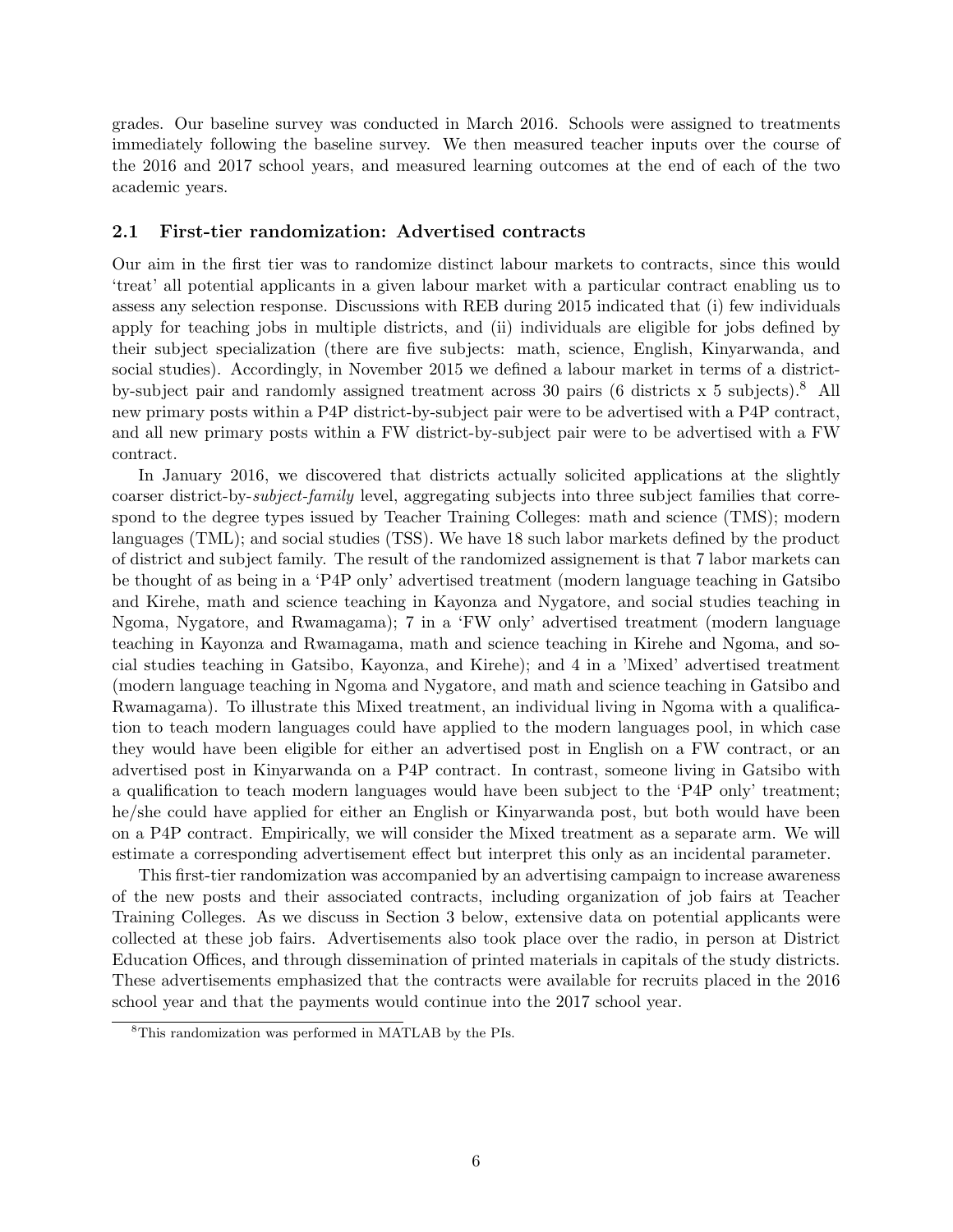grades. Our baseline survey was conducted in March 2016. Schools were assigned to treatments immediately following the baseline survey. We then measured teacher inputs over the course of the 2016 and 2017 school years, and measured learning outcomes at the end of each of the two academic years.

## 2.1 First-tier randomization: Advertised contracts

Our aim in the first tier was to randomize distinct labour markets to contracts, since this would 'treat' all potential applicants in a given labour market with a particular contract enabling us to assess any selection response. Discussions with REB during 2015 indicated that (i) few individuals apply for teaching jobs in multiple districts, and (ii) individuals are eligible for jobs defined by their subject specialization (there are five subjects: math, science, English, Kinyarwanda, and social studies). Accordingly, in November 2015 we defined a labour market in terms of a district-by-subject pair and randomly assigned treatment across 30 pairs (6 districts x 5 subjects).[8] All new primary posts within a P4P district-by-subject pair were to be advertised with a P4P contract, and all new primary posts within a FW district-by-subject pair were to be advertised with a FW contract.

In January 2016, we discovered that districts actually solicited applications at the slightly coarser district-by-*subject-family* level, aggregating subjects into three subject families that correspond to the degree types issued by Teacher Training Colleges: math and science (TMS); modern languages (TML); and social studies (TSS). We have 18 such labor markets defined by the product of district and subject family. The result of the randomized assignement is that 7 labor markets can be thought of as being in a 'P4P only' advertised treatment (modern language teaching in Gatsibo and Kirehe, math and science teaching in Kayonza and Nygatore, and social studies teaching in Ngoma, Nygatore, and Rwamagama); 7 in a 'FW only' advertised treatment (modern language teaching in Kayonza and Rwamagama, math and science teaching in Kirehe and Ngoma, and social studies teaching in Gatsibo, Kayonza, and Kirehe); and 4 in a 'Mixed' advertised treatment (modern language teaching in Ngoma and Nygatore, and math and science teaching in Gatsibo and Rwamagama). To illustrate this Mixed treatment, an individual living in Ngoma with a qualification to teach modern languages could have applied to the modern languages pool, in which case they would have been eligible for either an advertised post in English on a FW contract, or an advertised post in Kinyarwanda on a P4P contract. In contrast, someone living in Gatsibo with a qualification to teach modern languages would have been subject to the 'P4P only' treatment; he/she could have applied for either an English or Kinyarwanda post, but both would have been on a P4P contract. Empirically, we will consider the Mixed treatment as a separate arm. We will estimate a corresponding advertisement effect but interpret this only as an incidental parameter.

This first-tier randomization was accompanied by an advertising campaign to increase awareness of the new posts and their associated contracts, including organization of job fairs at Teacher Training Colleges. As we discuss in Section 3 below, extensive data on potential applicants were collected at these job fairs. Advertisements also took place over the radio, in person at District Education Offices, and through dissemination of printed materials in capitals of the study districts. These advertisements emphasized that the contracts were available for recruits placed in the 2016 school year and that the payments would continue into the 2017 school year.

[8] This randomization was performed in MATLAB by the PIs.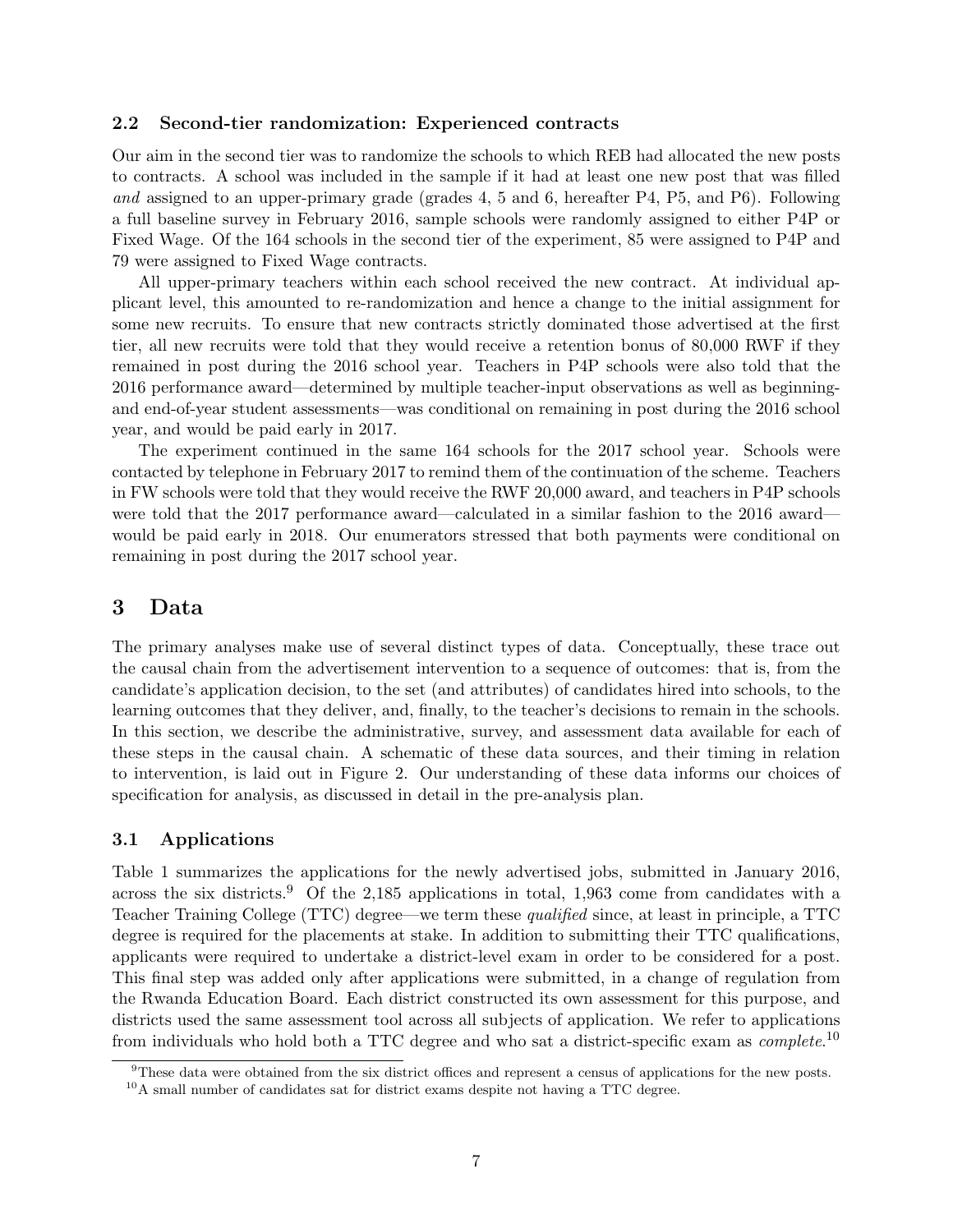### 2.2 Second-tier randomization: Experienced contracts

Our aim in the second tier was to randomize the schools to which REB had allocated the new posts to contracts. A school was included in the sample if it had at least one new post that was filled *and* assigned to an upper-primary grade (grades 4, 5 and 6, hereafter P4, P5, and P6). Following a full baseline survey in February 2016, sample schools were randomly assigned to either P4P or Fixed Wage. Of the 164 schools in the second tier of the experiment, 85 were assigned to P4P and 79 were assigned to Fixed Wage contracts.

All upper-primary teachers within each school received the new contract. At individual applicant level, this amounted to re-randomization and hence a change to the initial assignment for some new recruits. To ensure that new contracts strictly dominated those advertised at the first tier, all new recruits were told that they would receive a retention bonus of 80,000 RWF if they remained in post during the 2016 school year. Teachers in P4P schools were also told that the 2016 performance award—determined by multiple teacher-input observations as well as beginning- and end-of-year student assessments—was conditional on remaining in post during the 2016 school year, and would be paid early in 2017.

The experiment continued in the same 164 schools for the 2017 school year. Schools were contacted by telephone in February 2017 to remind them of the continuation of the scheme. Teachers in FW schools were told that they would receive the RWF 20,000 award, and teachers in P4P schools were told that the 2017 performance award—calculated in a similar fashion to the 2016 award—would be paid early in 2018. Our enumerators stressed that both payments were conditional on remaining in post during the 2017 school year.

## 3 Data

The primary analyses make use of several distinct types of data. Conceptually, these trace out the causal chain from the advertisement intervention to a sequence of outcomes: that is, from the candidate's application decision, to the set (and attributes) of candidates hired into schools, to the learning outcomes that they deliver, and, finally, to the teacher's decisions to remain in the schools. In this section, we describe the administrative, survey, and assessment data available for each of these steps in the causal chain. A schematic of these data sources, and their timing in relation to intervention, is laid out in Figure 2. Our understanding of these data informs our choices of specification for analysis, as discussed in detail in the pre-analysis plan.

### 3.1 Applications

Table 1 summarizes the applications for the newly advertised jobs, submitted in January 2016, across the six districts.[9] Of the 2,185 applications in total, 1,963 come from candidates with a Teacher Training College (TTC) degree—we term these *qualified* since, at least in principle, a TTC degree is required for the placements at stake. In addition to submitting their TTC qualifications, applicants were required to undertake a district-level exam in order to be considered for a post. This final step was added only after applications were submitted, in a change of regulation from the Rwanda Education Board. Each district constructed its own assessment for this purpose, and districts used the same assessment tool across all subjects of application. We refer to applications from individuals who hold both a TTC degree and who sat a district-specific exam as *complete*.[10]

[9] These data were obtained from the six district offices and represent a census of applications for the new posts.

[10] A small number of candidates sat for district exams despite not having a TTC degree.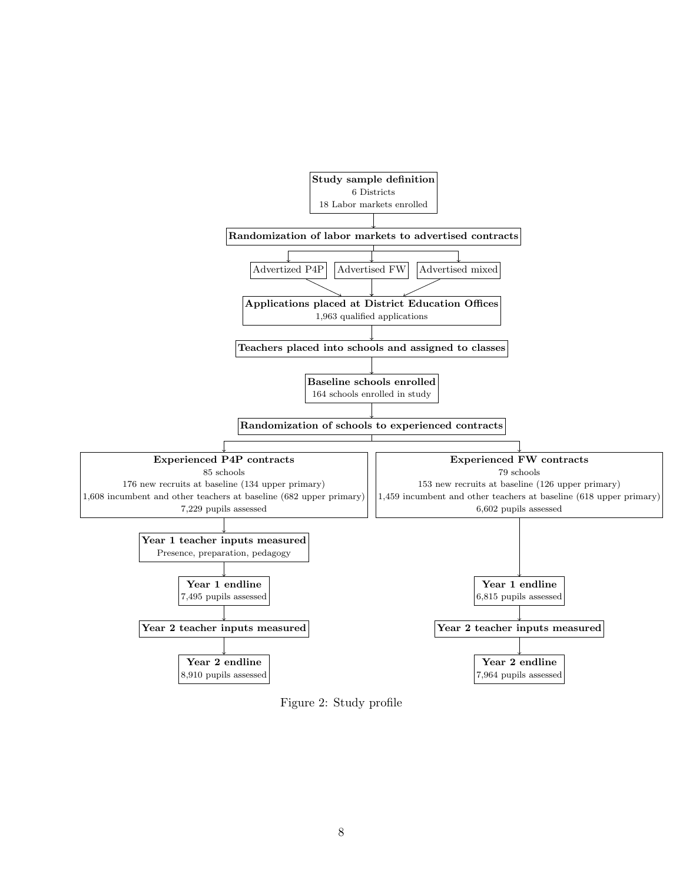**Study sample definition**
6 Districts
18 Labor markets enrolled

↓

**Randomization of labor markets to advertised contracts**

↓

Advertized P4P | Advertised FW | Advertised mixed

↓

**Applications placed at District Education Offices**
1,963 qualified applications

↓

**Teachers placed into schools and assigned to classes**

↓

**Baseline schools enrolled**
164 schools enrolled in study

↓

**Randomization of schools to experienced contracts**

↓

| **Experienced P4P contracts** | **Experienced FW contracts** |
|---|---|
| 85 schools | 79 schools |
| 176 new recruits at baseline (134 upper primary) | 153 new recruits at baseline (126 upper primary) |
| 1,608 incumbent and other teachers at baseline (682 upper primary) | 1,459 incumbent and other teachers at baseline (618 upper primary) |
| 7,229 pupils assessed | 6,602 pupils assessed |
| **Year 1 teacher inputs measured** Presence, preparation, pedagogy | |
| **Year 1 endline** 7,495 pupils assessed | **Year 1 endline** 6,815 pupils assessed |
| **Year 2 teacher inputs measured** | **Year 2 teacher inputs measured** |
| **Year 2 endline** 8,910 pupils assessed | **Year 2 endline** 7,964 pupils assessed |

Figure 2: Study profile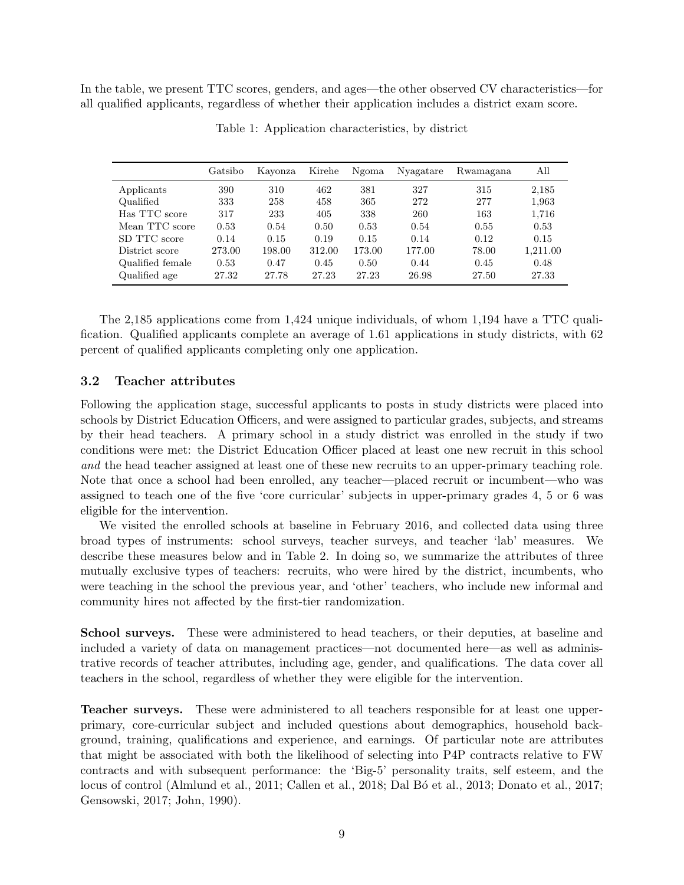In the table, we present TTC scores, genders, and ages—the other observed CV characteristics—for all qualified applicants, regardless of whether their application includes a district exam score.

Table 1: Application characteristics, by district

| | Gatsibo | Kayonza | Kirehe | Ngoma | Nyagatare | Rwamagana | All |
|---|---|---|---|---|---|---|---|
| Applicants | 390 | 310 | 462 | 381 | 327 | 315 | 2,185 |
| Qualified | 333 | 258 | 458 | 365 | 272 | 277 | 1,963 |
| Has TTC score | 317 | 233 | 405 | 338 | 260 | 163 | 1,716 |
| Mean TTC score | 0.53 | 0.54 | 0.50 | 0.53 | 0.54 | 0.55 | 0.53 |
| SD TTC score | 0.14 | 0.15 | 0.19 | 0.15 | 0.14 | 0.12 | 0.15 |
| District score | 273.00 | 198.00 | 312.00 | 173.00 | 177.00 | 78.00 | 1,211.00 |
| Qualified female | 0.53 | 0.47 | 0.45 | 0.50 | 0.44 | 0.45 | 0.48 |
| Qualified age | 27.32 | 27.78 | 27.23 | 27.23 | 26.98 | 27.50 | 27.33 |

The 2,185 applications come from 1,424 unique individuals, of whom 1,194 have a TTC qualification. Qualified applicants complete an average of 1.61 applications in study districts, with 62 percent of qualified applicants completing only one application.

### 3.2 Teacher attributes

Following the application stage, successful applicants to posts in study districts were placed into schools by District Education Officers, and were assigned to particular grades, subjects, and streams by their head teachers. A primary school in a study district was enrolled in the study if two conditions were met: the District Education Officer placed at least one new recruit in this school *and* the head teacher assigned at least one of these new recruits to an upper-primary teaching role. Note that once a school had been enrolled, any teacher—placed recruit or incumbent—who was assigned to teach one of the five 'core curricular' subjects in upper-primary grades 4, 5 or 6 was eligible for the intervention.

We visited the enrolled schools at baseline in February 2016, and collected data using three broad types of instruments: school surveys, teacher surveys, and teacher 'lab' measures. We describe these measures below and in Table 2. In doing so, we summarize the attributes of three mutually exclusive types of teachers: recruits, who were hired by the district, incumbents, who were teaching in the school the previous year, and 'other' teachers, who include new informal and community hires not affected by the first-tier randomization.

**School surveys.** These were administered to head teachers, or their deputies, at baseline and included a variety of data on management practices—not documented here—as well as administrative records of teacher attributes, including age, gender, and qualifications. The data cover all teachers in the school, regardless of whether they were eligible for the intervention.

**Teacher surveys.** These were administered to all teachers responsible for at least one upper-primary, core-curricular subject and included questions about demographics, household background, training, qualifications and experience, and earnings. Of particular note are attributes that might be associated with both the likelihood of selecting into P4P contracts relative to FW contracts and with subsequent performance: the 'Big-5' personality traits, self esteem, and the locus of control (Almlund et al., 2011; Callen et al., 2018; Dal Bó et al., 2013; Donato et al., 2017; Gensowski, 2017; John, 1990).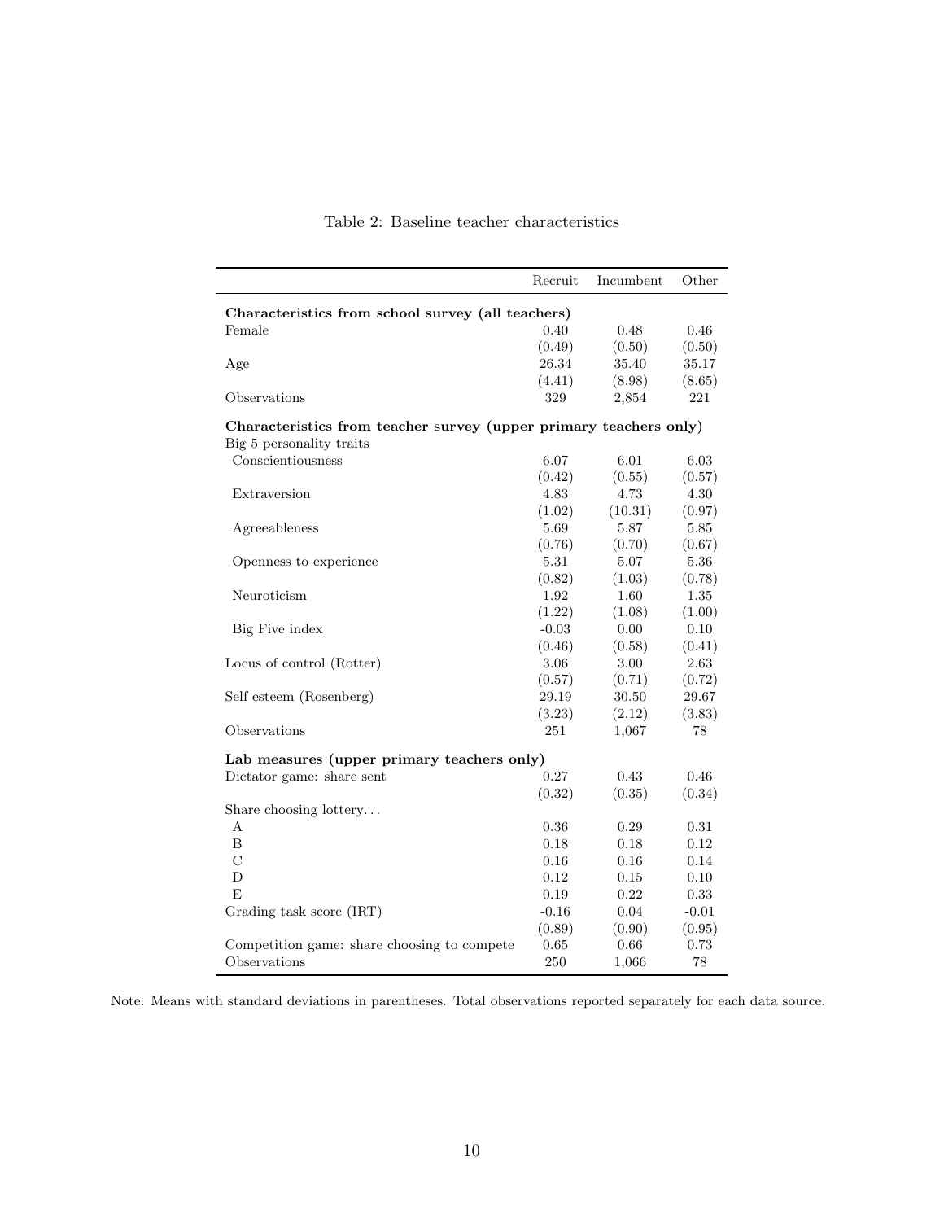Table 2: Baseline teacher characteristics

| | Recruit | Incumbent | Other |
|---|---|---|---|
| **Characteristics from school survey (all teachers)** | | | |
| Female | 0.40 | 0.48 | 0.46 |
| | (0.49) | (0.50) | (0.50) |
| Age | 26.34 | 35.40 | 35.17 |
| | (4.41) | (8.98) | (8.65) |
| Observations | 329 | 2,854 | 221 |
| **Characteristics from teacher survey (upper primary teachers only)** | | | |
| Big 5 personality traits | | | |
| Conscientiousness | 6.07 | 6.01 | 6.03 |
| | (0.42) | (0.55) | (0.57) |
| Extraversion | 4.83 | 4.73 | 4.30 |
| | (1.02) | (10.31) | (0.97) |
| Agreeableness | 5.69 | 5.87 | 5.85 |
| | (0.76) | (0.70) | (0.67) |
| Openness to experience | 5.31 | 5.07 | 5.36 |
| | (0.82) | (1.03) | (0.78) |
| Neuroticism | 1.92 | 1.60 | 1.35 |
| | (1.22) | (1.08) | (1.00) |
| Big Five index | -0.03 | 0.00 | 0.10 |
| | (0.46) | (0.58) | (0.41) |
| Locus of control (Rotter) | 3.06 | 3.00 | 2.63 |
| | (0.57) | (0.71) | (0.72) |
| Self esteem (Rosenberg) | 29.19 | 30.50 | 29.67 |
| | (3.23) | (2.12) | (3.83) |
| Observations | 251 | 1,067 | 78 |
| **Lab measures (upper primary teachers only)** | | | |
| Dictator game: share sent | 0.27 | 0.43 | 0.46 |
| | (0.32) | (0.35) | (0.34) |
| Share choosing lottery... | | | |
| A | 0.36 | 0.29 | 0.31 |
| B | 0.18 | 0.18 | 0.12 |
| C | 0.16 | 0.16 | 0.14 |
| D | 0.12 | 0.15 | 0.10 |
| E | 0.19 | 0.22 | 0.33 |
| Grading task score (IRT) | -0.16 | 0.04 | -0.01 |
| | (0.89) | (0.90) | (0.95) |
| Competition game: share choosing to compete | 0.65 | 0.66 | 0.73 |
| Observations | 250 | 1,066 | 78 |

Note: Means with standard deviations in parentheses. Total observations reported separately for each data source.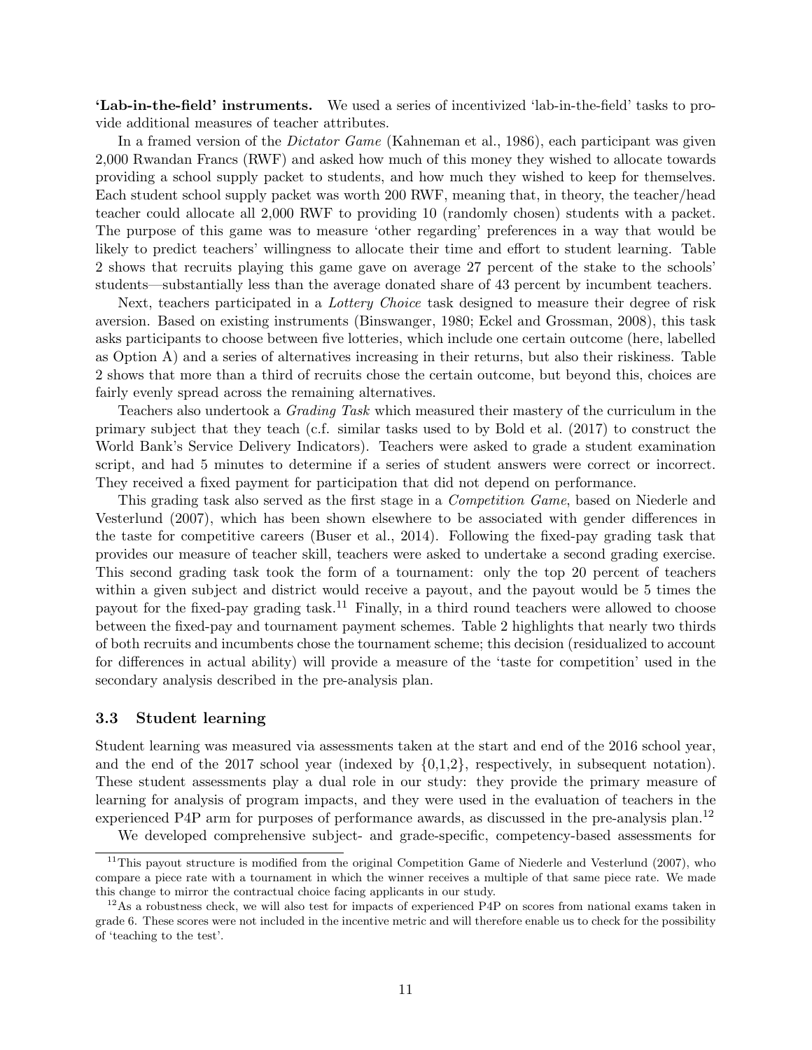**'Lab-in-the-field' instruments.** We used a series of incentivized 'lab-in-the-field' tasks to provide additional measures of teacher attributes.

In a framed version of the *Dictator Game* (Kahneman et al., 1986), each participant was given 2,000 Rwandan Francs (RWF) and asked how much of this money they wished to allocate towards providing a school supply packet to students, and how much they wished to keep for themselves. Each student school supply packet was worth 200 RWF, meaning that, in theory, the teacher/head teacher could allocate all 2,000 RWF to providing 10 (randomly chosen) students with a packet. The purpose of this game was to measure 'other regarding' preferences in a way that would be likely to predict teachers' willingness to allocate their time and effort to student learning. Table 2 shows that recruits playing this game gave on average 27 percent of the stake to the schools' students—substantially less than the average donated share of 43 percent by incumbent teachers.

Next, teachers participated in a *Lottery Choice* task designed to measure their degree of risk aversion. Based on existing instruments (Binswanger, 1980; Eckel and Grossman, 2008), this task asks participants to choose between five lotteries, which include one certain outcome (here, labelled as Option A) and a series of alternatives increasing in their returns, but also their riskiness. Table 2 shows that more than a third of recruits chose the certain outcome, but beyond this, choices are fairly evenly spread across the remaining alternatives.

Teachers also undertook a *Grading Task* which measured their mastery of the curriculum in the primary subject that they teach (c.f. similar tasks used to by Bold et al. (2017) to construct the World Bank's Service Delivery Indicators). Teachers were asked to grade a student examination script, and had 5 minutes to determine if a series of student answers were correct or incorrect. They received a fixed payment for participation that did not depend on performance.

This grading task also served as the first stage in a *Competition Game*, based on Niederle and Vesterlund (2007), which has been shown elsewhere to be associated with gender differences in the taste for competitive careers (Buser et al., 2014). Following the fixed-pay grading task that provides our measure of teacher skill, teachers were asked to undertake a second grading exercise. This second grading task took the form of a tournament: only the top 20 percent of teachers within a given subject and district would receive a payout, and the payout would be 5 times the payout for the fixed-pay grading task.[11] Finally, in a third round teachers were allowed to choose between the fixed-pay and tournament payment schemes. Table 2 highlights that nearly two thirds of both recruits and incumbents chose the tournament scheme; this decision (residualized to account for differences in actual ability) will provide a measure of the 'taste for competition' used in the secondary analysis described in the pre-analysis plan.

### 3.3 Student learning

Student learning was measured via assessments taken at the start and end of the 2016 school year, and the end of the 2017 school year (indexed by $\{0,1,2\}$, respectively, in subsequent notation). These student assessments play a dual role in our study: they provide the primary measure of learning for analysis of program impacts, and they were used in the evaluation of teachers in the experienced P4P arm for purposes of performance awards, as discussed in the pre-analysis plan.[12]

We developed comprehensive subject- and grade-specific, competency-based assessments for

---

[11] This payout structure is modified from the original Competition Game of Niederle and Vesterlund (2007), who compare a piece rate with a tournament in which the winner receives a multiple of that same piece rate. We made this change to mirror the contractual choice facing applicants in our study.

[12] As a robustness check, we will also test for impacts of experienced P4P on scores from national exams taken in grade 6. These scores were not included in the incentive metric and will therefore enable us to check for the possibility of 'teaching to the test'.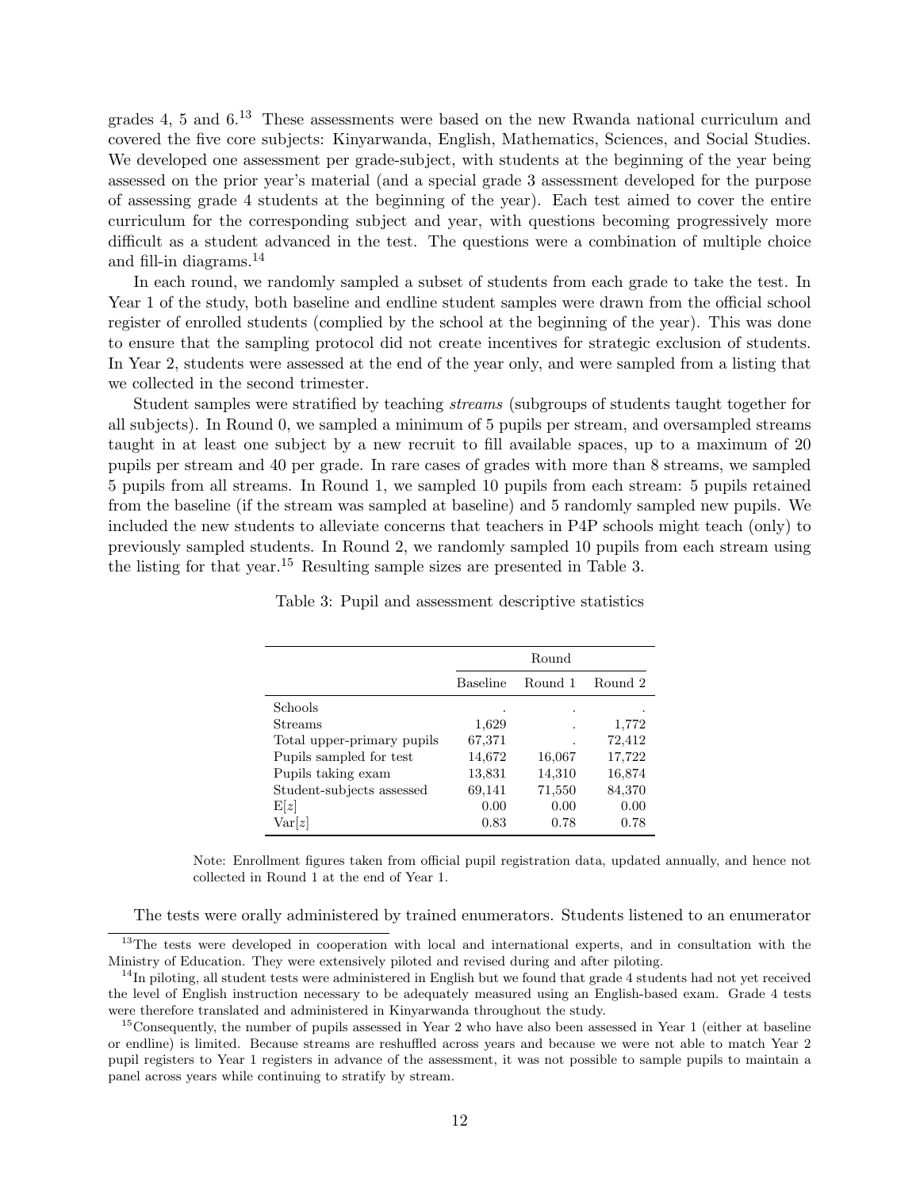grades 4, 5 and 6.[13] These assessments were based on the new Rwanda national curriculum and covered the five core subjects: Kinyarwanda, English, Mathematics, Sciences, and Social Studies. We developed one assessment per grade-subject, with students at the beginning of the year being assessed on the prior year's material (and a special grade 3 assessment developed for the purpose of assessing grade 4 students at the beginning of the year). Each test aimed to cover the entire curriculum for the corresponding subject and year, with questions becoming progressively more difficult as a student advanced in the test. The questions were a combination of multiple choice and fill-in diagrams.[14]

In each round, we randomly sampled a subset of students from each grade to take the test. In Year 1 of the study, both baseline and endline student samples were drawn from the official school register of enrolled students (complied by the school at the beginning of the year). This was done to ensure that the sampling protocol did not create incentives for strategic exclusion of students. In Year 2, students were assessed at the end of the year only, and were sampled from a listing that we collected in the second trimester.

Student samples were stratified by teaching *streams* (subgroups of students taught together for all subjects). In Round 0, we sampled a minimum of 5 pupils per stream, and oversampled streams taught in at least one subject by a new recruit to fill available spaces, up to a maximum of 20 pupils per stream and 40 per grade. In rare cases of grades with more than 8 streams, we sampled 5 pupils from all streams. In Round 1, we sampled 10 pupils from each stream: 5 pupils retained from the baseline (if the stream was sampled at baseline) and 5 randomly sampled new pupils. We included the new students to alleviate concerns that teachers in P4P schools might teach (only) to previously sampled students. In Round 2, we randomly sampled 10 pupils from each stream using the listing for that year.[15] Resulting sample sizes are presented in Table 3.

Table 3: Pupil and assessment descriptive statistics

| | Round | | |
|---|---|---|---|
| | Baseline | Round 1 | Round 2 |
| Schools | . | . | . |
| Streams | 1,629 | . | 1,772 |
| Total upper-primary pupils | 67,371 | . | 72,412 |
| Pupils sampled for test | 14,672 | 16,067 | 17,722 |
| Pupils taking exam | 13,831 | 14,310 | 16,874 |
| Student-subjects assessed | 69,141 | 71,550 | 84,370 |
| $\mathrm{E}[z]$ | 0.00 | 0.00 | 0.00 |
| $\mathrm{Var}[z]$ | 0.83 | 0.78 | 0.78 |

Note: Enrollment figures taken from official pupil registration data, updated annually, and hence not collected in Round 1 at the end of Year 1.

The tests were orally administered by trained enumerators. Students listened to an enumerator

[13] The tests were developed in cooperation with local and international experts, and in consultation with the Ministry of Education. They were extensively piloted and revised during and after piloting.

[14] In piloting, all student tests were administered in English but we found that grade 4 students had not yet received the level of English instruction necessary to be adequately measured using an English-based exam. Grade 4 tests were therefore translated and administered in Kinyarwanda throughout the study.

[15] Consequently, the number of pupils assessed in Year 2 who have also been assessed in Year 1 (either at baseline or endline) is limited. Because streams are reshuffled across years and because we were not able to match Year 2 pupil registers to Year 1 registers in advance of the assessment, it was not possible to sample pupils to maintain a panel across years while continuing to stratify by stream.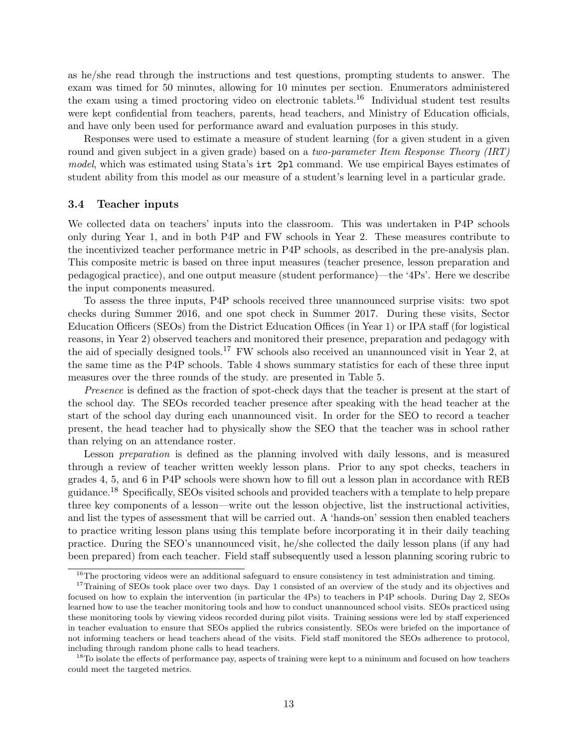as he/she read through the instructions and test questions, prompting students to answer. The exam was timed for 50 minutes, allowing for 10 minutes per section. Enumerators administered the exam using a timed proctoring video on electronic tablets.[16] Individual student test results were kept confidential from teachers, parents, head teachers, and Ministry of Education officials, and have only been used for performance award and evaluation purposes in this study.

Responses were used to estimate a measure of student learning (for a given student in a given round and given subject in a given grade) based on a *two-parameter Item Response Theory (IRT) model*, which was estimated using Stata's `irt 2pl` command. We use empirical Bayes estimates of student ability from this model as our measure of a student's learning level in a particular grade.

### 3.4 Teacher inputs

We collected data on teachers' inputs into the classroom. This was undertaken in P4P schools only during Year 1, and in both P4P and FW schools in Year 2. These measures contribute to the incentivized teacher performance metric in P4P schools, as described in the pre-analysis plan. This composite metric is based on three input measures (teacher presence, lesson preparation and pedagogical practice), and one output measure (student performance)—the '4Ps'. Here we describe the input components measured.

To assess the three inputs, P4P schools received three unannounced surprise visits: two spot checks during Summer 2016, and one spot check in Summer 2017. During these visits, Sector Education Officers (SEOs) from the District Education Offices (in Year 1) or IPA staff (for logistical reasons, in Year 2) observed teachers and monitored their presence, preparation and pedagogy with the aid of specially designed tools.[17] FW schools also received an unannounced visit in Year 2, at the same time as the P4P schools. Table 4 shows summary statistics for each of these three input measures over the three rounds of the study. are presented in Table 5.

*Presence* is defined as the fraction of spot-check days that the teacher is present at the start of the school day. The SEOs recorded teacher presence after speaking with the head teacher at the start of the school day during each unannounced visit. In order for the SEO to record a teacher present, the head teacher had to physically show the SEO that the teacher was in school rather than relying on an attendance roster.

Lesson *preparation* is defined as the planning involved with daily lessons, and is measured through a review of teacher written weekly lesson plans. Prior to any spot checks, teachers in grades 4, 5, and 6 in P4P schools were shown how to fill out a lesson plan in accordance with REB guidance.[18] Specifically, SEOs visited schools and provided teachers with a template to help prepare three key components of a lesson—write out the lesson objective, list the instructional activities, and list the types of assessment that will be carried out. A 'hands-on' session then enabled teachers to practice writing lesson plans using this template before incorporating it in their daily teaching practice. During the SEO's unannounced visit, he/she collected the daily lesson plans (if any had been prepared) from each teacher. Field staff subsequently used a lesson planning scoring rubric to

[16] The proctoring videos were an additional safeguard to ensure consistency in test administration and timing.

[17] Training of SEOs took place over two days. Day 1 consisted of an overview of the study and its objectives and focused on how to explain the intervention (in particular the 4Ps) to teachers in P4P schools. During Day 2, SEOs learned how to use the teacher monitoring tools and how to conduct unannounced school visits. SEOs practiced using these monitoring tools by viewing videos recorded during pilot visits. Training sessions were led by staff experienced in teacher evaluation to ensure that SEOs applied the rubrics consistently. SEOs were briefed on the importance of not informing teachers or head teachers ahead of the visits. Field staff monitored the SEOs adherence to protocol, including through random phone calls to head teachers.

[18] To isolate the effects of performance pay, aspects of training were kept to a minimum and focused on how teachers could meet the targeted metrics.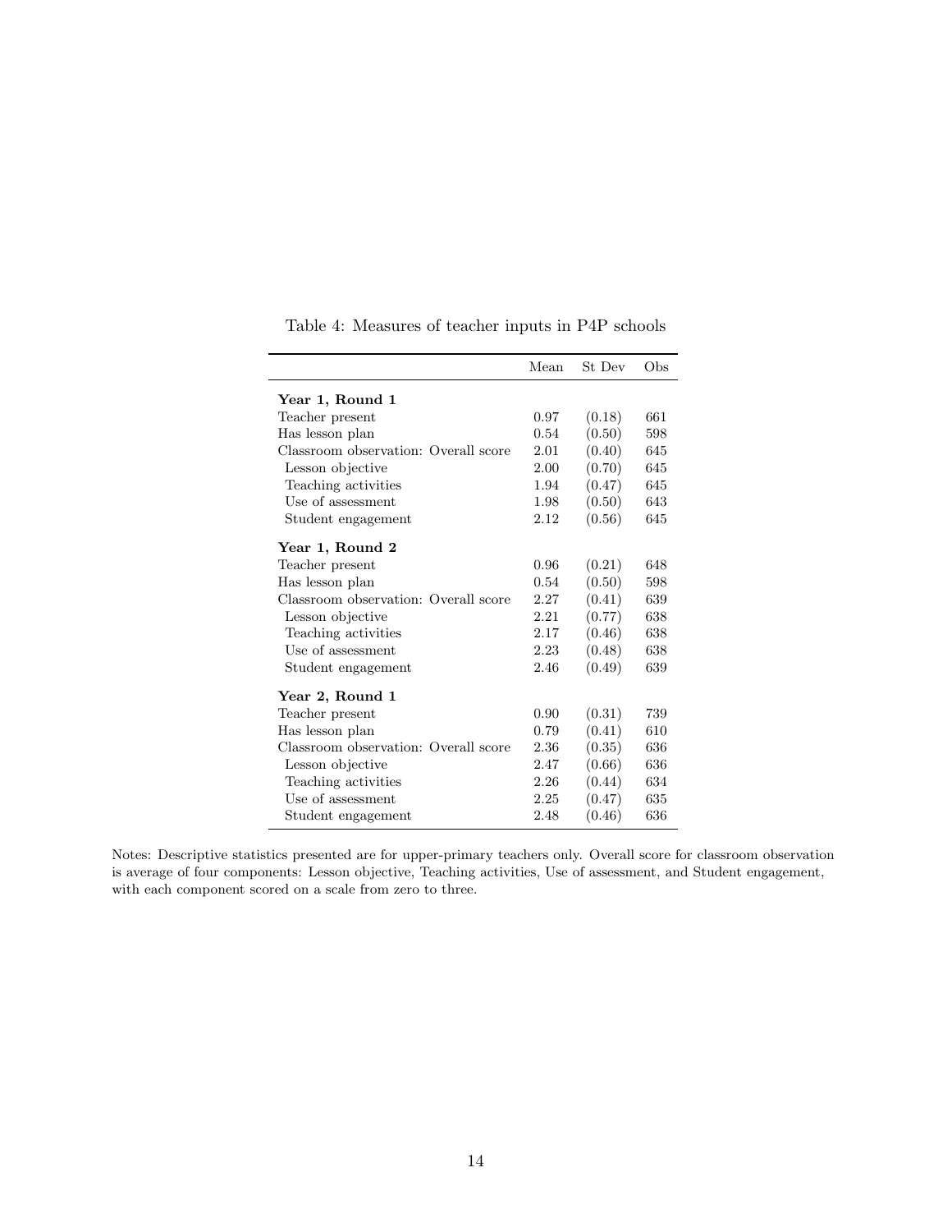Table 4: Measures of teacher inputs in P4P schools

| | Mean | St Dev | Obs |
|---|---|---|---|
| **Year 1, Round 1** | | | |
| Teacher present | 0.97 | (0.18) | 661 |
| Has lesson plan | 0.54 | (0.50) | 598 |
| Classroom observation: Overall score | 2.01 | (0.40) | 645 |
| Lesson objective | 2.00 | (0.70) | 645 |
| Teaching activities | 1.94 | (0.47) | 645 |
| Use of assessment | 1.98 | (0.50) | 643 |
| Student engagement | 2.12 | (0.56) | 645 |
| **Year 1, Round 2** | | | |
| Teacher present | 0.96 | (0.21) | 648 |
| Has lesson plan | 0.54 | (0.50) | 598 |
| Classroom observation: Overall score | 2.27 | (0.41) | 639 |
| Lesson objective | 2.21 | (0.77) | 638 |
| Teaching activities | 2.17 | (0.46) | 638 |
| Use of assessment | 2.23 | (0.48) | 638 |
| Student engagement | 2.46 | (0.49) | 639 |
| **Year 2, Round 1** | | | |
| Teacher present | 0.90 | (0.31) | 739 |
| Has lesson plan | 0.79 | (0.41) | 610 |
| Classroom observation: Overall score | 2.36 | (0.35) | 636 |
| Lesson objective | 2.47 | (0.66) | 636 |
| Teaching activities | 2.26 | (0.44) | 634 |
| Use of assessment | 2.25 | (0.47) | 635 |
| Student engagement | 2.48 | (0.46) | 636 |

Notes: Descriptive statistics presented are for upper-primary teachers only. Overall score for classroom observation is average of four components: Lesson objective, Teaching activities, Use of assessment, and Student engagement, with each component scored on a scale from zero to three.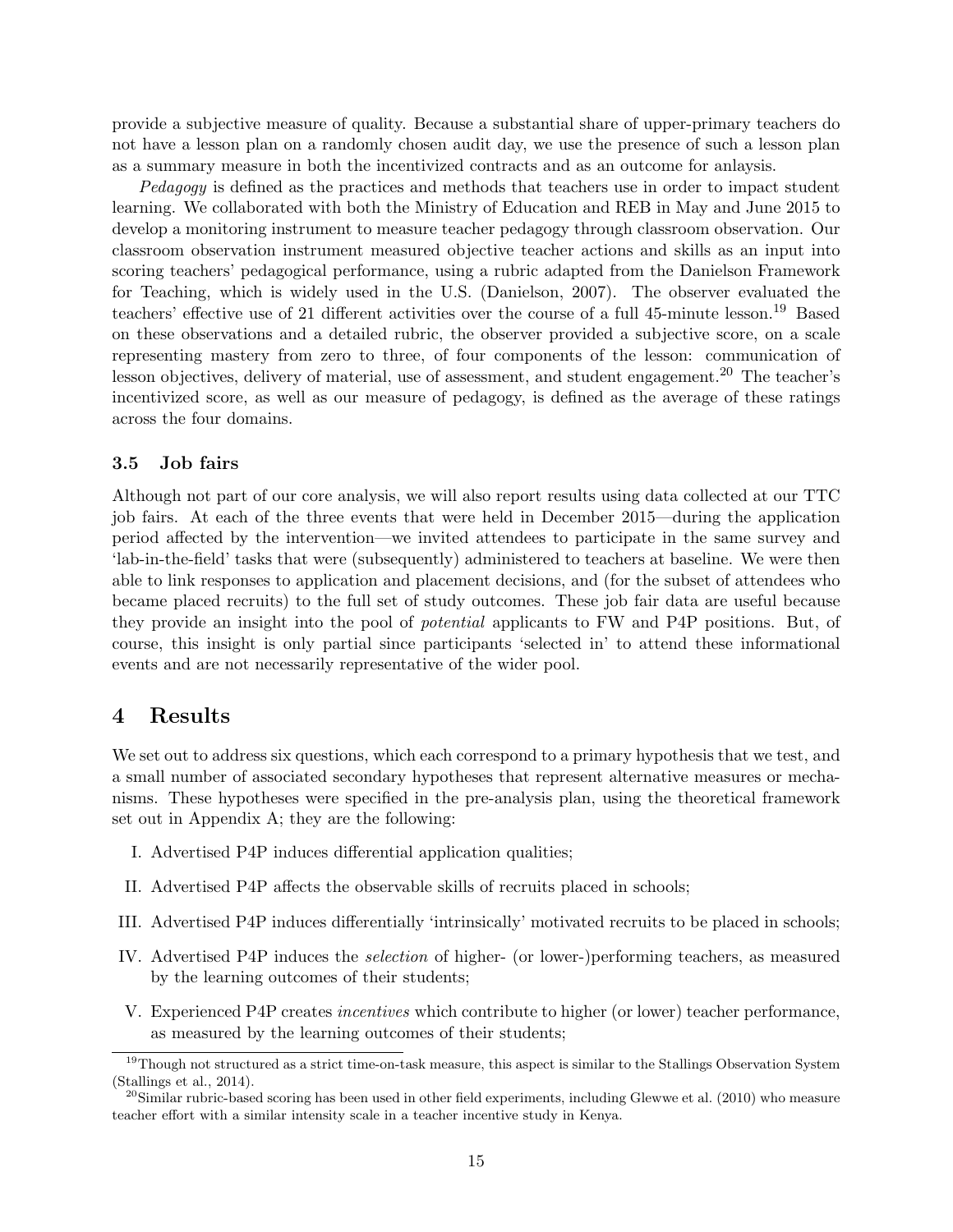provide a subjective measure of quality. Because a substantial share of upper-primary teachers do not have a lesson plan on a randomly chosen audit day, we use the presence of such a lesson plan as a summary measure in both the incentivized contracts and as an outcome for anlaysis.

*Pedagogy* is defined as the practices and methods that teachers use in order to impact student learning. We collaborated with both the Ministry of Education and REB in May and June 2015 to develop a monitoring instrument to measure teacher pedagogy through classroom observation. Our classroom observation instrument measured objective teacher actions and skills as an input into scoring teachers' pedagogical performance, using a rubric adapted from the Danielson Framework for Teaching, which is widely used in the U.S. (Danielson, 2007). The observer evaluated the teachers' effective use of 21 different activities over the course of a full 45-minute lesson.[19] Based on these observations and a detailed rubric, the observer provided a subjective score, on a scale representing mastery from zero to three, of four components of the lesson: communication of lesson objectives, delivery of material, use of assessment, and student engagement.[20] The teacher's incentivized score, as well as our measure of pedagogy, is defined as the average of these ratings across the four domains.

### 3.5 Job fairs

Although not part of our core analysis, we will also report results using data collected at our TTC job fairs. At each of the three events that were held in December 2015—during the application period affected by the intervention—we invited attendees to participate in the same survey and 'lab-in-the-field' tasks that were (subsequently) administered to teachers at baseline. We were then able to link responses to application and placement decisions, and (for the subset of attendees who became placed recruits) to the full set of study outcomes. These job fair data are useful because they provide an insight into the pool of *potential* applicants to FW and P4P positions. But, of course, this insight is only partial since participants 'selected in' to attend these informational events and are not necessarily representative of the wider pool.

## 4 Results

We set out to address six questions, which each correspond to a primary hypothesis that we test, and a small number of associated secondary hypotheses that represent alternative measures or mechanisms. These hypotheses were specified in the pre-analysis plan, using the theoretical framework set out in Appendix A; they are the following:

I. Advertised P4P induces differential application qualities;

II. Advertised P4P affects the observable skills of recruits placed in schools;

III. Advertised P4P induces differentially 'intrinsically' motivated recruits to be placed in schools;

IV. Advertised P4P induces the *selection* of higher- (or lower-)performing teachers, as measured by the learning outcomes of their students;

V. Experienced P4P creates *incentives* which contribute to higher (or lower) teacher performance, as measured by the learning outcomes of their students;

[19] Though not structured as a strict time-on-task measure, this aspect is similar to the Stallings Observation System (Stallings et al., 2014).

[20] Similar rubric-based scoring has been used in other field experiments, including Glewwe et al. (2010) who measure teacher effort with a similar intensity scale in a teacher incentive study in Kenya.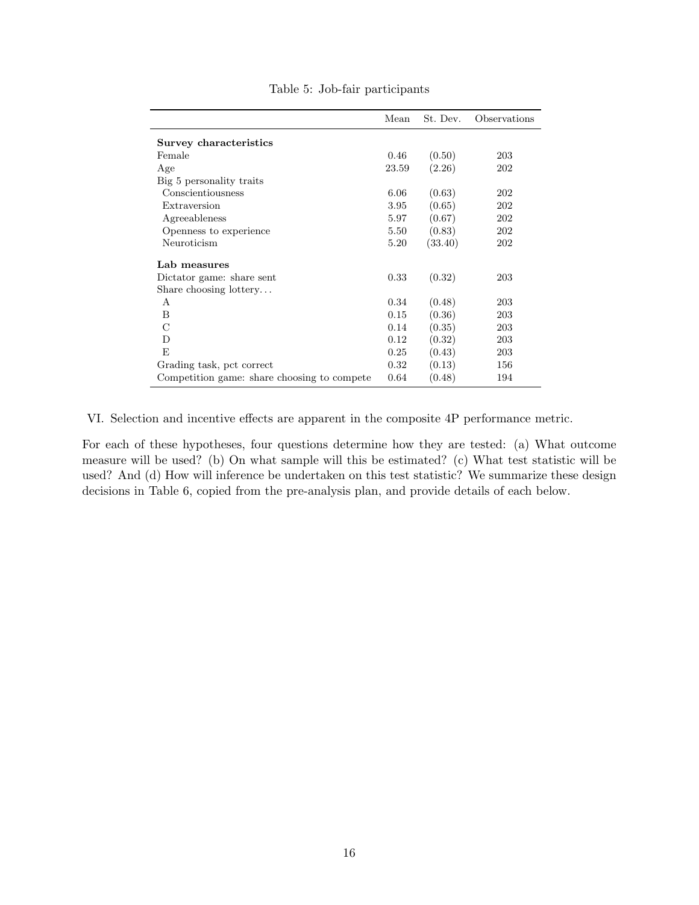Table 5: Job-fair participants

| | Mean | St. Dev. | Observations |
|---|---|---|---|
| **Survey characteristics** | | | |
| Female | 0.46 | (0.50) | 203 |
| Age | 23.59 | (2.26) | 202 |
| Big 5 personality traits | | | |
| Conscientiousness | 6.06 | (0.63) | 202 |
| Extraversion | 3.95 | (0.65) | 202 |
| Agreeableness | 5.97 | (0.67) | 202 |
| Openness to experience | 5.50 | (0.83) | 202 |
| Neuroticism | 5.20 | (33.40) | 202 |
| **Lab measures** | | | |
| Dictator game: share sent | 0.33 | (0.32) | 203 |
| Share choosing lottery… | | | |
| A | 0.34 | (0.48) | 203 |
| B | 0.15 | (0.36) | 203 |
| C | 0.14 | (0.35) | 203 |
| D | 0.12 | (0.32) | 203 |
| E | 0.25 | (0.43) | 203 |
| Grading task, pct correct | 0.32 | (0.13) | 156 |
| Competition game: share choosing to compete | 0.64 | (0.48) | 194 |

VI. Selection and incentive effects are apparent in the composite 4P performance metric.

For each of these hypotheses, four questions determine how they are tested: (a) What outcome measure will be used? (b) On what sample will this be estimated? (c) What test statistic will be used? And (d) How will inference be undertaken on this test statistic? We summarize these design decisions in Table 6, copied from the pre-analysis plan, and provide details of each below.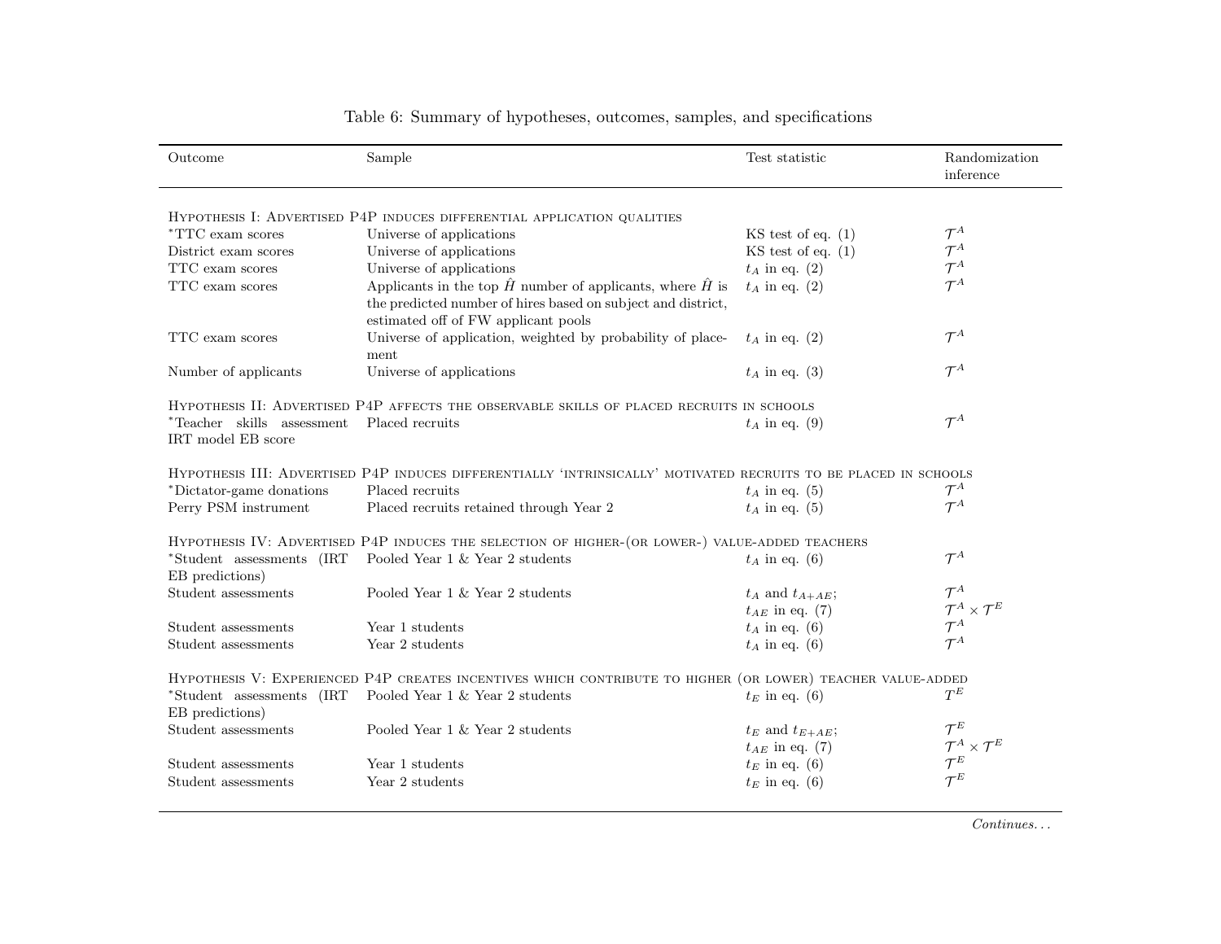Table 6: Summary of hypotheses, outcomes, samples, and specifications

| Outcome | Sample | Test statistic | Randomization inference |
|---|---|---|---|
| Hypothesis I: Advertised P4P induces differential application qualities | | | |
| *TTC exam scores | Universe of applications | KS test of eq. (1) | $\mathcal{T}^A$ |
| District exam scores | Universe of applications | KS test of eq. (1) | $\mathcal{T}^A$ |
| TTC exam scores | Universe of applications | $t_A$ in eq. (2) | $\mathcal{T}^A$ |
| TTC exam scores | Applicants in the top $\hat{H}$ number of applicants, where $\hat{H}$ is the predicted number of hires based on subject and district, estimated off of FW applicant pools | $t_A$ in eq. (2) | $\mathcal{T}^A$ |
| TTC exam scores | Universe of application, weighted by probability of placement | $t_A$ in eq. (2) | $\mathcal{T}^A$ |
| Number of applicants | Universe of applications | $t_A$ in eq. (3) | $\mathcal{T}^A$ |
| Hypothesis II: Advertised P4P affects the observable skills of placed recruits in schools | | | |
| *Teacher skills assessment IRT model EB score | Placed recruits | $t_A$ in eq. (9) | $\mathcal{T}^A$ |
| Hypothesis III: Advertised P4P induces differentially 'intrinsically' motivated recruits to be placed in schools | | | |
| *Dictator-game donations | Placed recruits | $t_A$ in eq. (5) | $\mathcal{T}^A$ |
| Perry PSM instrument | Placed recruits retained through Year 2 | $t_A$ in eq. (5) | $\mathcal{T}^A$ |
| Hypothesis IV: Advertised P4P induces the selection of higher-(or lower-) value-added teachers | | | |
| *Student assessments (IRT EB predictions) | Pooled Year 1 & Year 2 students | $t_A$ in eq. (6) | $\mathcal{T}^A$ |
| Student assessments | Pooled Year 1 & Year 2 students | $t_A$ and $t_{A+AE}$; $t_{AE}$ in eq. (7) | $\mathcal{T}^A$; $\mathcal{T}^A \times \mathcal{T}^E$ |
| Student assessments | Year 1 students | $t_A$ in eq. (6) | $\mathcal{T}^A$ |
| Student assessments | Year 2 students | $t_A$ in eq. (6) | $\mathcal{T}^A$ |
| Hypothesis V: Experienced P4P creates incentives which contribute to higher (or lower) teacher value-added | | | |
| *Student assessments (IRT EB predictions) | Pooled Year 1 & Year 2 students | $t_E$ in eq. (6) | $T^E$ |
| Student assessments | Pooled Year 1 & Year 2 students | $t_E$ and $t_{E+AE}$; $t_{AE}$ in eq. (7) | $\mathcal{T}^E$; $\mathcal{T}^A \times \mathcal{T}^E$ |
| Student assessments | Year 1 students | $t_E$ in eq. (6) | $\mathcal{T}^E$ |
| Student assessments | Year 2 students | $t_E$ in eq. (6) | $\mathcal{T}^E$ |

*Continues...*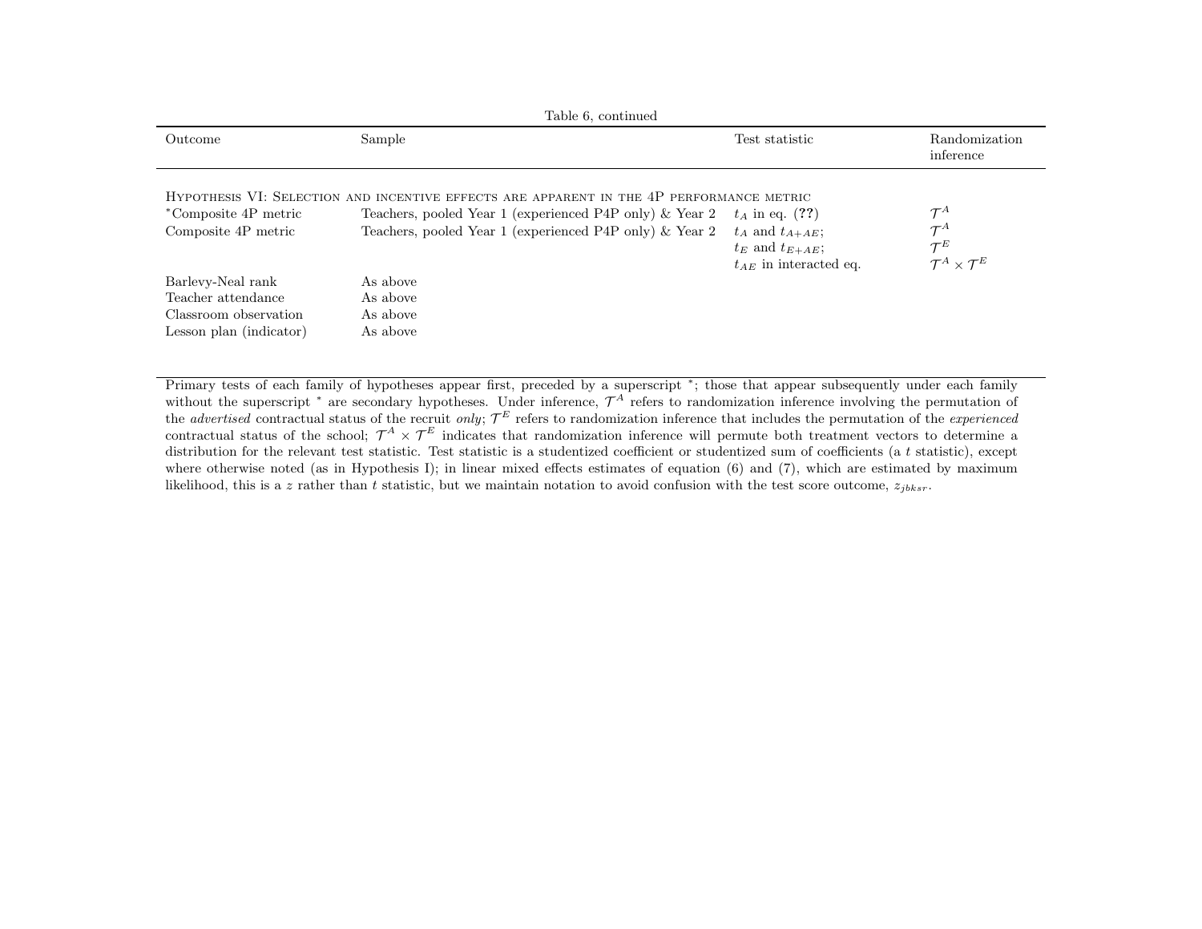Table 6, continued

| Outcome | Sample | Test statistic | Randomization inference |
|---|---|---|---|
| HYPOTHESIS VI: SELECTION AND INCENTIVE EFFECTS ARE APPARENT IN THE 4P PERFORMANCE METRIC | | | |
| *Composite 4P metric | Teachers, pooled Year 1 (experienced P4P only) & Year 2 | $t_A$ in eq. (**??**) | $\mathcal{T}^A$ |
| Composite 4P metric | Teachers, pooled Year 1 (experienced P4P only) & Year 2 | $t_A$ and $t_{A+AE}$; | $\mathcal{T}^A$ |
| | | $t_E$ and $t_{E+AE}$; | $\mathcal{T}^E$ |
| | | $t_{AE}$ in interacted eq. | $\mathcal{T}^A \times \mathcal{T}^E$ |
| Barlevy-Neal rank | As above | | |
| Teacher attendance | As above | | |
| Classroom observation | As above | | |
| Lesson plan (indicator) | As above | | |

Primary tests of each family of hypotheses appear first, preceded by a superscript *; those that appear subsequently under each family without the superscript * are secondary hypotheses. Under inference, $\mathcal{T}^A$ refers to randomization inference involving the permutation of the *advertised* contractual status of the recruit *only*; $\mathcal{T}^E$ refers to randomization inference that includes the permutation of the *experienced* contractual status of the school; $\mathcal{T}^A \times \mathcal{T}^E$ indicates that randomization inference will permute both treatment vectors to determine a distribution for the relevant test statistic. Test statistic is a studentized coefficient or studentized sum of coefficients (a $t$ statistic), except where otherwise noted (as in Hypothesis I); in linear mixed effects estimates of equation (6) and (7), which are estimated by maximum likelihood, this is a $z$ rather than $t$ statistic, but we maintain notation to avoid confusion with the test score outcome, $z_{jbksr}$.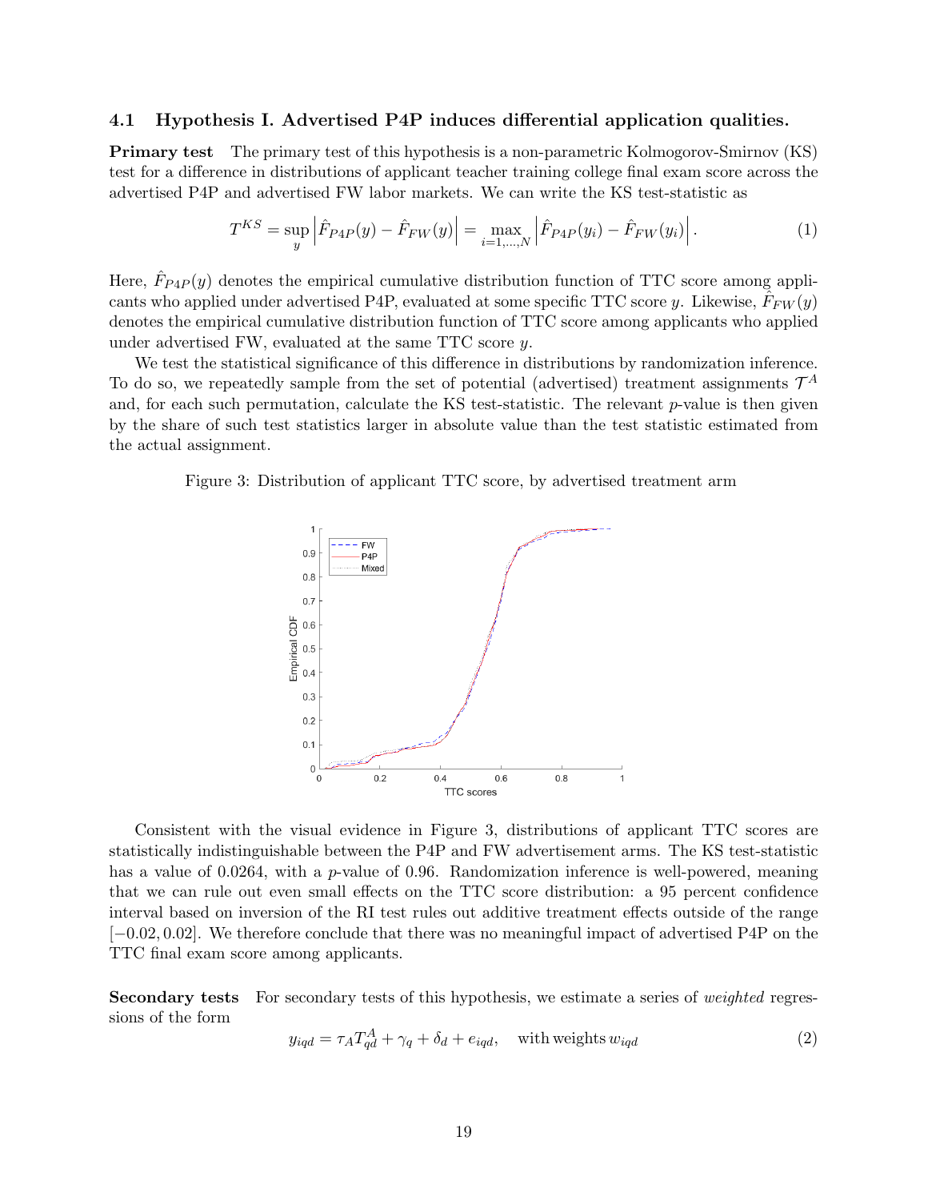### 4.1 Hypothesis I. Advertised P4P induces differential application qualities.

**Primary test** The primary test of this hypothesis is a non-parametric Kolmogorov-Smirnov (KS) test for a difference in distributions of applicant teacher training college final exam score across the advertised P4P and advertised FW labor markets. We can write the KS test-statistic as

$$T^{KS} = \sup_{y} \left| \hat{F}_{P4P}(y) - \hat{F}_{FW}(y) \right| = \max_{i=1,\dots,N} \left| \hat{F}_{P4P}(y_i) - \hat{F}_{FW}(y_i) \right|. \tag{1}$$

Here, $\hat{F}_{P4P}(y)$ denotes the empirical cumulative distribution function of TTC score among applicants who applied under advertised P4P, evaluated at some specific TTC score $y$. Likewise, $\hat{F}_{FW}(y)$ denotes the empirical cumulative distribution function of TTC score among applicants who applied under advertised FW, evaluated at the same TTC score $y$.

We test the statistical significance of this difference in distributions by randomization inference. To do so, we repeatedly sample from the set of potential (advertised) treatment assignments $\mathcal{T}^A$ and, for each such permutation, calculate the KS test-statistic. The relevant $p$-value is then given by the share of such test statistics larger in absolute value than the test statistic estimated from the actual assignment.

Figure 3: Distribution of applicant TTC score, by advertised treatment arm

Consistent with the visual evidence in Figure 3, distributions of applicant TTC scores are statistically indistinguishable between the P4P and FW advertisement arms. The KS test-statistic has a value of 0.0264, with a $p$-value of 0.96. Randomization inference is well-powered, meaning that we can rule out even small effects on the TTC score distribution: a 95 percent confidence interval based on inversion of the RI test rules out additive treatment effects outside of the range $[-0.02, 0.02]$. We therefore conclude that there was no meaningful impact of advertised P4P on the TTC final exam score among applicants.

**Secondary tests** For secondary tests of this hypothesis, we estimate a series of *weighted* regressions of the form

$$y_{iqd} = \tau_A T^A_{qd} + \gamma_q + \delta_d + e_{iqd}, \quad \text{with weights } w_{iqd} \tag{2}$$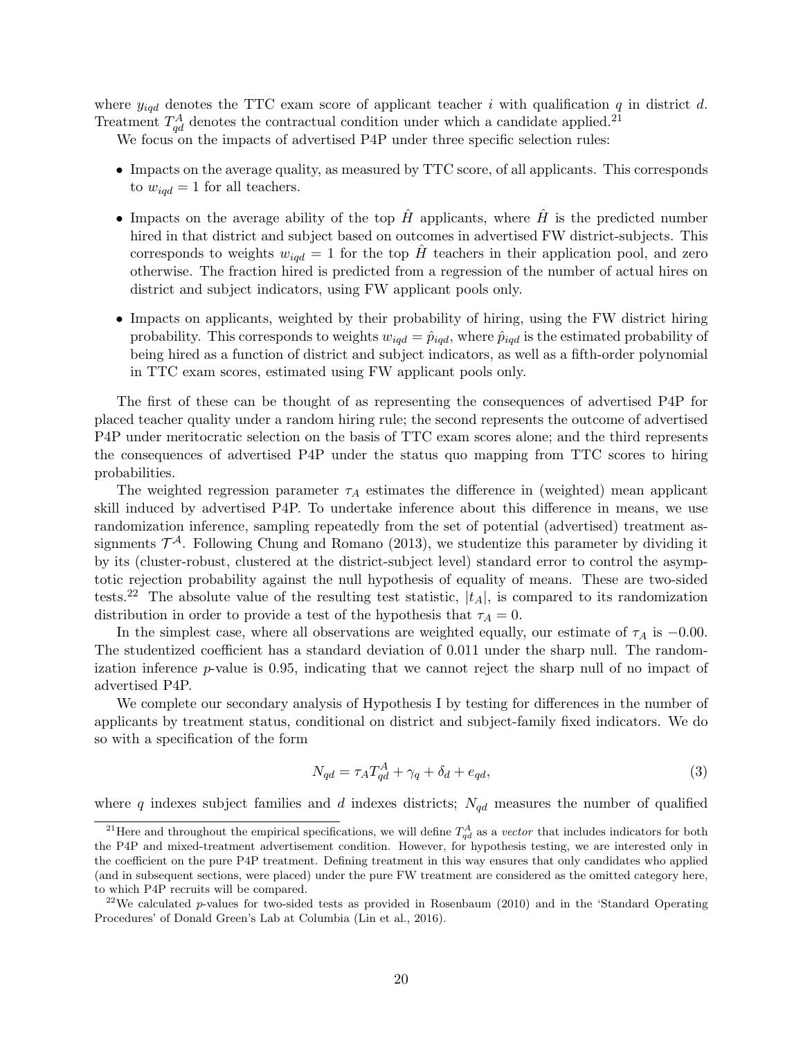where $y_{iqd}$ denotes the TTC exam score of applicant teacher $i$ with qualification $q$ in district $d$. Treatment $T^A_{qd}$ denotes the contractual condition under which a candidate applied.[21]

We focus on the impacts of advertised P4P under three specific selection rules:

- Impacts on the average quality, as measured by TTC score, of all applicants. This corresponds to $w_{iqd} = 1$ for all teachers.
- Impacts on the average ability of the top $\hat{H}$ applicants, where $\hat{H}$ is the predicted number hired in that district and subject based on outcomes in advertised FW district-subjects. This corresponds to weights $w_{iqd} = 1$ for the top $\hat{H}$ teachers in their application pool, and zero otherwise. The fraction hired is predicted from a regression of the number of actual hires on district and subject indicators, using FW applicant pools only.
- Impacts on applicants, weighted by their probability of hiring, using the FW district hiring probability. This corresponds to weights $w_{iqd} = \hat{p}_{iqd}$, where $\hat{p}_{iqd}$ is the estimated probability of being hired as a function of district and subject indicators, as well as a fifth-order polynomial in TTC exam scores, estimated using FW applicant pools only.

The first of these can be thought of as representing the consequences of advertised P4P for placed teacher quality under a random hiring rule; the second represents the outcome of advertised P4P under meritocratic selection on the basis of TTC exam scores alone; and the third represents the consequences of advertised P4P under the status quo mapping from TTC scores to hiring probabilities.

The weighted regression parameter $\tau_A$ estimates the difference in (weighted) mean applicant skill induced by advertised P4P. To undertake inference about this difference in means, we use randomization inference, sampling repeatedly from the set of potential (advertised) treatment assignments $\mathcal{T}^{\mathcal{A}}$. Following Chung and Romano (2013), we studentize this parameter by dividing it by its (cluster-robust, clustered at the district-subject level) standard error to control the asymptotic rejection probability against the null hypothesis of equality of means. These are two-sided tests.[22] The absolute value of the resulting test statistic, $|t_A|$, is compared to its randomization distribution in order to provide a test of the hypothesis that $\tau_A = 0$.

In the simplest case, where all observations are weighted equally, our estimate of $\tau_A$ is $-0.00$. The studentized coefficient has a standard deviation of 0.011 under the sharp null. The randomization inference $p$-value is 0.95, indicating that we cannot reject the sharp null of no impact of advertised P4P.

We complete our secondary analysis of Hypothesis I by testing for differences in the number of applicants by treatment status, conditional on district and subject-family fixed indicators. We do so with a specification of the form

$$N_{qd} = \tau_A T^A_{qd} + \gamma_q + \delta_d + e_{qd}, \tag{3}$$

where $q$ indexes subject families and $d$ indexes districts; $N_{qd}$ measures the number of qualified

---

[21] Here and throughout the empirical specifications, we will define $T^A_{qd}$ as a *vector* that includes indicators for both the P4P and mixed-treatment advertisement condition. However, for hypothesis testing, we are interested only in the coefficient on the pure P4P treatment. Defining treatment in this way ensures that only candidates who applied (and in subsequent sections, were placed) under the pure FW treatment are considered as the omitted category here, to which P4P recruits will be compared.

[22] We calculated $p$-values for two-sided tests as provided in Rosenbaum (2010) and in the 'Standard Operating Procedures' of Donald Green's Lab at Columbia (Lin et al., 2016).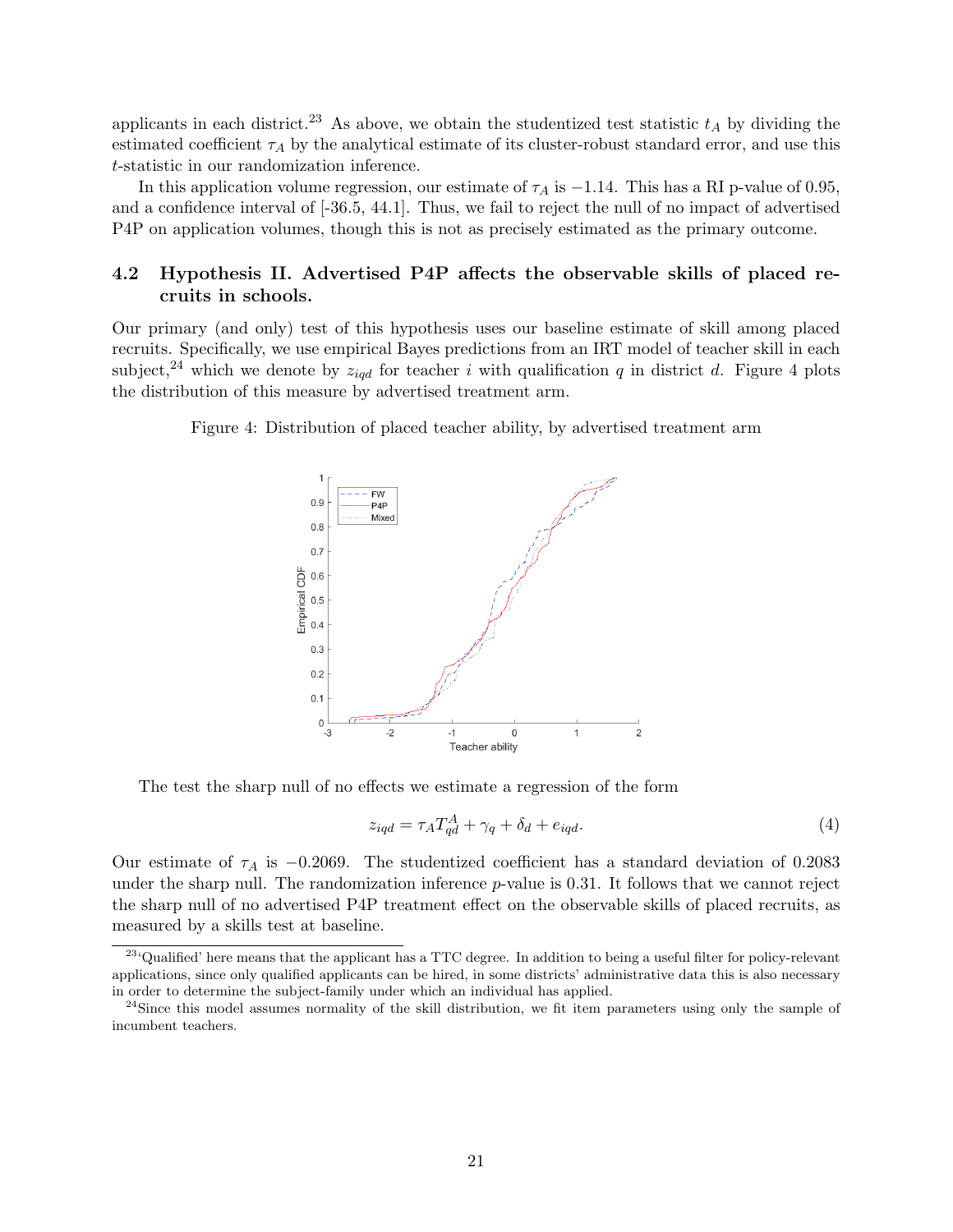applicants in each district.[23] As above, we obtain the studentized test statistic $t_A$ by dividing the estimated coefficient $\tau_A$ by the analytical estimate of its cluster-robust standard error, and use this $t$-statistic in our randomization inference.

In this application volume regression, our estimate of $\tau_A$ is $-1.14$. This has a RI p-value of 0.95, and a confidence interval of [-36.5, 44.1]. Thus, we fail to reject the null of no impact of advertised P4P on application volumes, though this is not as precisely estimated as the primary outcome.

## 4.2 Hypothesis II. Advertised P4P affects the observable skills of placed recruits in schools.

Our primary (and only) test of this hypothesis uses our baseline estimate of skill among placed recruits. Specifically, we use empirical Bayes predictions from an IRT model of teacher skill in each subject,[24] which we denote by $z_{iqd}$ for teacher $i$ with qualification $q$ in district $d$. Figure 4 plots the distribution of this measure by advertised treatment arm.

Figure 4: Distribution of placed teacher ability, by advertised treatment arm

The test the sharp null of no effects we estimate a regression of the form

$$z_{iqd} = \tau_A T_{qd}^A + \gamma_q + \delta_d + e_{iqd}. \tag{4}$$

Our estimate of $\tau_A$ is $-0.2069$. The studentized coefficient has a standard deviation of 0.2083 under the sharp null. The randomization inference $p$-value is 0.31. It follows that we cannot reject the sharp null of no advertised P4P treatment effect on the observable skills of placed recruits, as measured by a skills test at baseline.

[23] 'Qualified' here means that the applicant has a TTC degree. In addition to being a useful filter for policy-relevant applications, since only qualified applicants can be hired, in some districts' administrative data this is also necessary in order to determine the subject-family under which an individual has applied.

[24] Since this model assumes normality of the skill distribution, we fit item parameters using only the sample of incumbent teachers.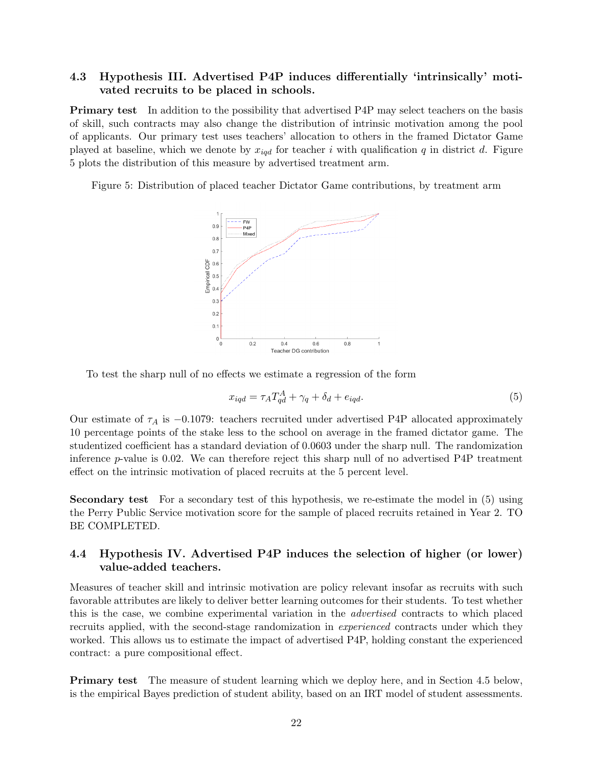### 4.3 Hypothesis III. Advertised P4P induces differentially 'intrinsically' motivated recruits to be placed in schools.

**Primary test** In addition to the possibility that advertised P4P may select teachers on the basis of skill, such contracts may also change the distribution of intrinsic motivation among the pool of applicants. Our primary test uses teachers' allocation to others in the framed Dictator Game played at baseline, which we denote by $x_{iqd}$ for teacher $i$ with qualification $q$ in district $d$. Figure 5 plots the distribution of this measure by advertised treatment arm.

Figure 5: Distribution of placed teacher Dictator Game contributions, by treatment arm

To test the sharp null of no effects we estimate a regression of the form

$$x_{iqd} = \tau_A T^A_{qd} + \gamma_q + \delta_d + e_{iqd}. \tag{5}$$

Our estimate of $\tau_A$ is $-0.1079$: teachers recruited under advertised P4P allocated approximately 10 percentage points of the stake less to the school on average in the framed dictator game. The studentized coefficient has a standard deviation of 0.0603 under the sharp null. The randomization inference $p$-value is 0.02. We can therefore reject this sharp null of no advertised P4P treatment effect on the intrinsic motivation of placed recruits at the 5 percent level.

**Secondary test** For a secondary test of this hypothesis, we re-estimate the model in (5) using the Perry Public Service motivation score for the sample of placed recruits retained in Year 2. TO BE COMPLETED.

### 4.4 Hypothesis IV. Advertised P4P induces the selection of higher (or lower) value-added teachers.

Measures of teacher skill and intrinsic motivation are policy relevant insofar as recruits with such favorable attributes are likely to deliver better learning outcomes for their students. To test whether this is the case, we combine experimental variation in the *advertised* contracts to which placed recruits applied, with the second-stage randomization in *experienced* contracts under which they worked. This allows us to estimate the impact of advertised P4P, holding constant the experienced contract: a pure compositional effect.

**Primary test** The measure of student learning which we deploy here, and in Section 4.5 below, is the empirical Bayes prediction of student ability, based on an IRT model of student assessments.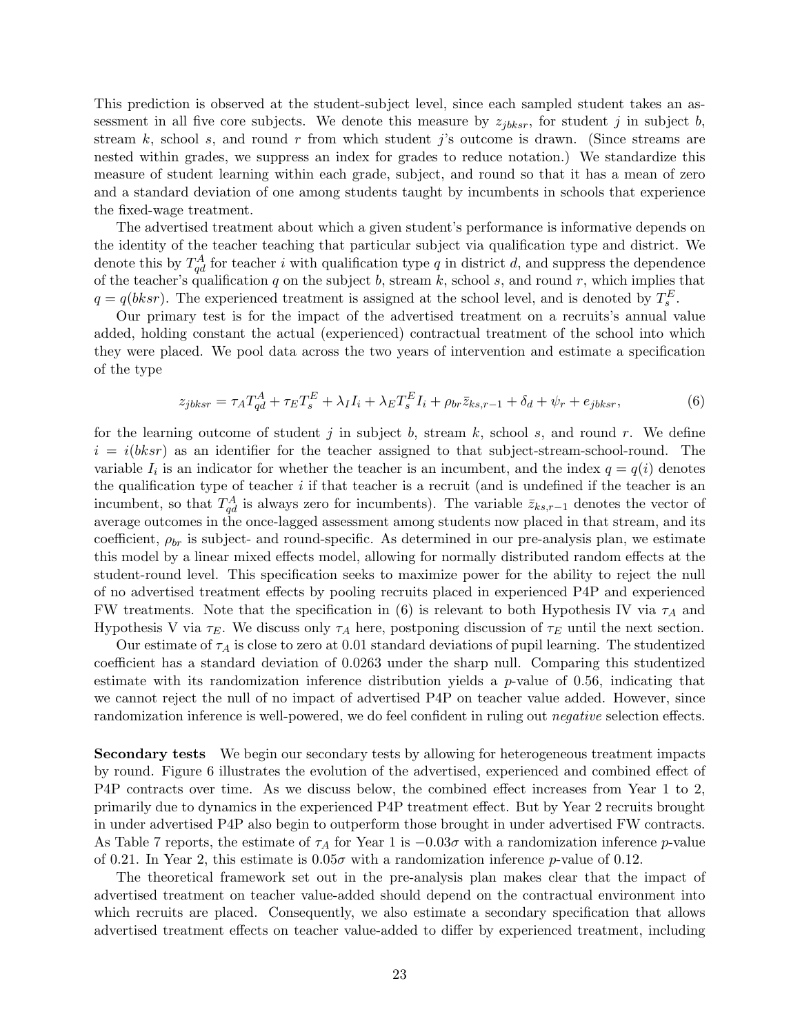This prediction is observed at the student-subject level, since each sampled student takes an assessment in all five core subjects. We denote this measure by $z_{jbksr}$, for student $j$ in subject $b$, stream $k$, school $s$, and round $r$ from which student $j$'s outcome is drawn. (Since streams are nested within grades, we suppress an index for grades to reduce notation.) We standardize this measure of student learning within each grade, subject, and round so that it has a mean of zero and a standard deviation of one among students taught by incumbents in schools that experience the fixed-wage treatment.

The advertised treatment about which a given student's performance is informative depends on the identity of the teacher teaching that particular subject via qualification type and district. We denote this by $T^A_{qd}$ for teacher $i$ with qualification type $q$ in district $d$, and suppress the dependence of the teacher's qualification $q$ on the subject $b$, stream $k$, school $s$, and round $r$, which implies that $q = q(bksr)$. The experienced treatment is assigned at the school level, and is denoted by $T^E_s$.

Our primary test is for the impact of the advertised treatment on a recruits's annual value added, holding constant the actual (experienced) contractual treatment of the school into which they were placed. We pool data across the two years of intervention and estimate a specification of the type

$$z_{jbksr} = \tau_A T^A_{qd} + \tau_E T^E_s + \lambda_I I_i + \lambda_E T^E_s I_i + \rho_{br} \bar{z}_{ks,r-1} + \delta_d + \psi_r + e_{jbksr}, \tag{6}$$

for the learning outcome of student $j$ in subject $b$, stream $k$, school $s$, and round $r$. We define $i = i(bksr)$ as an identifier for the teacher assigned to that subject-stream-school-round. The variable $I_i$ is an indicator for whether the teacher is an incumbent, and the index $q = q(i)$ denotes the qualification type of teacher $i$ if that teacher is a recruit (and is undefined if the teacher is an incumbent, so that $T^A_{qd}$ is always zero for incumbents). The variable $\bar{z}_{ks,r-1}$ denotes the vector of average outcomes in the once-lagged assessment among students now placed in that stream, and its coefficient, $\rho_{br}$ is subject- and round-specific. As determined in our pre-analysis plan, we estimate this model by a linear mixed effects model, allowing for normally distributed random effects at the student-round level. This specification seeks to maximize power for the ability to reject the null of no advertised treatment effects by pooling recruits placed in experienced P4P and experienced FW treatments. Note that the specification in (6) is relevant to both Hypothesis IV via $\tau_A$ and Hypothesis V via $\tau_E$. We discuss only $\tau_A$ here, postponing discussion of $\tau_E$ until the next section.

Our estimate of $\tau_A$ is close to zero at 0.01 standard deviations of pupil learning. The studentized coefficient has a standard deviation of 0.0263 under the sharp null. Comparing this studentized estimate with its randomization inference distribution yields a $p$-value of 0.56, indicating that we cannot reject the null of no impact of advertised P4P on teacher value added. However, since randomization inference is well-powered, we do feel confident in ruling out *negative* selection effects.

**Secondary tests** We begin our secondary tests by allowing for heterogeneous treatment impacts by round. Figure 6 illustrates the evolution of the advertised, experienced and combined effect of P4P contracts over time. As we discuss below, the combined effect increases from Year 1 to 2, primarily due to dynamics in the experienced P4P treatment effect. But by Year 2 recruits brought in under advertised P4P also begin to outperform those brought in under advertised FW contracts. As Table 7 reports, the estimate of $\tau_A$ for Year 1 is $-0.03\sigma$ with a randomization inference $p$-value of 0.21. In Year 2, this estimate is $0.05\sigma$ with a randomization inference $p$-value of 0.12.

The theoretical framework set out in the pre-analysis plan makes clear that the impact of advertised treatment on teacher value-added should depend on the contractual environment into which recruits are placed. Consequently, we also estimate a secondary specification that allows advertised treatment effects on teacher value-added to differ by experienced treatment, including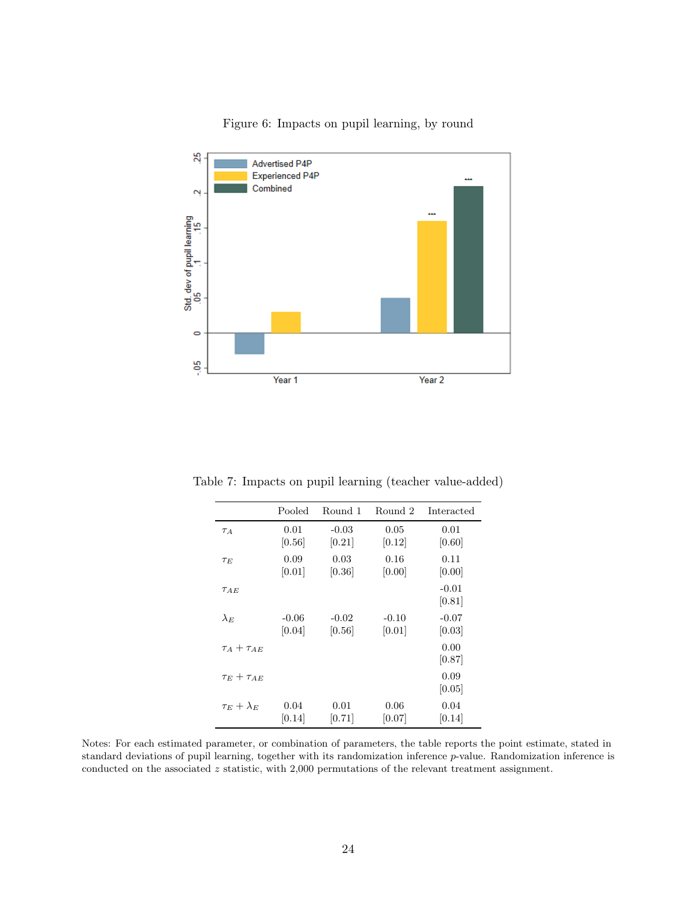Figure 6: Impacts on pupil learning, by round

Table 7: Impacts on pupil learning (teacher value-added)

| | Pooled | Round 1 | Round 2 | Interacted |
|---|---|---|---|---|
| $\tau_A$ | 0.01 | -0.03 | 0.05 | 0.01 |
| | [0.56] | [0.21] | [0.12] | [0.60] |
| $\tau_E$ | 0.09 | 0.03 | 0.16 | 0.11 |
| | [0.01] | [0.36] | [0.00] | [0.00] |
| $\tau_{AE}$ | | | | -0.01 |
| | | | | [0.81] |
| $\lambda_E$ | -0.06 | -0.02 | -0.10 | -0.07 |
| | [0.04] | [0.56] | [0.01] | [0.03] |
| $\tau_A + \tau_{AE}$ | | | | 0.00 |
| | | | | [0.87] |
| $\tau_E + \tau_{AE}$ | | | | 0.09 |
| | | | | [0.05] |
| $\tau_E + \lambda_E$ | 0.04 | 0.01 | 0.06 | 0.04 |
| | [0.14] | [0.71] | [0.07] | [0.14] |

Notes: For each estimated parameter, or combination of parameters, the table reports the point estimate, stated in standard deviations of pupil learning, together with its randomization inference $p$-value. Randomization inference is conducted on the associated $z$ statistic, with 2,000 permutations of the relevant treatment assignment.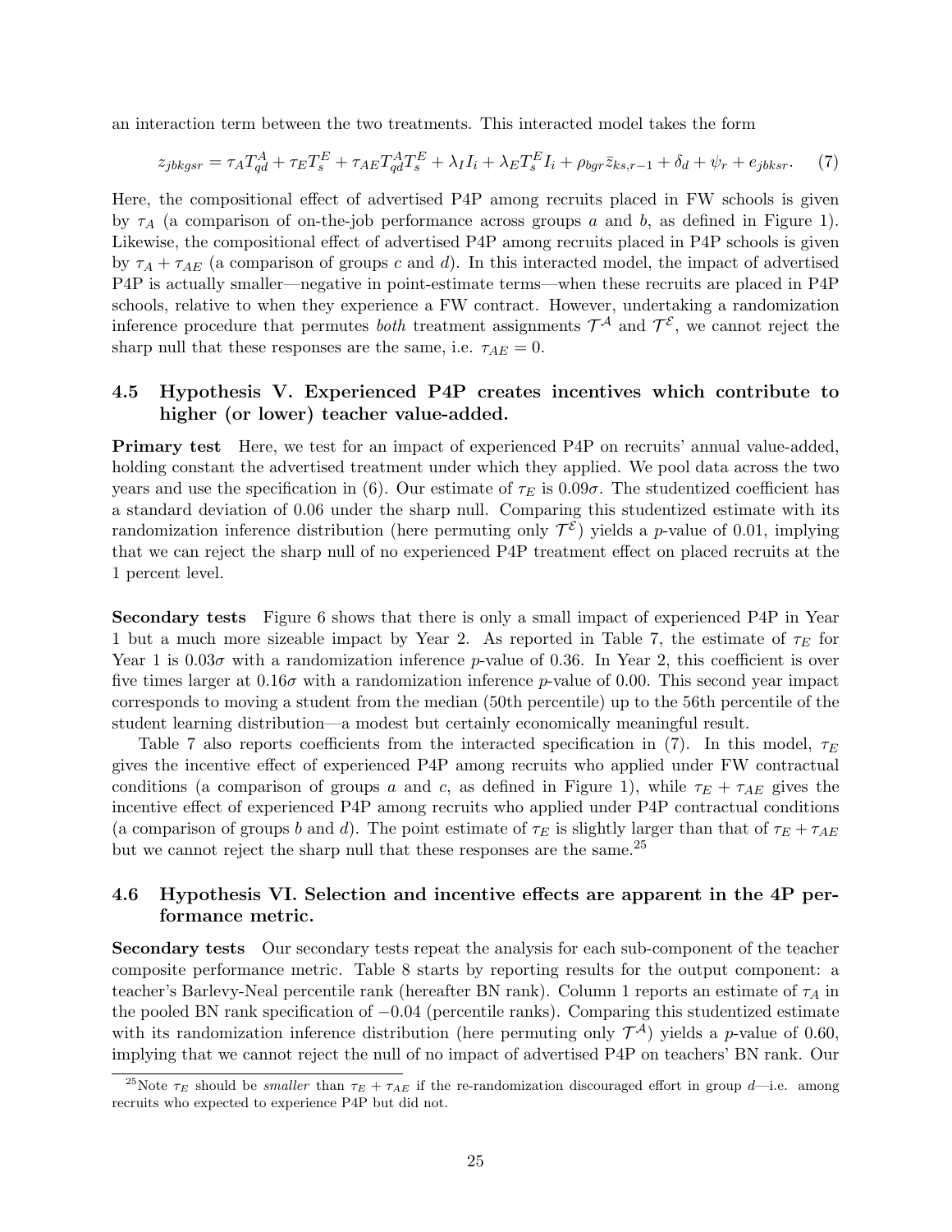an interaction term between the two treatments. This interacted model takes the form

$$z_{jbkgsr} = \tau_A T^A_{qd} + \tau_E T^E_s + \tau_{AE} T^A_{qd} T^E_s + \lambda_I I_i + \lambda_E T^E_s I_i + \rho_{bgr} \bar{z}_{ks,r-1} + \delta_d + \psi_r + e_{jbksr}. \quad (7)$$

Here, the compositional effect of advertised P4P among recruits placed in FW schools is given by $\tau_A$ (a comparison of on-the-job performance across groups $a$ and $b$, as defined in Figure 1). Likewise, the compositional effect of advertised P4P among recruits placed in P4P schools is given by $\tau_A + \tau_{AE}$ (a comparison of groups $c$ and $d$). In this interacted model, the impact of advertised P4P is actually smaller—negative in point-estimate terms—when these recruits are placed in P4P schools, relative to when they experience a FW contract. However, undertaking a randomization inference procedure that permutes *both* treatment assignments $\mathcal{T}^{\mathcal{A}}$ and $\mathcal{T}^{\mathcal{E}}$, we cannot reject the sharp null that these responses are the same, i.e. $\tau_{AE} = 0$.

### 4.5 Hypothesis V. Experienced P4P creates incentives which contribute to higher (or lower) teacher value-added.

**Primary test** Here, we test for an impact of experienced P4P on recruits' annual value-added, holding constant the advertised treatment under which they applied. We pool data across the two years and use the specification in (6). Our estimate of $\tau_E$ is $0.09\sigma$. The studentized coefficient has a standard deviation of 0.06 under the sharp null. Comparing this studentized estimate with its randomization inference distribution (here permuting only $\mathcal{T}^{\mathcal{E}}$) yields a $p$-value of 0.01, implying that we can reject the sharp null of no experienced P4P treatment effect on placed recruits at the 1 percent level.

**Secondary tests** Figure 6 shows that there is only a small impact of experienced P4P in Year 1 but a much more sizeable impact by Year 2. As reported in Table 7, the estimate of $\tau_E$ for Year 1 is $0.03\sigma$ with a randomization inference $p$-value of 0.36. In Year 2, this coefficient is over five times larger at $0.16\sigma$ with a randomization inference $p$-value of 0.00. This second year impact corresponds to moving a student from the median (50th percentile) up to the 56th percentile of the student learning distribution—a modest but certainly economically meaningful result.

Table 7 also reports coefficients from the interacted specification in (7). In this model, $\tau_E$ gives the incentive effect of experienced P4P among recruits who applied under FW contractual conditions (a comparison of groups $a$ and $c$, as defined in Figure 1), while $\tau_E + \tau_{AE}$ gives the incentive effect of experienced P4P among recruits who applied under P4P contractual conditions (a comparison of groups $b$ and $d$). The point estimate of $\tau_E$ is slightly larger than that of $\tau_E + \tau_{AE}$ but we cannot reject the sharp null that these responses are the same.[25]

### 4.6 Hypothesis VI. Selection and incentive effects are apparent in the 4P performance metric.

**Secondary tests** Our secondary tests repeat the analysis for each sub-component of the teacher composite performance metric. Table 8 starts by reporting results for the output component: a teacher's Barlevy-Neal percentile rank (hereafter BN rank). Column 1 reports an estimate of $\tau_A$ in the pooled BN rank specification of $-0.04$ (percentile ranks). Comparing this studentized estimate with its randomization inference distribution (here permuting only $\mathcal{T}^{\mathcal{A}}$) yields a $p$-value of 0.60, implying that we cannot reject the null of no impact of advertised P4P on teachers' BN rank. Our

[25]Note $\tau_E$ should be *smaller* than $\tau_E + \tau_{AE}$ if the re-randomization discouraged effort in group $d$—i.e. among recruits who expected to experience P4P but did not.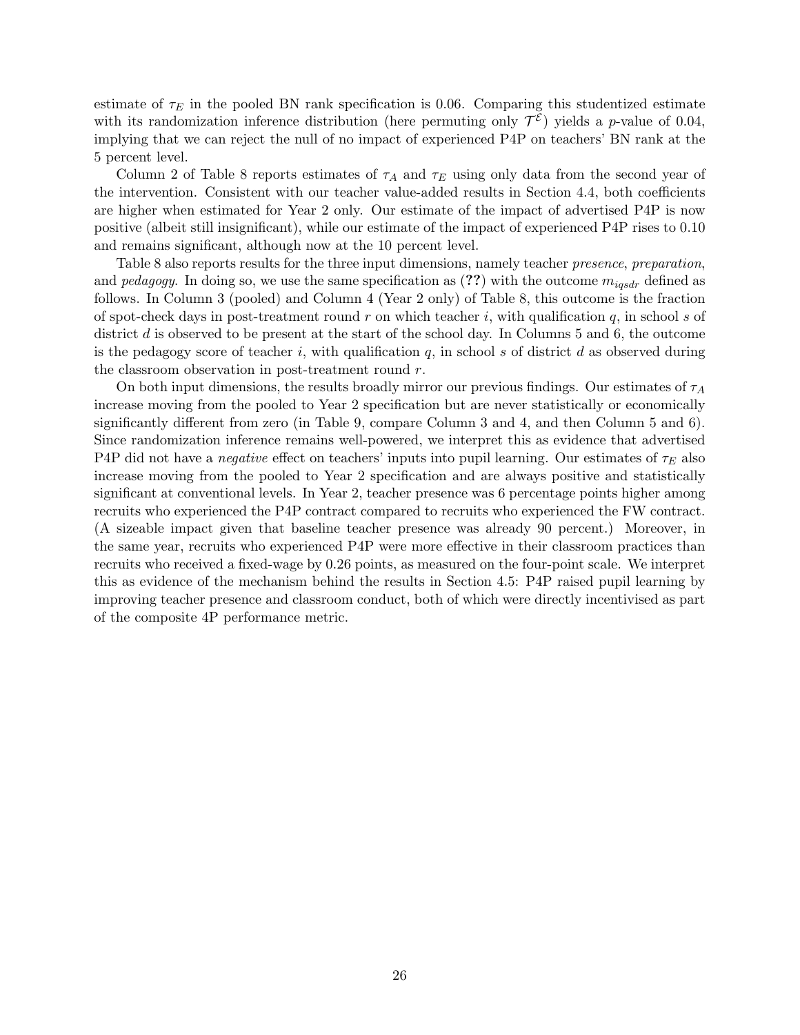estimate of $\tau_E$ in the pooled BN rank specification is 0.06. Comparing this studentized estimate with its randomization inference distribution (here permuting only $\mathcal{T}^{\mathcal{E}}$) yields a $p$-value of 0.04, implying that we can reject the null of no impact of experienced P4P on teachers' BN rank at the 5 percent level.

Column 2 of Table 8 reports estimates of $\tau_A$ and $\tau_E$ using only data from the second year of the intervention. Consistent with our teacher value-added results in Section 4.4, both coefficients are higher when estimated for Year 2 only. Our estimate of the impact of advertised P4P is now positive (albeit still insignificant), while our estimate of the impact of experienced P4P rises to 0.10 and remains significant, although now at the 10 percent level.

Table 8 also reports results for the three input dimensions, namely teacher *presence*, *preparation*, and *pedagogy*. In doing so, we use the same specification as (**??**) with the outcome $m_{iqsdr}$ defined as follows. In Column 3 (pooled) and Column 4 (Year 2 only) of Table 8, this outcome is the fraction of spot-check days in post-treatment round $r$ on which teacher $i$, with qualification $q$, in school $s$ of district $d$ is observed to be present at the start of the school day. In Columns 5 and 6, the outcome is the pedagogy score of teacher $i$, with qualification $q$, in school $s$ of district $d$ as observed during the classroom observation in post-treatment round $r$.

On both input dimensions, the results broadly mirror our previous findings. Our estimates of $\tau_A$ increase moving from the pooled to Year 2 specification but are never statistically or economically significantly different from zero (in Table 9, compare Column 3 and 4, and then Column 5 and 6). Since randomization inference remains well-powered, we interpret this as evidence that advertised P4P did not have a *negative* effect on teachers' inputs into pupil learning. Our estimates of $\tau_E$ also increase moving from the pooled to Year 2 specification and are always positive and statistically significant at conventional levels. In Year 2, teacher presence was 6 percentage points higher among recruits who experienced the P4P contract compared to recruits who experienced the FW contract. (A sizeable impact given that baseline teacher presence was already 90 percent.) Moreover, in the same year, recruits who experienced P4P were more effective in their classroom practices than recruits who received a fixed-wage by 0.26 points, as measured on the four-point scale. We interpret this as evidence of the mechanism behind the results in Section 4.5: P4P raised pupil learning by improving teacher presence and classroom conduct, both of which were directly incentivised as part of the composite 4P performance metric.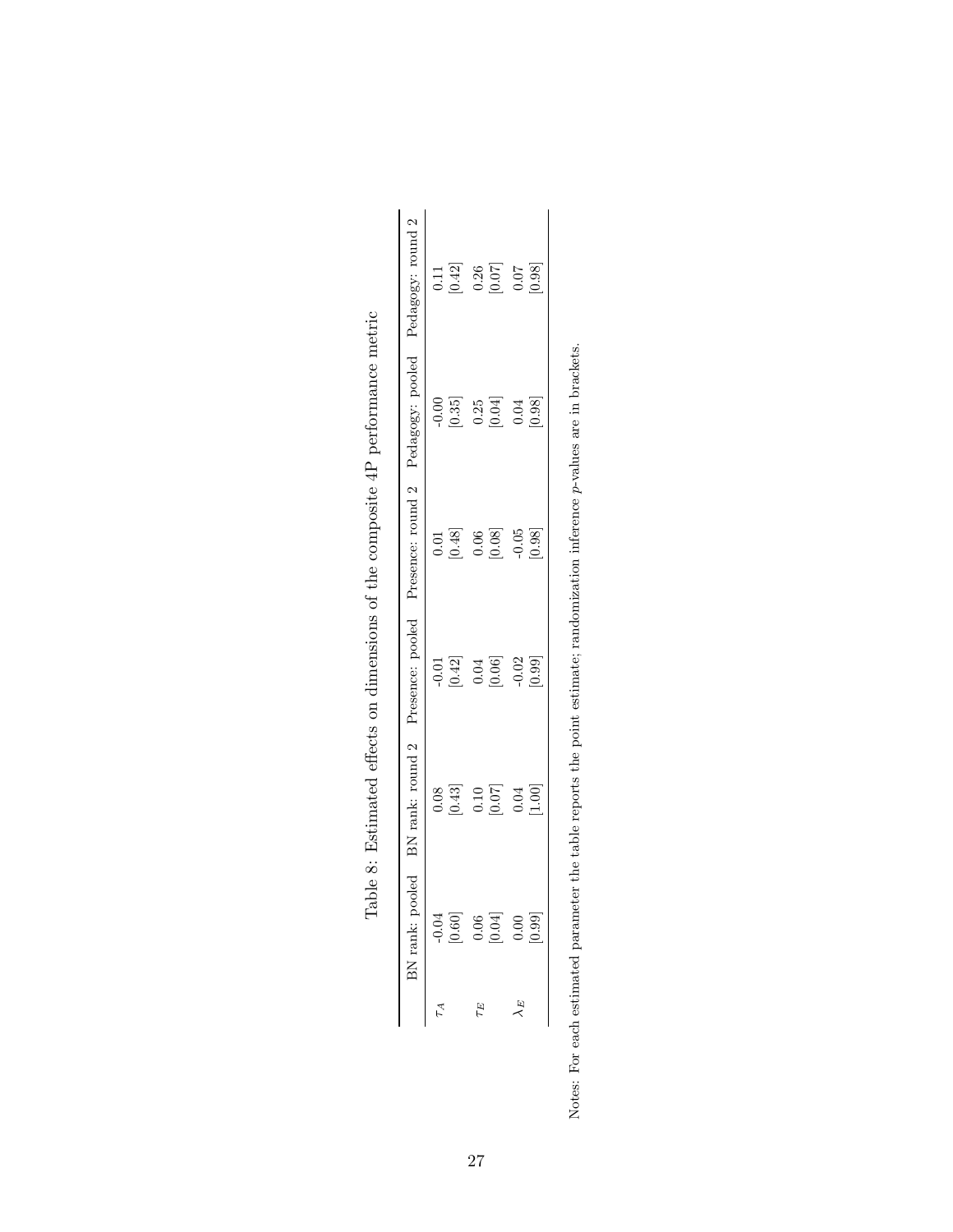Table 8: Estimated effects on dimensions of the composite 4P performance metric

| | BN rank: pooled | BN rank: round 2 | Presence: pooled | Presence: round 2 | Pedagogy: pooled | Pedagogy: round 2 |
|---|---|---|---|---|---|---|
| $\tau_A$ | -0.04 | 0.08 | -0.01 | 0.01 | -0.00 | 0.11 |
| | [0.60] | [0.43] | [0.42] | [0.48] | [0.35] | [0.42] |
| $\tau_E$ | 0.06 | 0.10 | 0.04 | 0.06 | 0.25 | 0.26 |
| | [0.04] | [0.07] | [0.06] | [0.08] | [0.04] | [0.07] |
| $\lambda_E$ | 0.00 | 0.04 | -0.02 | -0.05 | 0.04 | 0.07 |
| | [0.99] | [1.00] | [0.99] | [0.98] | [0.98] | [0.98] |

Notes: For each estimated parameter the table reports the point estimate; randomization inference $p$-values are in brackets.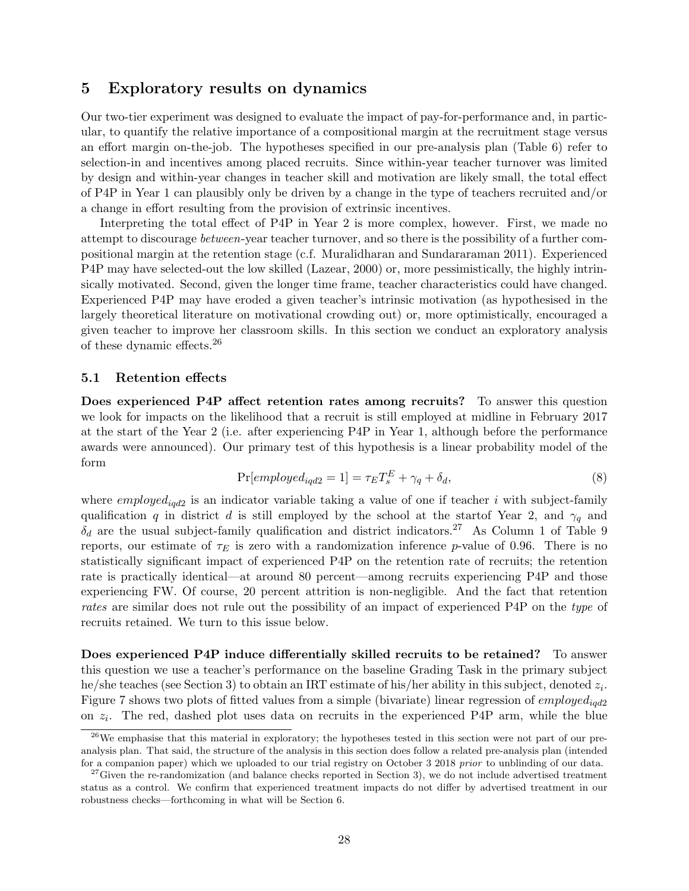## 5 Exploratory results on dynamics

Our two-tier experiment was designed to evaluate the impact of pay-for-performance and, in particular, to quantify the relative importance of a compositional margin at the recruitment stage versus an effort margin on-the-job. The hypotheses specified in our pre-analysis plan (Table 6) refer to selection-in and incentives among placed recruits. Since within-year teacher turnover was limited by design and within-year changes in teacher skill and motivation are likely small, the total effect of P4P in Year 1 can plausibly only be driven by a change in the type of teachers recruited and/or a change in effort resulting from the provision of extrinsic incentives.

Interpreting the total effect of P4P in Year 2 is more complex, however. First, we made no attempt to discourage *between*-year teacher turnover, and so there is the possibility of a further compositional margin at the retention stage (c.f. Muralidharan and Sundararaman 2011). Experienced P4P may have selected-out the low skilled (Lazear, 2000) or, more pessimistically, the highly intrinsically motivated. Second, given the longer time frame, teacher characteristics could have changed. Experienced P4P may have eroded a given teacher's intrinsic motivation (as hypothesised in the largely theoretical literature on motivational crowding out) or, more optimistically, encouraged a given teacher to improve her classroom skills. In this section we conduct an exploratory analysis of these dynamic effects.[26]

### 5.1 Retention effects

**Does experienced P4P affect retention rates among recruits?** To answer this question we look for impacts on the likelihood that a recruit is still employed at midline in February 2017 at the start of the Year 2 (i.e. after experiencing P4P in Year 1, although before the performance awards were announced). Our primary test of this hypothesis is a linear probability model of the form

$$\Pr[employed_{iqd2} = 1] = \tau_E T_s^E + \gamma_q + \delta_d, \tag{8}$$

where $employed_{iqd2}$ is an indicator variable taking a value of one if teacher $i$ with subject-family qualification $q$ in district $d$ is still employed by the school at the startof Year 2, and $\gamma_q$ and $\delta_d$ are the usual subject-family qualification and district indicators.[27] As Column 1 of Table 9 reports, our estimate of $\tau_E$ is zero with a randomization inference $p$-value of 0.96. There is no statistically significant impact of experienced P4P on the retention rate of recruits; the retention rate is practically identical—at around 80 percent—among recruits experiencing P4P and those experiencing FW. Of course, 20 percent attrition is non-negligible. And the fact that retention *rates* are similar does not rule out the possibility of an impact of experienced P4P on the *type* of recruits retained. We turn to this issue below.

**Does experienced P4P induce differentially skilled recruits to be retained?** To answer this question we use a teacher's performance on the baseline Grading Task in the primary subject he/she teaches (see Section 3) to obtain an IRT estimate of his/her ability in this subject, denoted $z_i$. Figure 7 shows two plots of fitted values from a simple (bivariate) linear regression of $employed_{iqd2}$ on $z_i$. The red, dashed plot uses data on recruits in the experienced P4P arm, while the blue

[26] We emphasise that this material in exploratory; the hypotheses tested in this section were not part of our pre-analysis plan. That said, the structure of the analysis in this section does follow a related pre-analysis plan (intended for a companion paper) which we uploaded to our trial registry on October 3 2018 *prior* to unblinding of our data.

[27] Given the re-randomization (and balance checks reported in Section 3), we do not include advertised treatment status as a control. We confirm that experienced treatment impacts do not differ by advertised treatment in our robustness checks—forthcoming in what will be Section 6.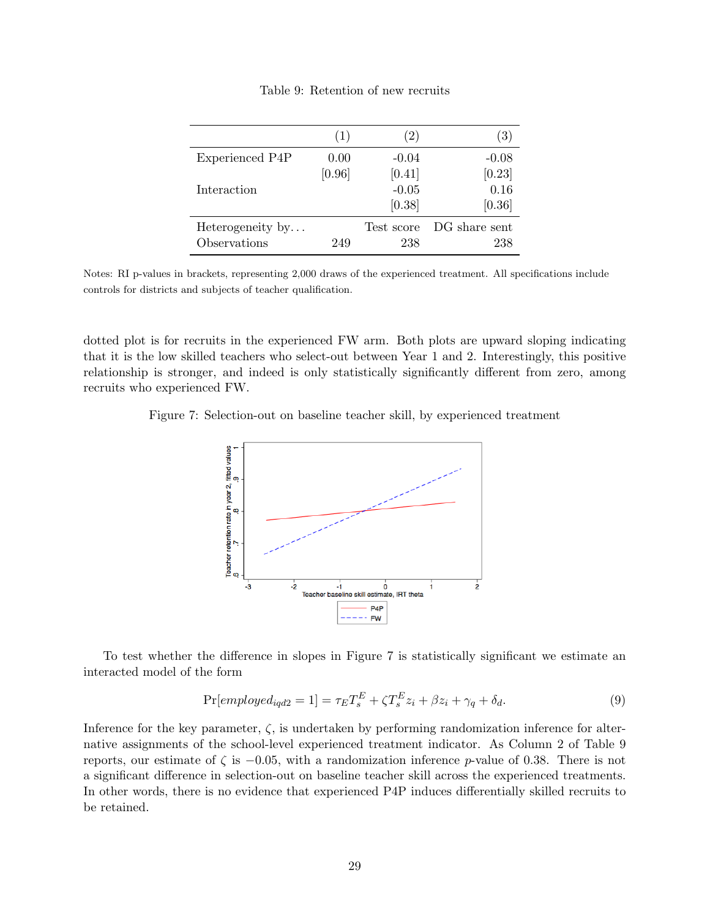Table 9: Retention of new recruits

| | (1) | (2) | (3) |
|---|---|---|---|
| Experienced P4P | 0.00 | -0.04 | -0.08 |
| | [0.96] | [0.41] | [0.23] |
| Interaction | | -0.05 | 0.16 |
| | | [0.38] | [0.36] |
| Heterogeneity by... | | Test score | DG share sent |
| Observations | 249 | 238 | 238 |

Notes: RI p-values in brackets, representing 2,000 draws of the experienced treatment. All specifications include controls for districts and subjects of teacher qualification.

dotted plot is for recruits in the experienced FW arm. Both plots are upward sloping indicating that it is the low skilled teachers who select-out between Year 1 and 2. Interestingly, this positive relationship is stronger, and indeed is only statistically significantly different from zero, among recruits who experienced FW.

Figure 7: Selection-out on baseline teacher skill, by experienced treatment

To test whether the difference in slopes in Figure 7 is statistically significant we estimate an interacted model of the form

$$\Pr[employed_{iqd2} = 1] = \tau_E T_s^E + \zeta T_s^E z_i + \beta z_i + \gamma_q + \delta_d. \tag{9}$$

Inference for the key parameter, $\zeta$, is undertaken by performing randomization inference for alternative assignments of the school-level experienced treatment indicator. As Column 2 of Table 9 reports, our estimate of $\zeta$ is $-0.05$, with a randomization inference $p$-value of 0.38. There is not a significant difference in selection-out on baseline teacher skill across the experienced treatments. In other words, there is no evidence that experienced P4P induces differentially skilled recruits to be retained.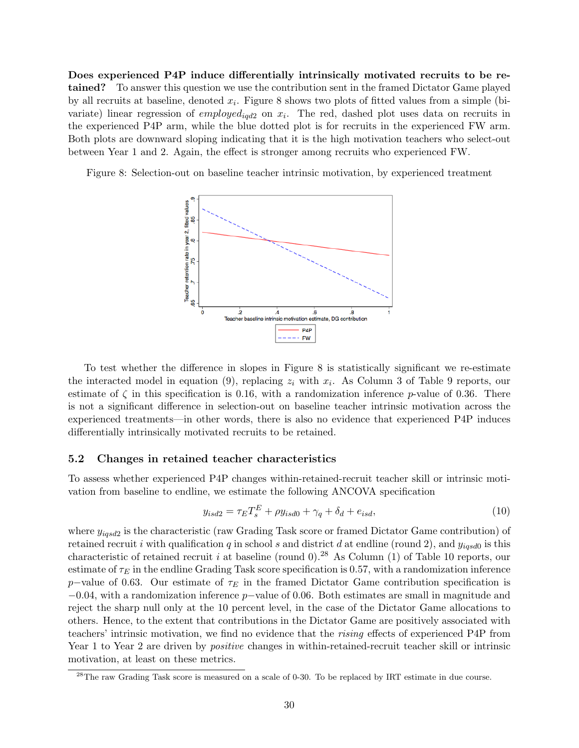**Does experienced P4P induce differentially intrinsically motivated recruits to be retained?** To answer this question we use the contribution sent in the framed Dictator Game played by all recruits at baseline, denoted $x_i$. Figure 8 shows two plots of fitted values from a simple (bivariate) linear regression of $employed_{iqd2}$ on $x_i$. The red, dashed plot uses data on recruits in the experienced P4P arm, while the blue dotted plot is for recruits in the experienced FW arm. Both plots are downward sloping indicating that it is the high motivation teachers who select-out between Year 1 and 2. Again, the effect is stronger among recruits who experienced FW.

Figure 8: Selection-out on baseline teacher intrinsic motivation, by experienced treatment

To test whether the difference in slopes in Figure 8 is statistically significant we re-estimate the interacted model in equation (9), replacing $z_i$ with $x_i$. As Column 3 of Table 9 reports, our estimate of $\zeta$ in this specification is 0.16, with a randomization inference $p$-value of 0.36. There is not a significant difference in selection-out on baseline teacher intrinsic motivation across the experienced treatments—in other words, there is also no evidence that experienced P4P induces differentially intrinsically motivated recruits to be retained.

## 5.2 Changes in retained teacher characteristics

To assess whether experienced P4P changes within-retained-recruit teacher skill or intrinsic motivation from baseline to endline, we estimate the following ANCOVA specification

$$y_{isd2} = \tau_E T_s^E + \rho y_{isd0} + \gamma_q + \delta_d + e_{isd}, \tag{10}$$

where $y_{iqsd2}$ is the characteristic (raw Grading Task score or framed Dictator Game contribution) of retained recruit $i$ with qualification $q$ in school $s$ and district $d$ at endline (round 2), and $y_{iqsd0}$ is this characteristic of retained recruit $i$ at baseline (round 0).[28] As Column (1) of Table 10 reports, our estimate of $\tau_E$ in the endline Grading Task score specification is 0.57, with a randomization inference $p-$value of 0.63. Our estimate of $\tau_E$ in the framed Dictator Game contribution specification is $-0.04$, with a randomization inference $p-$value of 0.06. Both estimates are small in magnitude and reject the sharp null only at the 10 percent level, in the case of the Dictator Game allocations to others. Hence, to the extent that contributions in the Dictator Game are positively associated with teachers' intrinsic motivation, we find no evidence that the *rising* effects of experienced P4P from Year 1 to Year 2 are driven by *positive* changes in within-retained-recruit teacher skill or intrinsic motivation, at least on these metrics.

[28] The raw Grading Task score is measured on a scale of 0-30. To be replaced by IRT estimate in due course.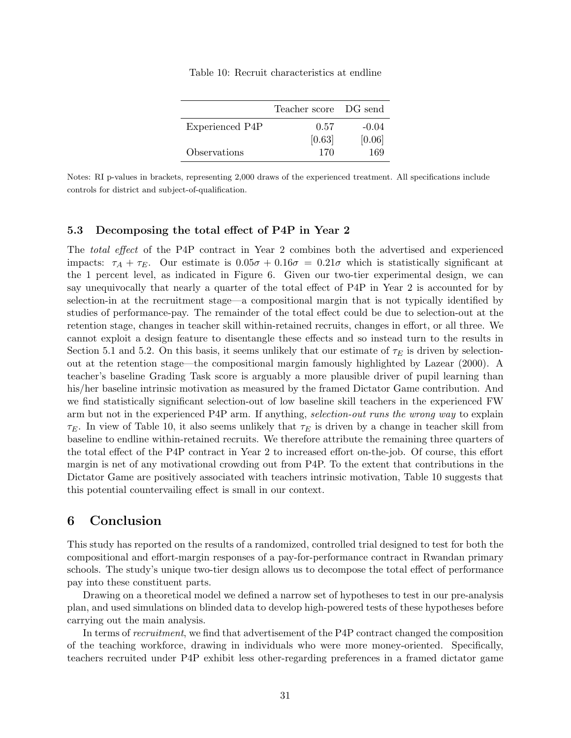Table 10: Recruit characteristics at endline

| | Teacher score | DG send |
|---|---|---|
| Experienced P4P | 0.57 | -0.04 |
| | [0.63] | [0.06] |
| Observations | 170 | 169 |

Notes: RI p-values in brackets, representing 2,000 draws of the experienced treatment. All specifications include controls for district and subject-of-qualification.

### 5.3 Decomposing the total effect of P4P in Year 2

The *total effect* of the P4P contract in Year 2 combines both the advertised and experienced impacts: $\tau_A + \tau_E$. Our estimate is $0.05\sigma + 0.16\sigma = 0.21\sigma$ which is statistically significant at the 1 percent level, as indicated in Figure 6. Given our two-tier experimental design, we can say unequivocally that nearly a quarter of the total effect of P4P in Year 2 is accounted for by selection-in at the recruitment stage—a compositional margin that is not typically identified by studies of performance-pay. The remainder of the total effect could be due to selection-out at the retention stage, changes in teacher skill within-retained recruits, changes in effort, or all three. We cannot exploit a design feature to disentangle these effects and so instead turn to the results in Section 5.1 and 5.2. On this basis, it seems unlikely that our estimate of $\tau_E$ is driven by selection-out at the retention stage—the compositional margin famously highlighted by Lazear (2000). A teacher's baseline Grading Task score is arguably a more plausible driver of pupil learning than his/her baseline intrinsic motivation as measured by the framed Dictator Game contribution. And we find statistically significant selection-out of low baseline skill teachers in the experienced FW arm but not in the experienced P4P arm. If anything, *selection-out runs the wrong way* to explain $\tau_E$. In view of Table 10, it also seems unlikely that $\tau_E$ is driven by a change in teacher skill from baseline to endline within-retained recruits. We therefore attribute the remaining three quarters of the total effect of the P4P contract in Year 2 to increased effort on-the-job. Of course, this effort margin is net of any motivational crowding out from P4P. To the extent that contributions in the Dictator Game are positively associated with teachers intrinsic motivation, Table 10 suggests that this potential countervailing effect is small in our context.

## 6 Conclusion

This study has reported on the results of a randomized, controlled trial designed to test for both the compositional and effort-margin responses of a pay-for-performance contract in Rwandan primary schools. The study's unique two-tier design allows us to decompose the total effect of performance pay into these constituent parts.

Drawing on a theoretical model we defined a narrow set of hypotheses to test in our pre-analysis plan, and used simulations on blinded data to develop high-powered tests of these hypotheses before carrying out the main analysis.

In terms of *recruitment*, we find that advertisement of the P4P contract changed the composition of the teaching workforce, drawing in individuals who were more money-oriented. Specifically, teachers recruited under P4P exhibit less other-regarding preferences in a framed dictator game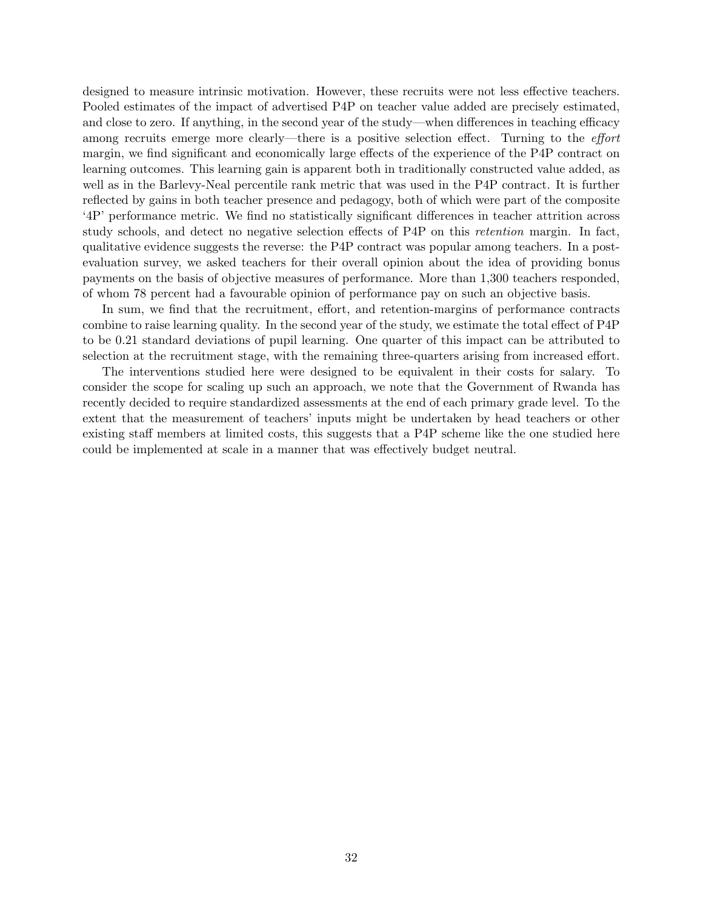designed to measure intrinsic motivation. However, these recruits were not less effective teachers. Pooled estimates of the impact of advertised P4P on teacher value added are precisely estimated, and close to zero. If anything, in the second year of the study—when differences in teaching efficacy among recruits emerge more clearly—there is a positive selection effect. Turning to the *effort* margin, we find significant and economically large effects of the experience of the P4P contract on learning outcomes. This learning gain is apparent both in traditionally constructed value added, as well as in the Barlevy-Neal percentile rank metric that was used in the P4P contract. It is further reflected by gains in both teacher presence and pedagogy, both of which were part of the composite '4P' performance metric. We find no statistically significant differences in teacher attrition across study schools, and detect no negative selection effects of P4P on this *retention* margin. In fact, qualitative evidence suggests the reverse: the P4P contract was popular among teachers. In a post-evaluation survey, we asked teachers for their overall opinion about the idea of providing bonus payments on the basis of objective measures of performance. More than 1,300 teachers responded, of whom 78 percent had a favourable opinion of performance pay on such an objective basis.

In sum, we find that the recruitment, effort, and retention-margins of performance contracts combine to raise learning quality. In the second year of the study, we estimate the total effect of P4P to be 0.21 standard deviations of pupil learning. One quarter of this impact can be attributed to selection at the recruitment stage, with the remaining three-quarters arising from increased effort.

The interventions studied here were designed to be equivalent in their costs for salary. To consider the scope for scaling up such an approach, we note that the Government of Rwanda has recently decided to require standardized assessments at the end of each primary grade level. To the extent that the measurement of teachers' inputs might be undertaken by head teachers or other existing staff members at limited costs, this suggests that a P4P scheme like the one studied here could be implemented at scale in a manner that was effectively budget neutral.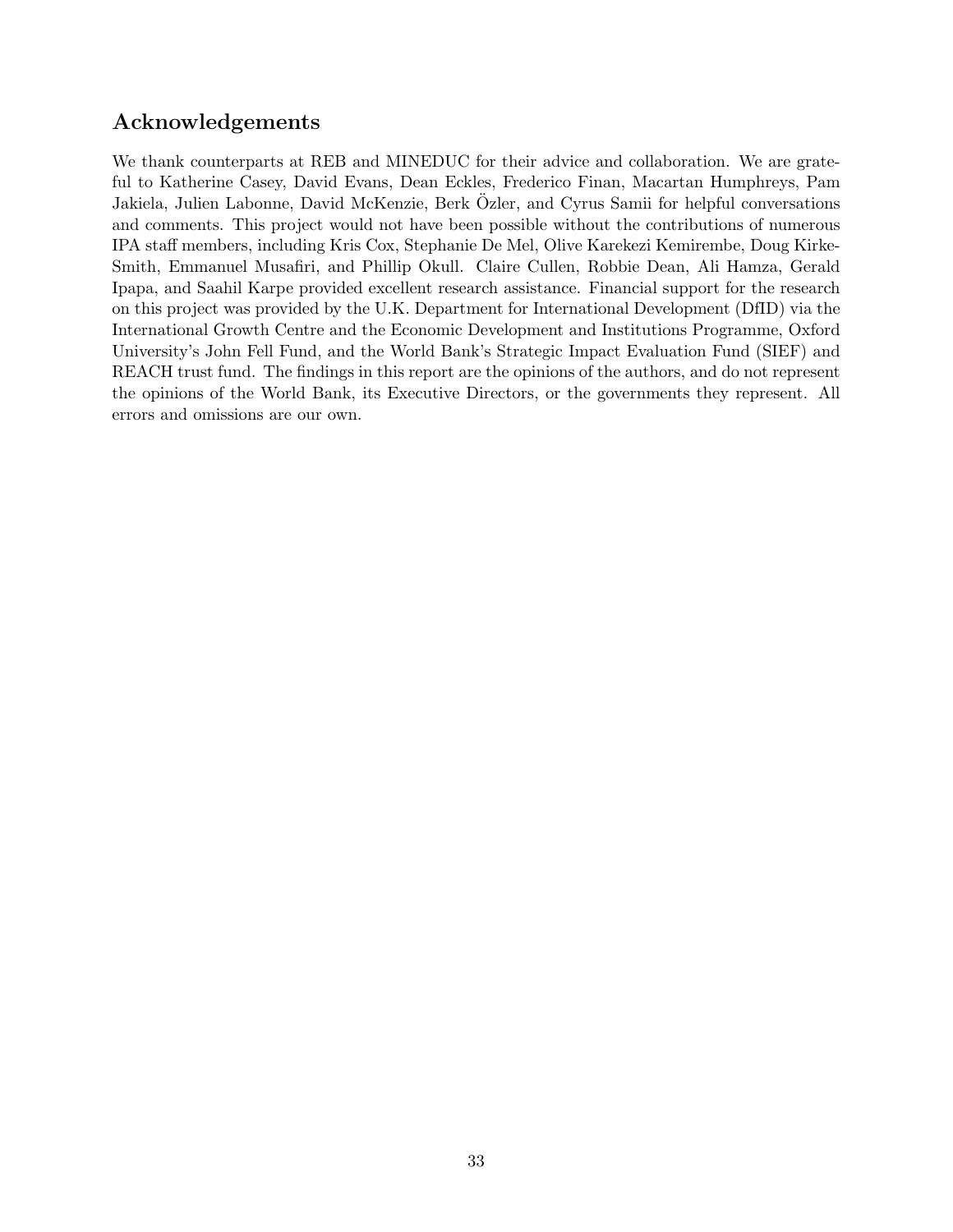## Acknowledgements

We thank counterparts at REB and MINEDUC for their advice and collaboration. We are grateful to Katherine Casey, David Evans, Dean Eckles, Frederico Finan, Macartan Humphreys, Pam Jakiela, Julien Labonne, David McKenzie, Berk Özler, and Cyrus Samii for helpful conversations and comments. This project would not have been possible without the contributions of numerous IPA staff members, including Kris Cox, Stephanie De Mel, Olive Karekezi Kemirembe, Doug Kirke-Smith, Emmanuel Musafiri, and Phillip Okull. Claire Cullen, Robbie Dean, Ali Hamza, Gerald Ipapa, and Saahil Karpe provided excellent research assistance. Financial support for the research on this project was provided by the U.K. Department for International Development (DfID) via the International Growth Centre and the Economic Development and Institutions Programme, Oxford University's John Fell Fund, and the World Bank's Strategic Impact Evaluation Fund (SIEF) and REACH trust fund. The findings in this report are the opinions of the authors, and do not represent the opinions of the World Bank, its Executive Directors, or the governments they represent. All errors and omissions are our own.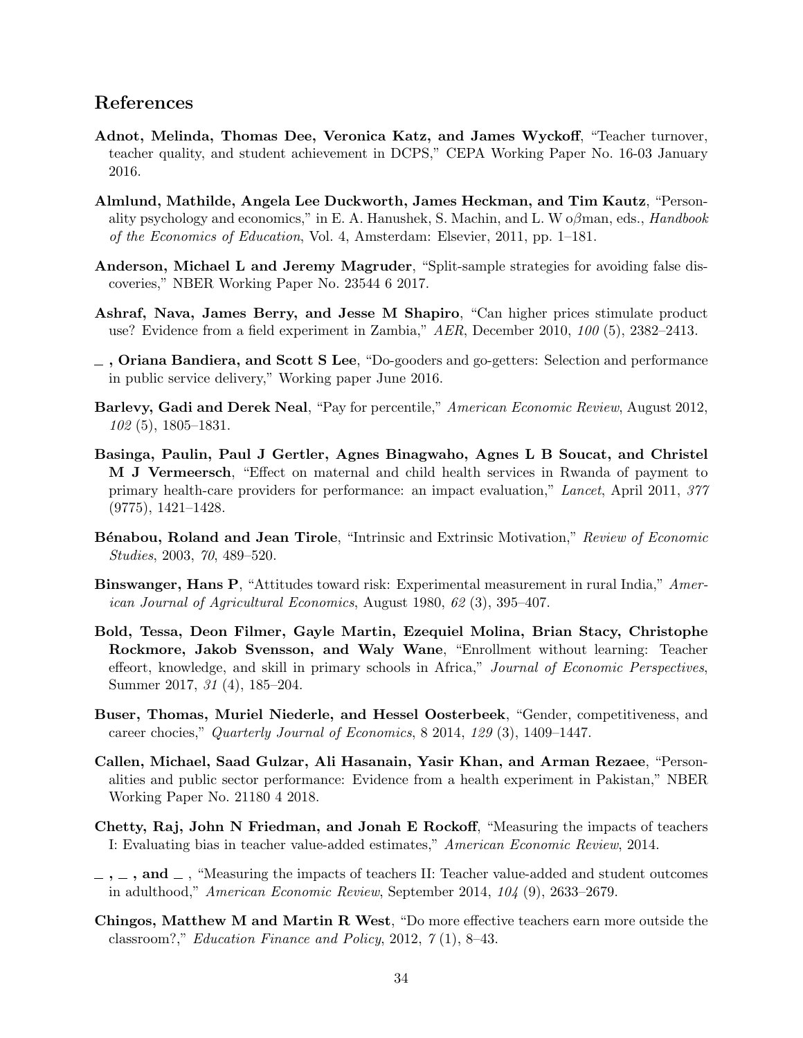## References

**Adnot, Melinda, Thomas Dee, Veronica Katz, and James Wyckoff**, "Teacher turnover, teacher quality, and student achievement in DCPS," CEPA Working Paper No. 16-03 January 2016.

**Almlund, Mathilde, Angela Lee Duckworth, James Heckman, and Tim Kautz**, "Personality psychology and economics," in E. A. Hanushek, S. Machin, and L. W o$\beta$man, eds., *Handbook of the Economics of Education*, Vol. 4, Amsterdam: Elsevier, 2011, pp. 1–181.

**Anderson, Michael L and Jeremy Magruder**, "Split-sample strategies for avoiding false discoveries," NBER Working Paper No. 23544 6 2017.

**Ashraf, Nava, James Berry, and Jesse M Shapiro**, "Can higher prices stimulate product use? Evidence from a field experiment in Zambia," *AER*, December 2010, *100* (5), 2382–2413.

**\_ , Oriana Bandiera, and Scott S Lee**, "Do-gooders and go-getters: Selection and performance in public service delivery," Working paper June 2016.

**Barlevy, Gadi and Derek Neal**, "Pay for percentile," *American Economic Review*, August 2012, *102* (5), 1805–1831.

**Basinga, Paulin, Paul J Gertler, Agnes Binagwaho, Agnes L B Soucat, and Christel M J Vermeersch**, "Effect on maternal and child health services in Rwanda of payment to primary health-care providers for performance: an impact evaluation," *Lancet*, April 2011, *377* (9775), 1421–1428.

**Bénabou, Roland and Jean Tirole**, "Intrinsic and Extrinsic Motivation," *Review of Economic Studies*, 2003, *70*, 489–520.

**Binswanger, Hans P**, "Attitudes toward risk: Experimental measurement in rural India," *American Journal of Agricultural Economics*, August 1980, *62* (3), 395–407.

**Bold, Tessa, Deon Filmer, Gayle Martin, Ezequiel Molina, Brian Stacy, Christophe Rockmore, Jakob Svensson, and Waly Wane**, "Enrollment without learning: Teacher effeort, knowledge, and skill in primary schools in Africa," *Journal of Economic Perspectives*, Summer 2017, *31* (4), 185–204.

**Buser, Thomas, Muriel Niederle, and Hessel Oosterbeek**, "Gender, competitiveness, and career chocies," *Quarterly Journal of Economics*, 8 2014, *129* (3), 1409–1447.

**Callen, Michael, Saad Gulzar, Ali Hasanain, Yasir Khan, and Arman Rezaee**, "Personalities and public sector performance: Evidence from a health experiment in Pakistan," NBER Working Paper No. 21180 4 2018.

**Chetty, Raj, John N Friedman, and Jonah E Rockoff**, "Measuring the impacts of teachers I: Evaluating bias in teacher value-added estimates," *American Economic Review*, 2014.

**\_ , \_ , and \_** , "Measuring the impacts of teachers II: Teacher value-added and student outcomes in adulthood," *American Economic Review*, September 2014, *104* (9), 2633–2679.

**Chingos, Matthew M and Martin R West**, "Do more effective teachers earn more outside the classroom?," *Education Finance and Policy*, 2012, *7* (1), 8–43.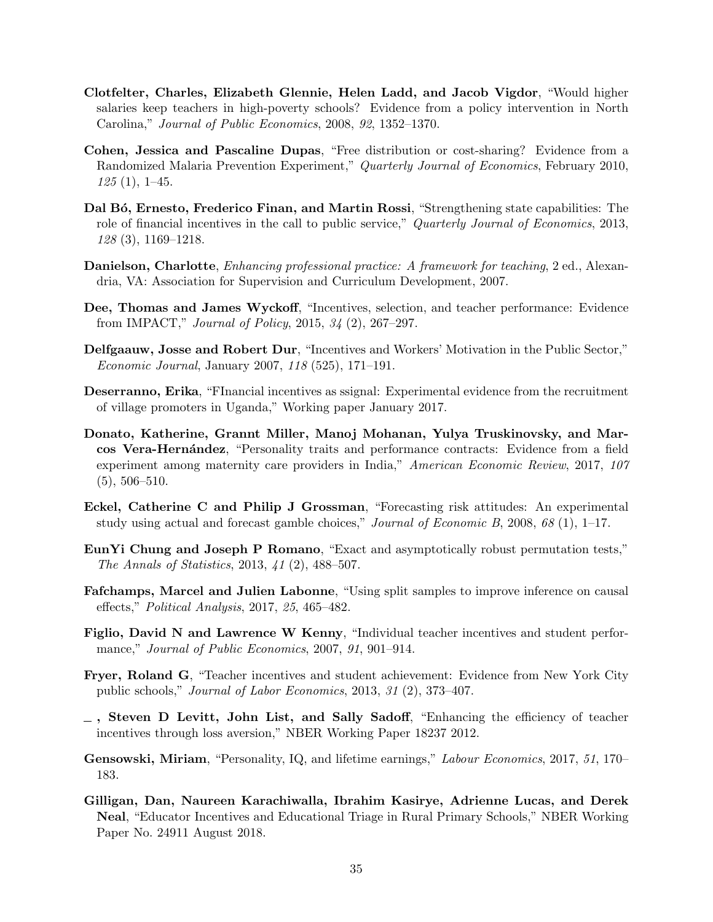**Clotfelter, Charles, Elizabeth Glennie, Helen Ladd, and Jacob Vigdor**, "Would higher salaries keep teachers in high-poverty schools? Evidence from a policy intervention in North Carolina," *Journal of Public Economics*, 2008, *92*, 1352–1370.

**Cohen, Jessica and Pascaline Dupas**, "Free distribution or cost-sharing? Evidence from a Randomized Malaria Prevention Experiment," *Quarterly Journal of Economics*, February 2010, *125* (1), 1–45.

**Dal Bó, Ernesto, Frederico Finan, and Martin Rossi**, "Strengthening state capabilities: The role of financial incentives in the call to public service," *Quarterly Journal of Economics*, 2013, *128* (3), 1169–1218.

**Danielson, Charlotte**, *Enhancing professional practice: A framework for teaching*, 2 ed., Alexandria, VA: Association for Supervision and Curriculum Development, 2007.

**Dee, Thomas and James Wyckoff**, "Incentives, selection, and teacher performance: Evidence from IMPACT," *Journal of Policy*, 2015, *34* (2), 267–297.

**Delfgaauw, Josse and Robert Dur**, "Incentives and Workers' Motivation in the Public Sector," *Economic Journal*, January 2007, *118* (525), 171–191.

**Deserranno, Erika**, "FInancial incentives as ssignal: Experimental evidence from the recruitment of village promoters in Uganda," Working paper January 2017.

**Donato, Katherine, Grannt Miller, Manoj Mohanan, Yulya Truskinovsky, and Marcos Vera-Hernández**, "Personality traits and performance contracts: Evidence from a field experiment among maternity care providers in India," *American Economic Review*, 2017, *107* (5), 506–510.

**Eckel, Catherine C and Philip J Grossman**, "Forecasting risk attitudes: An experimental study using actual and forecast gamble choices," *Journal of Economic B*, 2008, *68* (1), 1–17.

**EunYi Chung and Joseph P Romano**, "Exact and asymptotically robust permutation tests," *The Annals of Statistics*, 2013, *41* (2), 488–507.

**Fafchamps, Marcel and Julien Labonne**, "Using split samples to improve inference on causal effects," *Political Analysis*, 2017, *25*, 465–482.

**Figlio, David N and Lawrence W Kenny**, "Individual teacher incentives and student performance," *Journal of Public Economics*, 2007, *91*, 901–914.

**Fryer, Roland G**, "Teacher incentives and student achievement: Evidence from New York City public schools," *Journal of Labor Economics*, 2013, *31* (2), 373–407.

**_ , Steven D Levitt, John List, and Sally Sadoff**, "Enhancing the efficiency of teacher incentives through loss aversion," NBER Working Paper 18237 2012.

**Gensowski, Miriam**, "Personality, IQ, and lifetime earnings," *Labour Economics*, 2017, *51*, 170–183.

**Gilligan, Dan, Naureen Karachiwalla, Ibrahim Kasirye, Adrienne Lucas, and Derek Neal**, "Educator Incentives and Educational Triage in Rural Primary Schools," NBER Working Paper No. 24911 August 2018.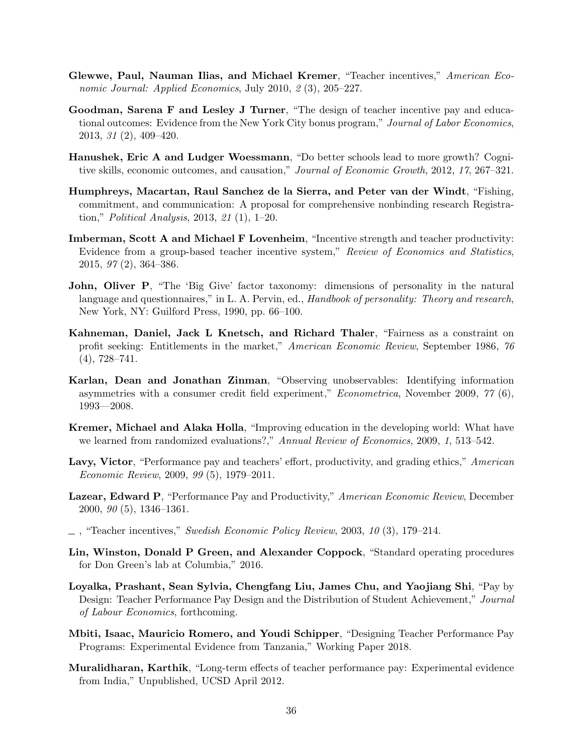**Glewwe, Paul, Nauman Ilias, and Michael Kremer**, "Teacher incentives," *American Economic Journal: Applied Economics*, July 2010, *2* (3), 205–227.

**Goodman, Sarena F and Lesley J Turner**, "The design of teacher incentive pay and educational outcomes: Evidence from the New York City bonus program," *Journal of Labor Economics*, 2013, *31* (2), 409–420.

**Hanushek, Eric A and Ludger Woessmann**, "Do better schools lead to more growth? Cognitive skills, economic outcomes, and causation," *Journal of Economic Growth*, 2012, *17*, 267–321.

**Humphreys, Macartan, Raul Sanchez de la Sierra, and Peter van der Windt**, "Fishing, commitment, and communication: A proposal for comprehensive nonbinding research Registration," *Political Analysis*, 2013, *21* (1), 1–20.

**Imberman, Scott A and Michael F Lovenheim**, "Incentive strength and teacher productivity: Evidence from a group-based teacher incentive system," *Review of Economics and Statistics*, 2015, *97* (2), 364–386.

**John, Oliver P**, "The 'Big Give' factor taxonomy: dimensions of personality in the natural language and questionnaires," in L. A. Pervin, ed., *Handbook of personality: Theory and research*, New York, NY: Guilford Press, 1990, pp. 66–100.

**Kahneman, Daniel, Jack L Knetsch, and Richard Thaler**, "Fairness as a constraint on profit seeking: Entitlements in the market," *American Economic Review*, September 1986, *76* (4), 728–741.

**Karlan, Dean and Jonathan Zinman**, "Observing unobservables: Identifying information asymmetries with a consumer credit field experiment," *Econometrica*, November 2009, *77* (6), 1993—2008.

**Kremer, Michael and Alaka Holla**, "Improving education in the developing world: What have we learned from randomized evaluations?," *Annual Review of Economics*, 2009, *1*, 513–542.

**Lavy, Victor**, "Performance pay and teachers' effort, productivity, and grading ethics," *American Economic Review*, 2009, *99* (5), 1979–2011.

**Lazear, Edward P**, "Performance Pay and Productivity," *American Economic Review*, December 2000, *90* (5), 1346–1361.

—, "Teacher incentives," *Swedish Economic Policy Review*, 2003, *10* (3), 179–214.

**Lin, Winston, Donald P Green, and Alexander Coppock**, "Standard operating procedures for Don Green's lab at Columbia," 2016.

**Loyalka, Prashant, Sean Sylvia, Chengfang Liu, James Chu, and Yaojiang Shi**, "Pay by Design: Teacher Performance Pay Design and the Distribution of Student Achievement," *Journal of Labour Economics*, forthcoming.

**Mbiti, Isaac, Mauricio Romero, and Youdi Schipper**, "Designing Teacher Performance Pay Programs: Experimental Evidence from Tanzania," Working Paper 2018.

**Muralidharan, Karthik**, "Long-term effects of teacher performance pay: Experimental evidence from India," Unpublished, UCSD April 2012.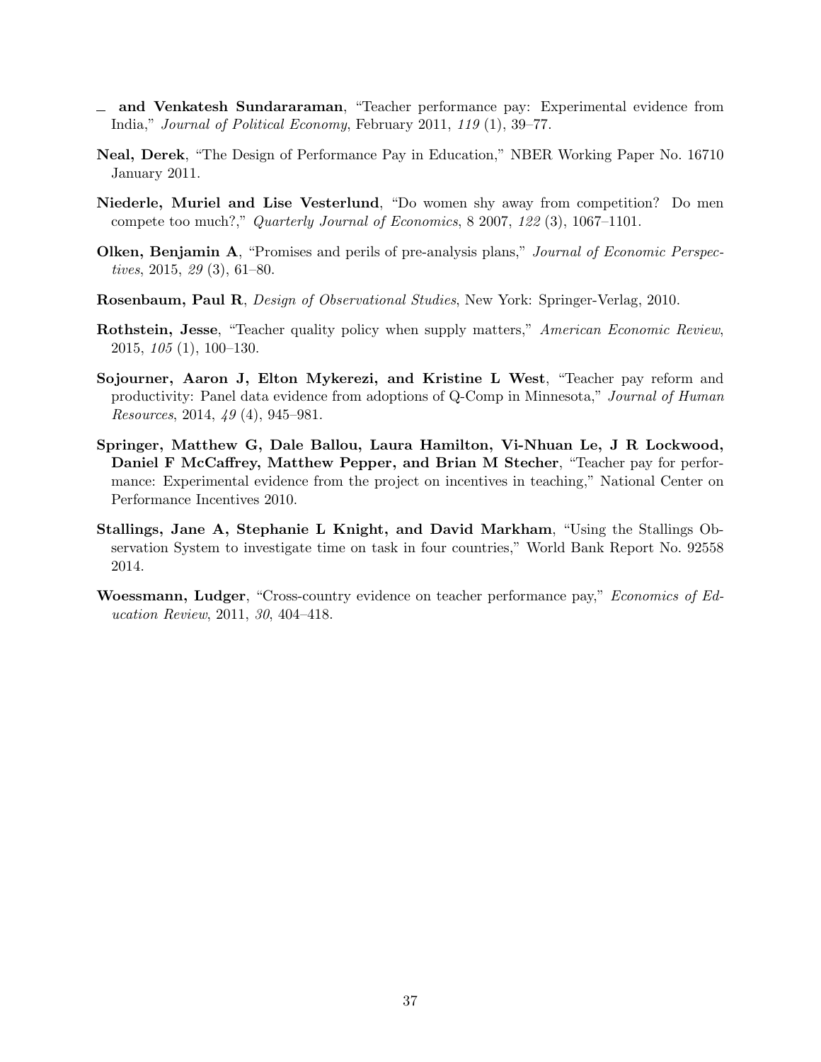— **and Venkatesh Sundararaman**, "Teacher performance pay: Experimental evidence from India," *Journal of Political Economy*, February 2011, *119* (1), 39–77.

**Neal, Derek**, "The Design of Performance Pay in Education," NBER Working Paper No. 16710 January 2011.

**Niederle, Muriel and Lise Vesterlund**, "Do women shy away from competition? Do men compete too much?," *Quarterly Journal of Economics*, 8 2007, *122* (3), 1067–1101.

**Olken, Benjamin A**, "Promises and perils of pre-analysis plans," *Journal of Economic Perspectives*, 2015, *29* (3), 61–80.

**Rosenbaum, Paul R**, *Design of Observational Studies*, New York: Springer-Verlag, 2010.

**Rothstein, Jesse**, "Teacher quality policy when supply matters," *American Economic Review*, 2015, *105* (1), 100–130.

**Sojourner, Aaron J, Elton Mykerezi, and Kristine L West**, "Teacher pay reform and productivity: Panel data evidence from adoptions of Q-Comp in Minnesota," *Journal of Human Resources*, 2014, *49* (4), 945–981.

**Springer, Matthew G, Dale Ballou, Laura Hamilton, Vi-Nhuan Le, J R Lockwood, Daniel F McCaffrey, Matthew Pepper, and Brian M Stecher**, "Teacher pay for performance: Experimental evidence from the project on incentives in teaching," National Center on Performance Incentives 2010.

**Stallings, Jane A, Stephanie L Knight, and David Markham**, "Using the Stallings Observation System to investigate time on task in four countries," World Bank Report No. 92558 2014.

**Woessmann, Ludger**, "Cross-country evidence on teacher performance pay," *Economics of Education Review*, 2011, *30*, 404–418.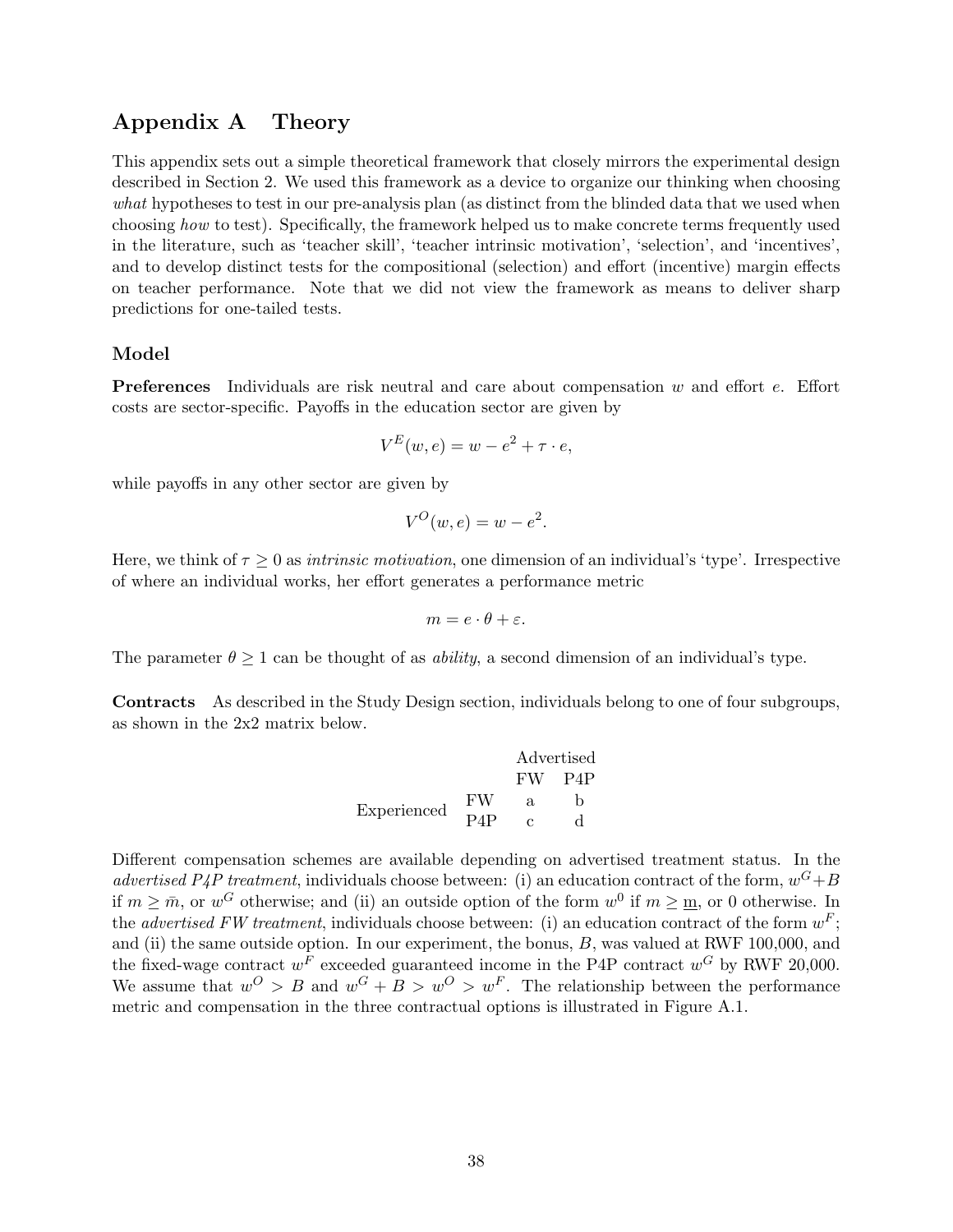# Appendix A Theory

This appendix sets out a simple theoretical framework that closely mirrors the experimental design described in Section 2. We used this framework as a device to organize our thinking when choosing *what* hypotheses to test in our pre-analysis plan (as distinct from the blinded data that we used when choosing *how* to test). Specifically, the framework helped us to make concrete terms frequently used in the literature, such as 'teacher skill', 'teacher intrinsic motivation', 'selection', and 'incentives', and to develop distinct tests for the compositional (selection) and effort (incentive) margin effects on teacher performance. Note that we did not view the framework as means to deliver sharp predictions for one-tailed tests.

### Model

**Preferences** Individuals are risk neutral and care about compensation $w$ and effort $e$. Effort costs are sector-specific. Payoffs in the education sector are given by

$$V^E(w, e) = w - e^2 + \tau \cdot e,$$

while payoffs in any other sector are given by

$$V^O(w, e) = w - e^2.$$

Here, we think of $\tau \geq 0$ as *intrinsic motivation*, one dimension of an individual's 'type'. Irrespective of where an individual works, her effort generates a performance metric

$$m = e \cdot \theta + \varepsilon.$$

The parameter $\theta \geq 1$ can be thought of as *ability*, a second dimension of an individual's type.

**Contracts** As described in the Study Design section, individuals belong to one of four subgroups, as shown in the 2x2 matrix below.

| | | Advertised | |
|---|---|---|---|
| | | FW | P4P |
| Experienced | FW | a | b |
| | P4P | c | d |

Different compensation schemes are available depending on advertised treatment status. In the *advertised P4P treatment*, individuals choose between: (i) an education contract of the form, $w^G + B$ if $m \geq \bar{m}$, or $w^G$ otherwise; and (ii) an outside option of the form $w^0$ if $m \geq \underline{m}$, or 0 otherwise. In the *advertised FW treatment*, individuals choose between: (i) an education contract of the form $w^F$; and (ii) the same outside option. In our experiment, the bonus, $B$, was valued at RWF 100,000, and the fixed-wage contract $w^F$ exceeded guaranteed income in the P4P contract $w^G$ by RWF 20,000. We assume that $w^O > B$ and $w^G + B > w^O > w^F$. The relationship between the performance metric and compensation in the three contractual options is illustrated in Figure A.1.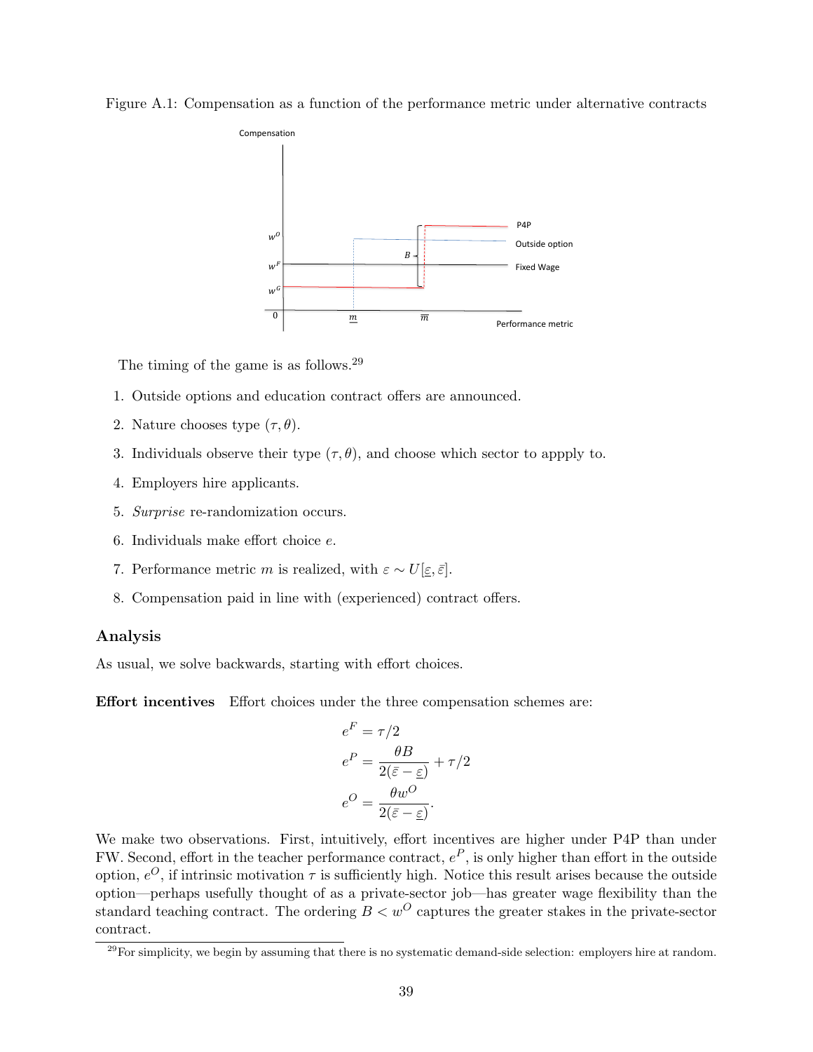Figure A.1: Compensation as a function of the performance metric under alternative contracts

The timing of the game is as follows.[29]

1. Outside options and education contract offers are announced.
2. Nature chooses type $(\tau, \theta)$.
3. Individuals observe their type $(\tau, \theta)$, and choose which sector to appply to.
4. Employers hire applicants.
5. *Surprise* re-randomization occurs.
6. Individuals make effort choice $e$.
7. Performance metric $m$ is realized, with $\varepsilon \sim U[\underline{\varepsilon}, \bar{\varepsilon}]$.
8. Compensation paid in line with (experienced) contract offers.

## Analysis

As usual, we solve backwards, starting with effort choices.

**Effort incentives** Effort choices under the three compensation schemes are:

$$e^F = \tau/2$$

$$e^P = \frac{\theta B}{2(\bar{\varepsilon} - \underline{\varepsilon})} + \tau/2$$

$$e^O = \frac{\theta w^O}{2(\bar{\varepsilon} - \underline{\varepsilon})}.$$

We make two observations. First, intuitively, effort incentives are higher under P4P than under FW. Second, effort in the teacher performance contract, $e^P$, is only higher than effort in the outside option, $e^O$, if intrinsic motivation $\tau$ is sufficiently high. Notice this result arises because the outside option—perhaps usefully thought of as a private-sector job—has greater wage flexibility than the standard teaching contract. The ordering $B < w^O$ captures the greater stakes in the private-sector contract.

[29] For simplicity, we begin by assuming that there is no systematic demand-side selection: employers hire at random.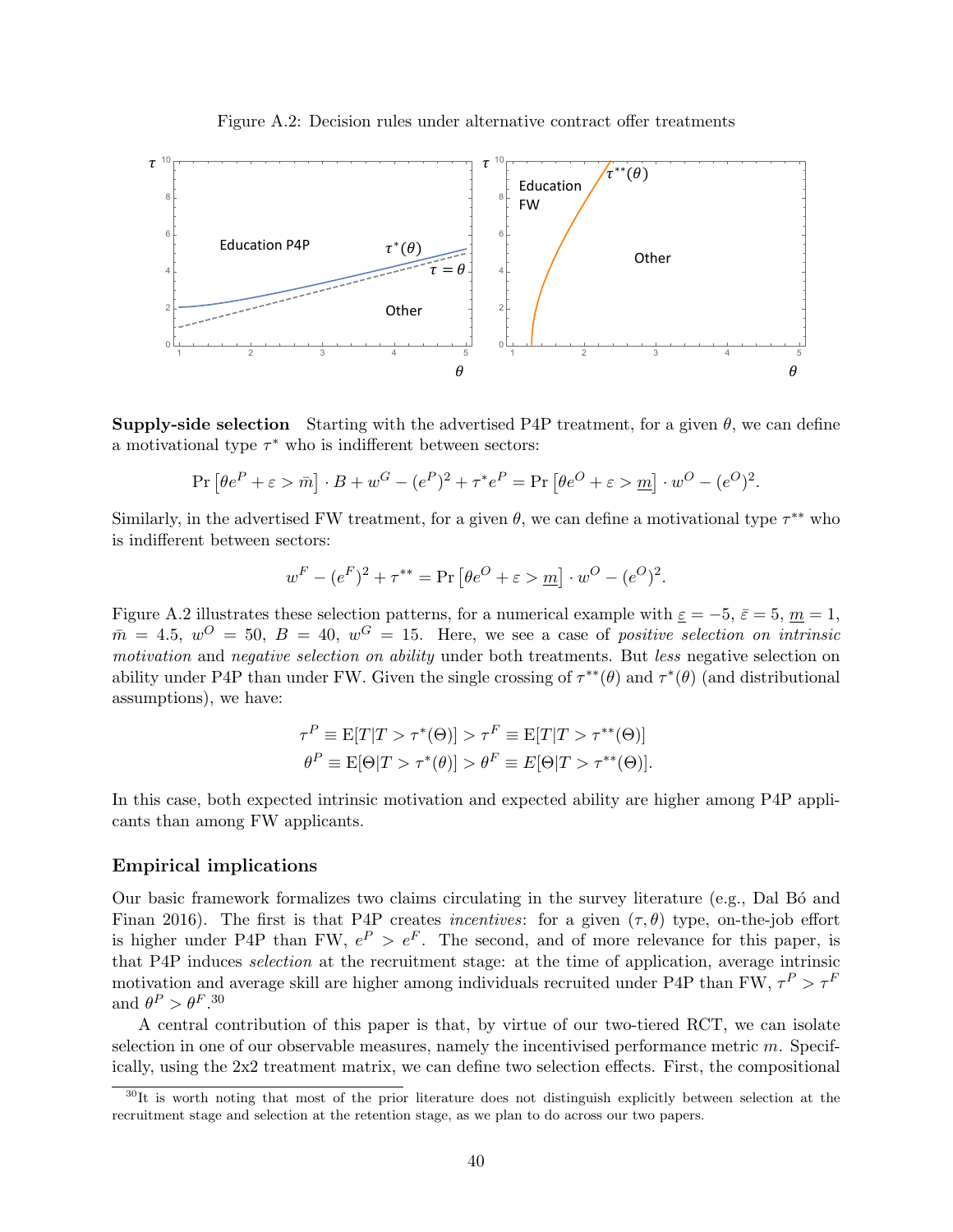Figure A.2: Decision rules under alternative contract offer treatments

**Supply-side selection** Starting with the advertised P4P treatment, for a given $\theta$, we can define a motivational type $\tau^*$ who is indifferent between sectors:

$$\Pr\left[\theta e^P + \varepsilon > \bar{m}\right] \cdot B + w^G - (e^P)^2 + \tau^* e^P = \Pr\left[\theta e^O + \varepsilon > \underline{m}\right] \cdot w^O - (e^O)^2.$$

Similarly, in the advertised FW treatment, for a given $\theta$, we can define a motivational type $\tau^{**}$ who is indifferent between sectors:

$$w^F - (e^F)^2 + \tau^{**} = \Pr\left[\theta e^O + \varepsilon > \underline{m}\right] \cdot w^O - (e^O)^2.$$

Figure A.2 illustrates these selection patterns, for a numerical example with $\underline{\varepsilon} = -5$, $\bar{\varepsilon} = 5$, $\underline{m} = 1$, $\bar{m} = 4.5$, $w^O = 50$, $B = 40$, $w^G = 15$. Here, we see a case of *positive selection on intrinsic motivation* and *negative selection on ability* under both treatments. But *less* negative selection on ability under P4P than under FW. Given the single crossing of $\tau^{**}(\theta)$ and $\tau^*(\theta)$ (and distributional assumptions), we have:

$$\tau^P \equiv \mathrm{E}[T|T > \tau^*(\Theta)] > \tau^F \equiv \mathrm{E}[T|T > \tau^{**}(\Theta)]$$
$$\theta^P \equiv \mathrm{E}[\Theta|T > \tau^*(\theta)] > \theta^F \equiv E[\Theta|T > \tau^{**}(\Theta)].$$

In this case, both expected intrinsic motivation and expected ability are higher among P4P applicants than among FW applicants.

## Empirical implications

Our basic framework formalizes two claims circulating in the survey literature (e.g., Dal Bó and Finan 2016). The first is that P4P creates *incentives*: for a given $(\tau, \theta)$ type, on-the-job effort is higher under P4P than FW, $e^P > e^F$. The second, and of more relevance for this paper, is that P4P induces *selection* at the recruitment stage: at the time of application, average intrinsic motivation and average skill are higher among individuals recruited under P4P than FW, $\tau^P > \tau^F$ and $\theta^P > \theta^F$.[30]

A central contribution of this paper is that, by virtue of our two-tiered RCT, we can isolate selection in one of our observable measures, namely the incentivised performance metric $m$. Specifically, using the 2x2 treatment matrix, we can define two selection effects. First, the compositional

[30] It is worth noting that most of the prior literature does not distinguish explicitly between selection at the recruitment stage and selection at the retention stage, as we plan to do across our two papers.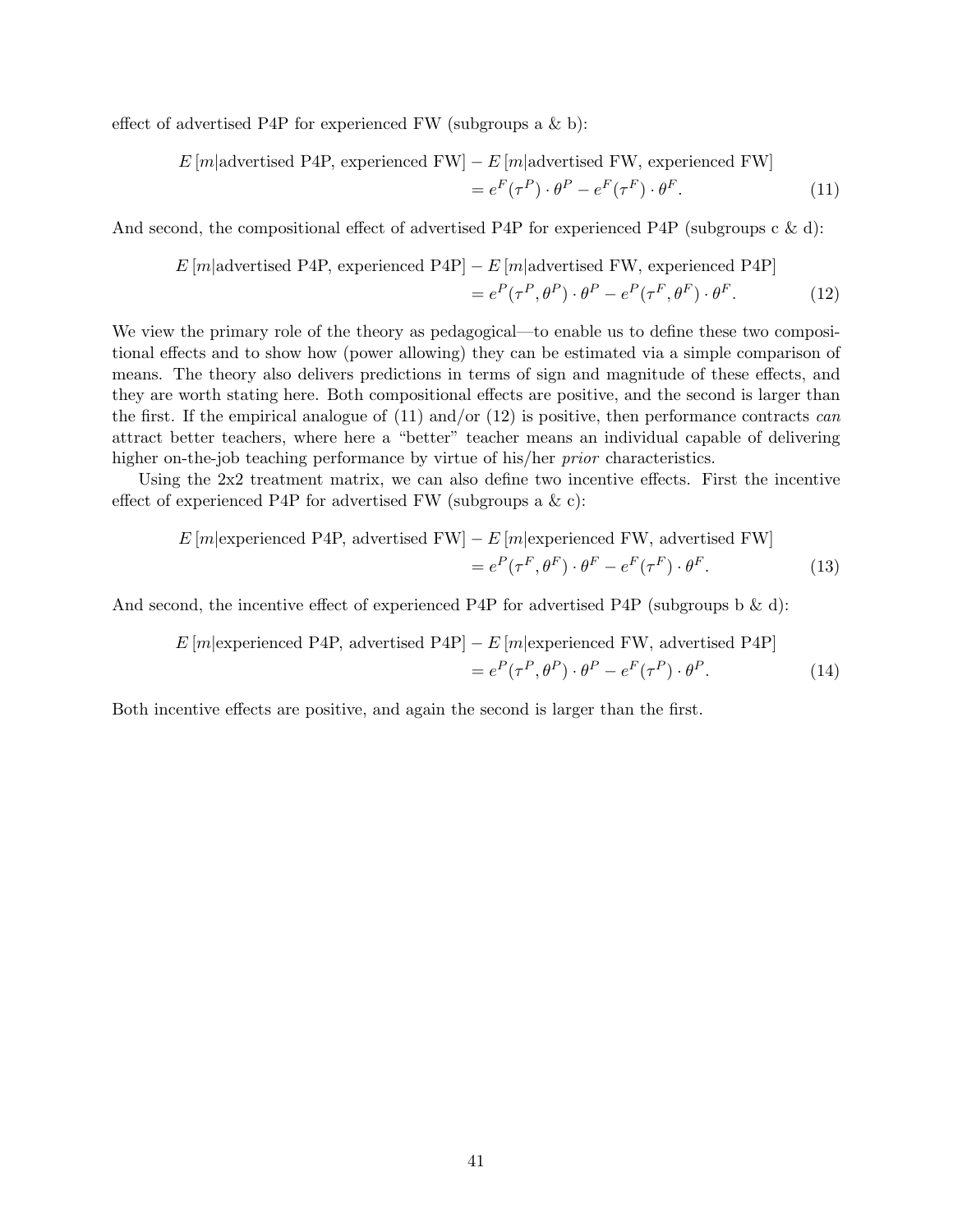effect of advertised P4P for experienced FW (subgroups a & b):

$$
\begin{aligned}
E\left[m|\text{advertised P4P, experienced FW}\right] &- E\left[m|\text{advertised FW, experienced FW}\right] \\
&= e^F(\tau^P)\cdot\theta^P - e^F(\tau^F)\cdot\theta^F. \qquad (11)
\end{aligned}
$$

And second, the compositional effect of advertised P4P for experienced P4P (subgroups c & d):

$$
\begin{aligned}
E\left[m|\text{advertised P4P, experienced P4P}\right] &- E\left[m|\text{advertised FW, experienced P4P}\right] \\
&= e^P(\tau^P,\theta^P)\cdot\theta^P - e^P(\tau^F,\theta^F)\cdot\theta^F. \qquad (12)
\end{aligned}
$$

We view the primary role of the theory as pedagogical—to enable us to define these two compositional effects and to show how (power allowing) they can be estimated via a simple comparison of means. The theory also delivers predictions in terms of sign and magnitude of these effects, and they are worth stating here. Both compositional effects are positive, and the second is larger than the first. If the empirical analogue of (11) and/or (12) is positive, then performance contracts *can* attract better teachers, where here a "better" teacher means an individual capable of delivering higher on-the-job teaching performance by virtue of his/her *prior* characteristics.

Using the 2x2 treatment matrix, we can also define two incentive effects. First the incentive effect of experienced P4P for advertised FW (subgroups a & c):

$$
\begin{aligned}
E\left[m|\text{experienced P4P, advertised FW}\right] &- E\left[m|\text{experienced FW, advertised FW}\right] \\
&= e^P(\tau^F,\theta^F)\cdot\theta^F - e^F(\tau^F)\cdot\theta^F. \qquad (13)
\end{aligned}
$$

And second, the incentive effect of experienced P4P for advertised P4P (subgroups b & d):

$$
\begin{aligned}
E\left[m|\text{experienced P4P, advertised P4P}\right] &- E\left[m|\text{experienced FW, advertised P4P}\right] \\
&= e^P(\tau^P,\theta^P)\cdot\theta^P - e^F(\tau^P)\cdot\theta^P. \qquad (14)
\end{aligned}
$$

Both incentive effects are positive, and again the second is larger than the first.